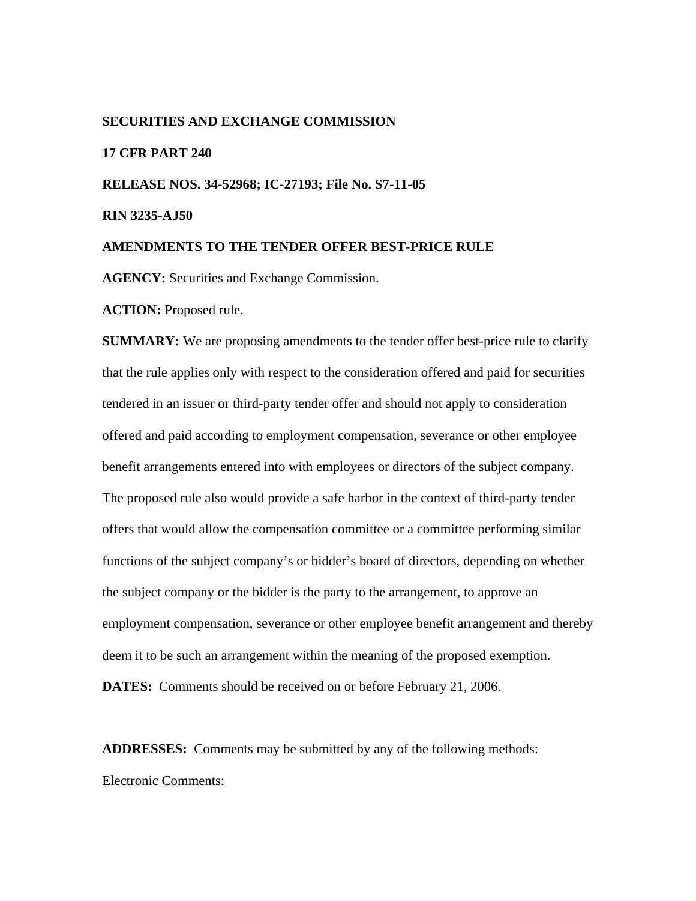**SECURITIES AND EXCHANGE COMMISSION**

**17 CFR PART 240**

**RELEASE NOS. 34-52968; IC-27193; File No. S7-11-05**

**RIN 3235-AJ50**

**AMENDMENTS TO THE TENDER OFFER BEST-PRICE RULE**

**AGENCY:** Securities and Exchange Commission.

**ACTION:** Proposed rule.

**SUMMARY:** We are proposing amendments to the tender offer best-price rule to clarify that the rule applies only with respect to the consideration offered and paid for securities tendered in an issuer or third-party tender offer and should not apply to consideration offered and paid according to employment compensation, severance or other employee benefit arrangements entered into with employees or directors of the subject company. The proposed rule also would provide a safe harbor in the context of third-party tender offers that would allow the compensation committee or a committee performing similar functions of the subject company's or bidder's board of directors, depending on whether the subject company or the bidder is the party to the arrangement, to approve an employment compensation, severance or other employee benefit arrangement and thereby deem it to be such an arrangement within the meaning of the proposed exemption.

**DATES:** Comments should be received on or before February 21, 2006.

**ADDRESSES:** Comments may be submitted by any of the following methods:

Electronic Comments: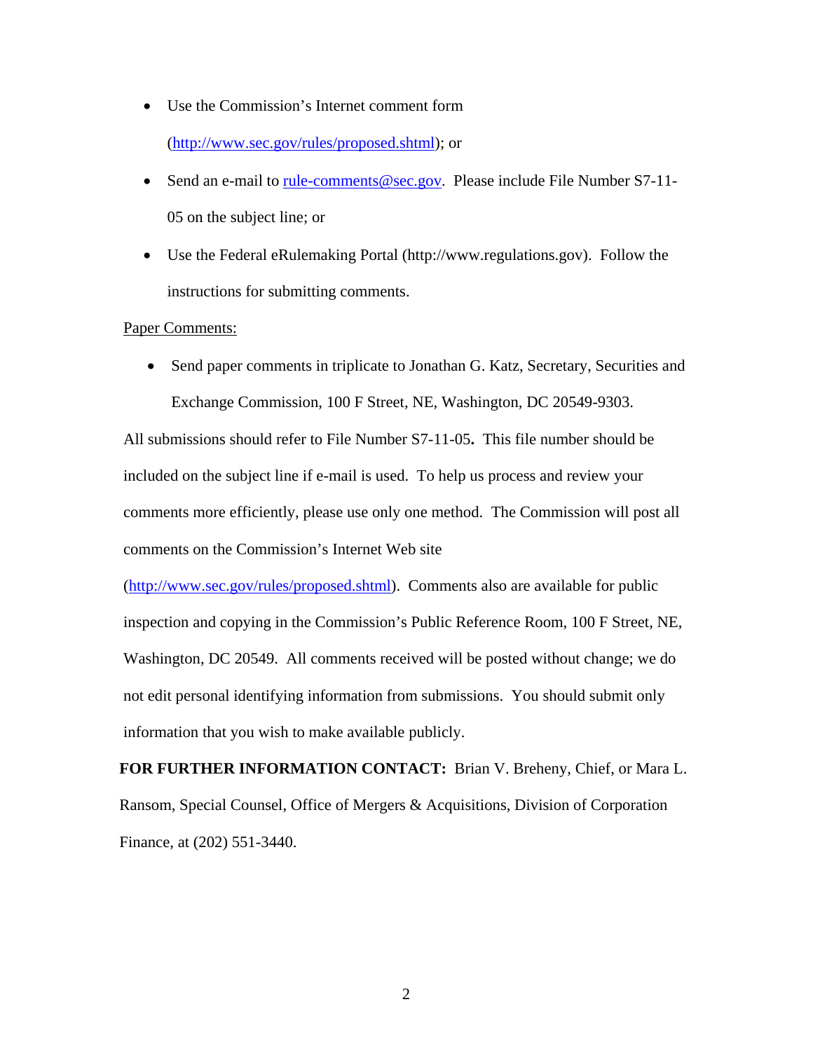- Use the Commission's Internet comment form (http://www.sec.gov/rules/proposed.shtml); or
- Send an e-mail to rule-comments@sec.gov. Please include File Number S7-11-05 on the subject line; or
- Use the Federal eRulemaking Portal (http://www.regulations.gov). Follow the instructions for submitting comments.

Paper Comments:

- Send paper comments in triplicate to Jonathan G. Katz, Secretary, Securities and Exchange Commission, 100 F Street, NE, Washington, DC 20549-9303.

All submissions should refer to File Number S7-11-05**.** This file number should be included on the subject line if e-mail is used. To help us process and review your comments more efficiently, please use only one method. The Commission will post all comments on the Commission's Internet Web site (http://www.sec.gov/rules/proposed.shtml). Comments also are available for public inspection and copying in the Commission's Public Reference Room, 100 F Street, NE, Washington, DC 20549. All comments received will be posted without change; we do not edit personal identifying information from submissions. You should submit only information that you wish to make available publicly.

**FOR FURTHER INFORMATION CONTACT:** Brian V. Breheny, Chief, or Mara L. Ransom, Special Counsel, Office of Mergers & Acquisitions, Division of Corporation Finance, at (202) 551-3440.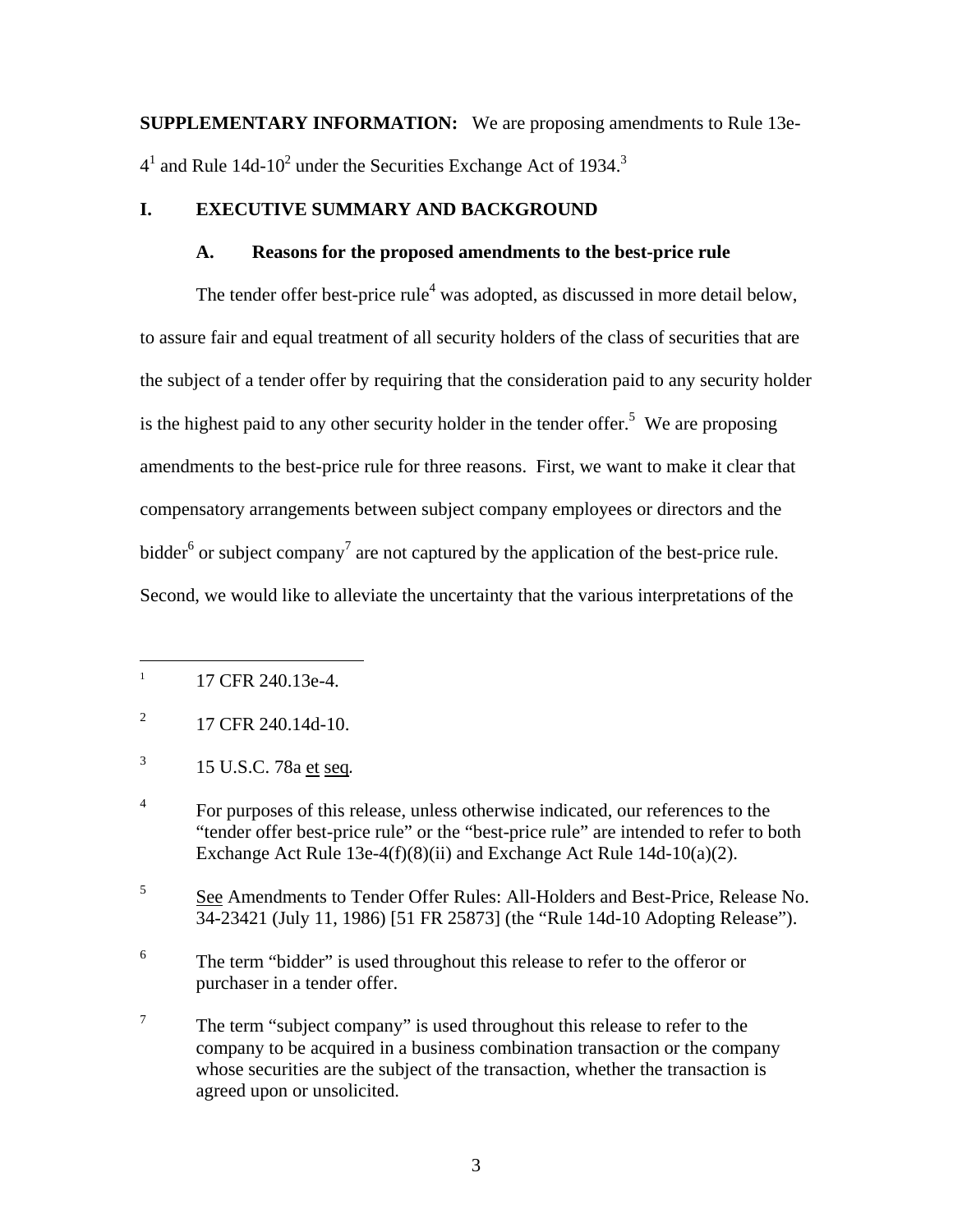**SUPPLEMENTARY INFORMATION:** We are proposing amendments to Rule 13e-4[1] and Rule 14d-10[2] under the Securities Exchange Act of 1934.[3]

## I. EXECUTIVE SUMMARY AND BACKGROUND

### A. Reasons for the proposed amendments to the best-price rule

The tender offer best-price rule[4] was adopted, as discussed in more detail below, to assure fair and equal treatment of all security holders of the class of securities that are the subject of a tender offer by requiring that the consideration paid to any security holder is the highest paid to any other security holder in the tender offer.[5] We are proposing amendments to the best-price rule for three reasons. First, we want to make it clear that compensatory arrangements between subject company employees or directors and the bidder[6] or subject company[7] are not captured by the application of the best-price rule. Second, we would like to alleviate the uncertainty that the various interpretations of the

---

[1] 17 CFR 240.13e-4.

[2] 17 CFR 240.14d-10.

[3] 15 U.S.C. 78a et seq.

[4] For purposes of this release, unless otherwise indicated, our references to the "tender offer best-price rule" or the "best-price rule" are intended to refer to both Exchange Act Rule 13e-4(f)(8)(ii) and Exchange Act Rule 14d-10(a)(2).

[5] See Amendments to Tender Offer Rules: All-Holders and Best-Price, Release No. 34-23421 (July 11, 1986) [51 FR 25873] (the "Rule 14d-10 Adopting Release").

[6] The term "bidder" is used throughout this release to refer to the offeror or purchaser in a tender offer.

[7] The term "subject company" is used throughout this release to refer to the company to be acquired in a business combination transaction or the company whose securities are the subject of the transaction, whether the transaction is agreed upon or unsolicited.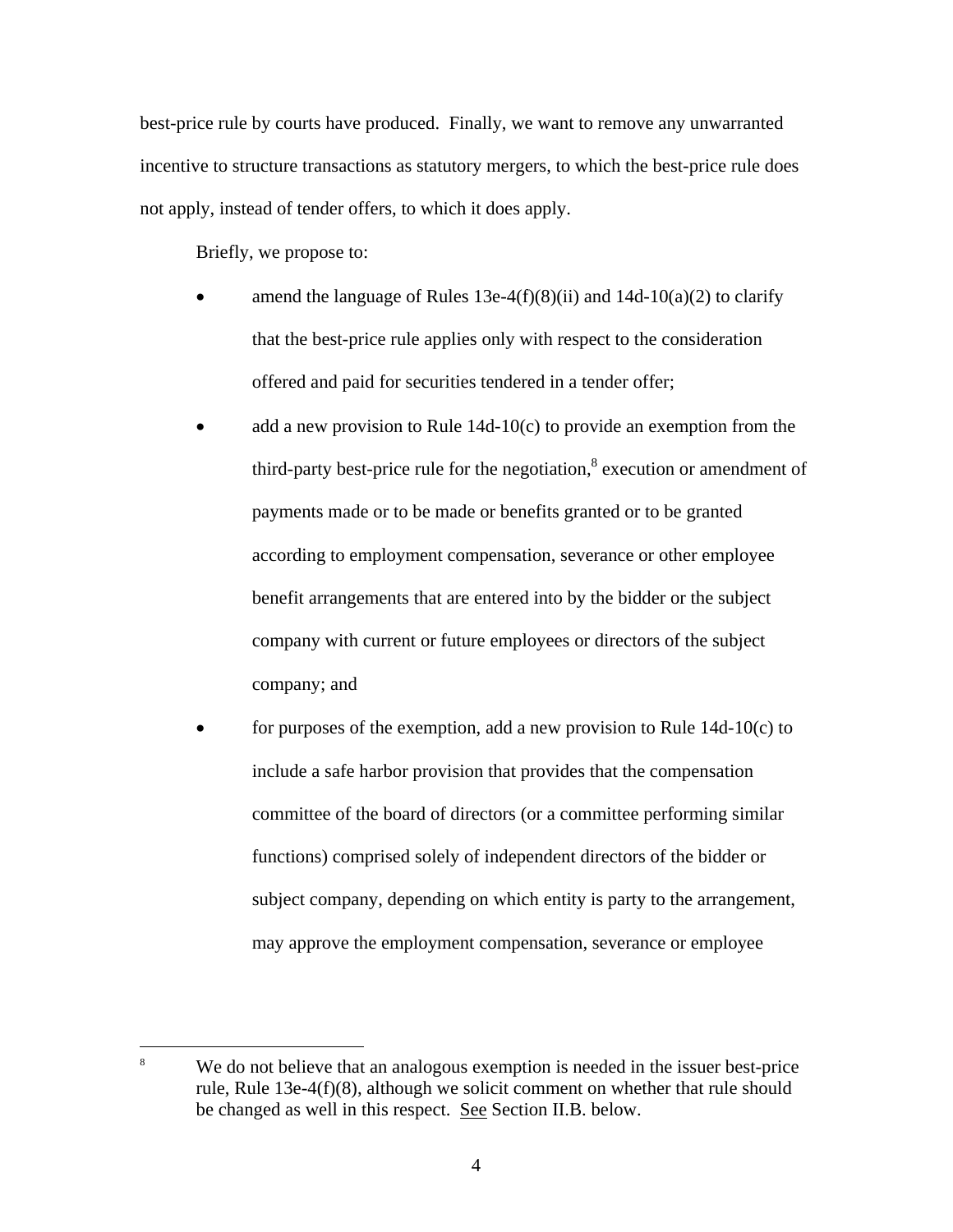best-price rule by courts have produced. Finally, we want to remove any unwarranted incentive to structure transactions as statutory mergers, to which the best-price rule does not apply, instead of tender offers, to which it does apply.

Briefly, we propose to:

- amend the language of Rules 13e-4(f)(8)(ii) and 14d-10(a)(2) to clarify that the best-price rule applies only with respect to the consideration offered and paid for securities tendered in a tender offer;
- add a new provision to Rule 14d-10(c) to provide an exemption from the third-party best-price rule for the negotiation,[8] execution or amendment of payments made or to be made or benefits granted or to be granted according to employment compensation, severance or other employee benefit arrangements that are entered into by the bidder or the subject company with current or future employees or directors of the subject company; and
- for purposes of the exemption, add a new provision to Rule 14d-10(c) to include a safe harbor provision that provides that the compensation committee of the board of directors (or a committee performing similar functions) comprised solely of independent directors of the bidder or subject company, depending on which entity is party to the arrangement, may approve the employment compensation, severance or employee

---

[8] We do not believe that an analogous exemption is needed in the issuer best-price rule, Rule 13e-4(f)(8), although we solicit comment on whether that rule should be changed as well in this respect. See Section II.B. below.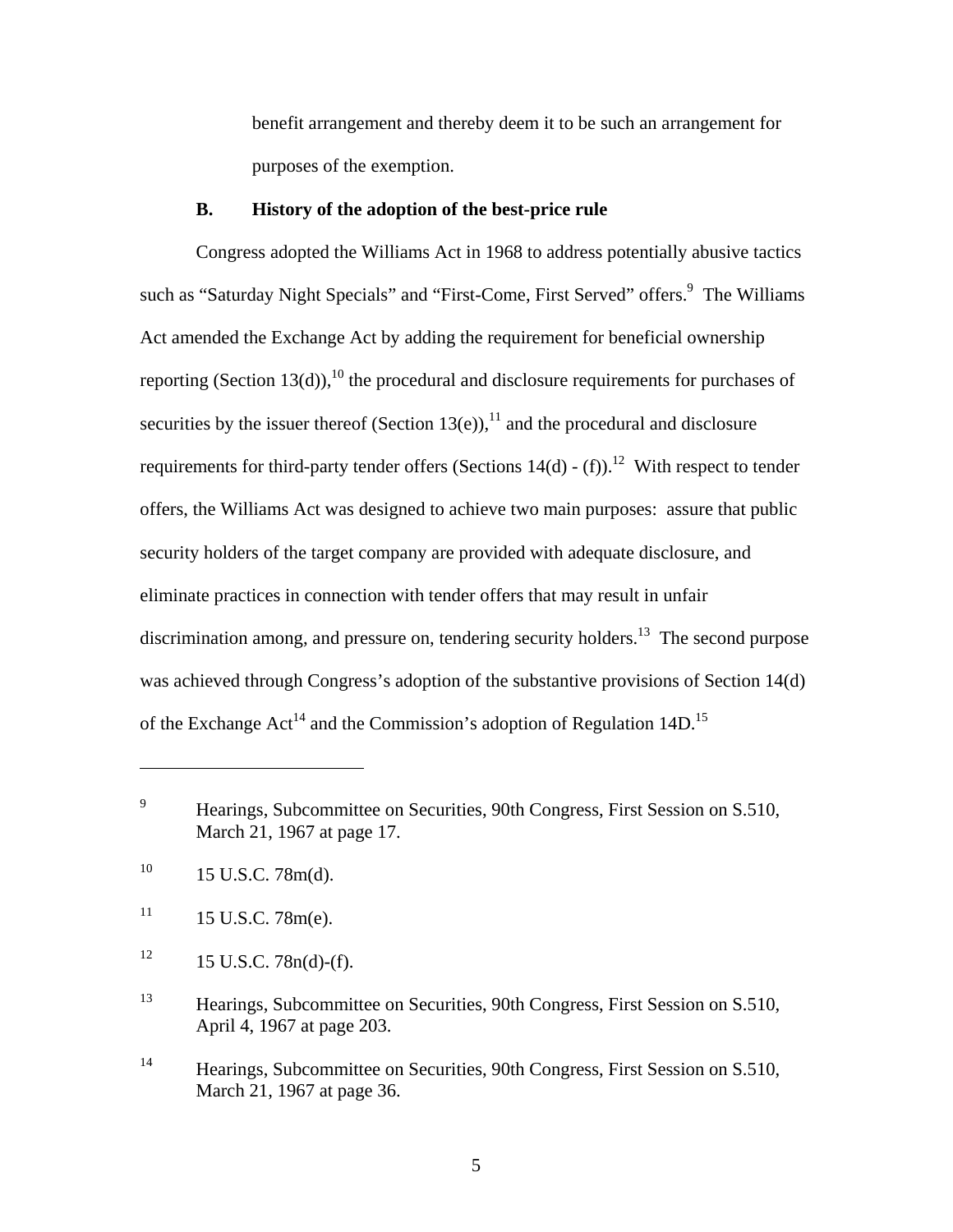benefit arrangement and thereby deem it to be such an arrangement for purposes of the exemption.

### B. History of the adoption of the best-price rule

Congress adopted the Williams Act in 1968 to address potentially abusive tactics such as "Saturday Night Specials" and "First-Come, First Served" offers.[9] The Williams Act amended the Exchange Act by adding the requirement for beneficial ownership reporting (Section 13(d)),[10] the procedural and disclosure requirements for purchases of securities by the issuer thereof (Section 13(e)),[11] and the procedural and disclosure requirements for third-party tender offers (Sections 14(d) - (f)).[12] With respect to tender offers, the Williams Act was designed to achieve two main purposes: assure that public security holders of the target company are provided with adequate disclosure, and eliminate practices in connection with tender offers that may result in unfair discrimination among, and pressure on, tendering security holders.[13] The second purpose was achieved through Congress's adoption of the substantive provisions of Section 14(d) of the Exchange Act[14] and the Commission's adoption of Regulation 14D.[15]

---

[9] Hearings, Subcommittee on Securities, 90th Congress, First Session on S.510, March 21, 1967 at page 17.

[10] 15 U.S.C. 78m(d).

[11] 15 U.S.C. 78m(e).

[12] 15 U.S.C. 78n(d)-(f).

[13] Hearings, Subcommittee on Securities, 90th Congress, First Session on S.510, April 4, 1967 at page 203.

[14] Hearings, Subcommittee on Securities, 90th Congress, First Session on S.510, March 21, 1967 at page 36.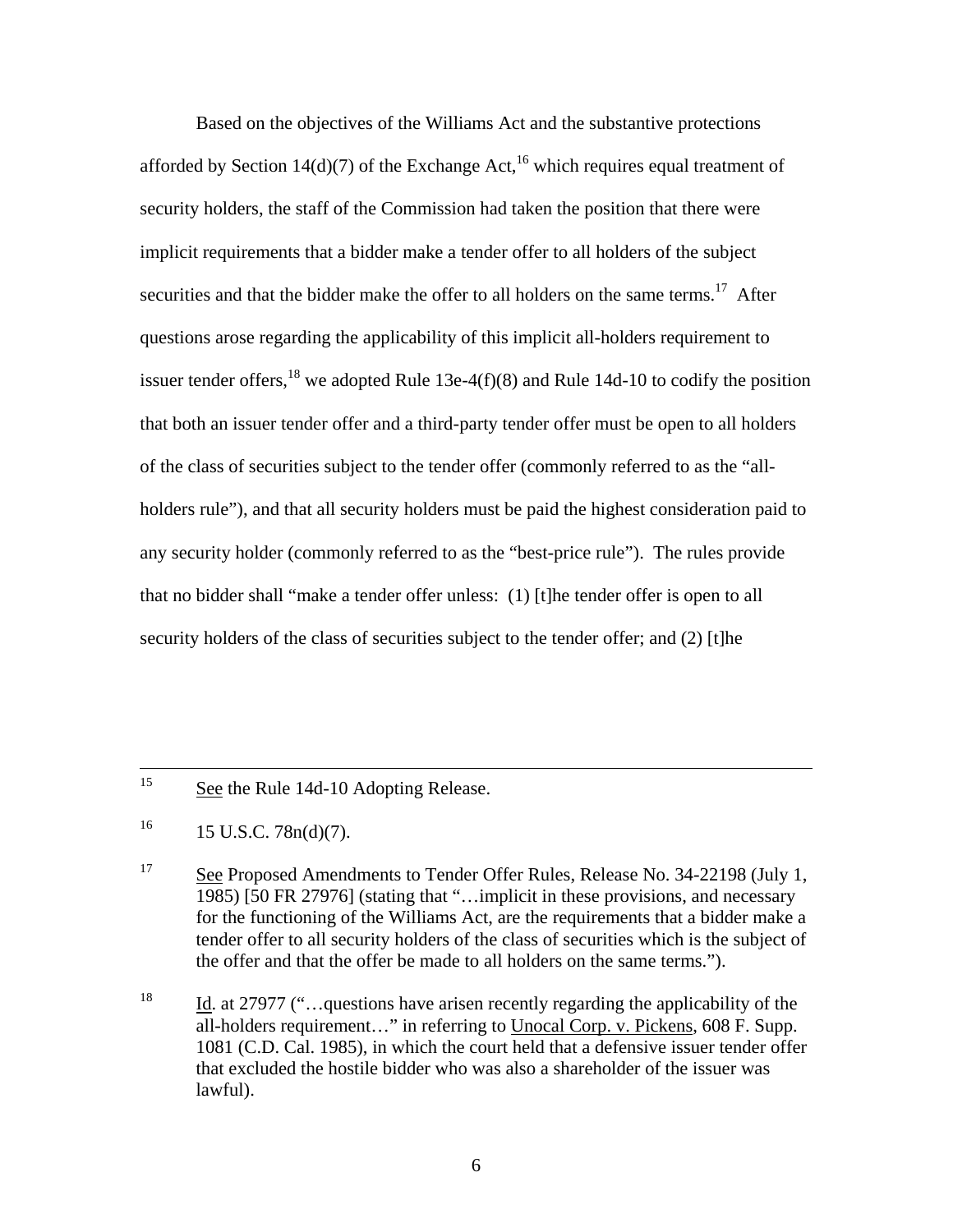Based on the objectives of the Williams Act and the substantive protections afforded by Section 14(d)(7) of the Exchange Act,[16] which requires equal treatment of security holders, the staff of the Commission had taken the position that there were implicit requirements that a bidder make a tender offer to all holders of the subject securities and that the bidder make the offer to all holders on the same terms.[17] After questions arose regarding the applicability of this implicit all-holders requirement to issuer tender offers,[18] we adopted Rule 13e-4(f)(8) and Rule 14d-10 to codify the position that both an issuer tender offer and a third-party tender offer must be open to all holders of the class of securities subject to the tender offer (commonly referred to as the "all-holders rule"), and that all security holders must be paid the highest consideration paid to any security holder (commonly referred to as the "best-price rule"). The rules provide that no bidder shall "make a tender offer unless: (1) [t]he tender offer is open to all security holders of the class of securities subject to the tender offer; and (2) [t]he

---

[15] See the Rule 14d-10 Adopting Release.

[16] 15 U.S.C. 78n(d)(7).

[17] See Proposed Amendments to Tender Offer Rules, Release No. 34-22198 (July 1, 1985) [50 FR 27976] (stating that "…implicit in these provisions, and necessary for the functioning of the Williams Act, are the requirements that a bidder make a tender offer to all security holders of the class of securities which is the subject of the offer and that the offer be made to all holders on the same terms.").

[18] Id. at 27977 ("…questions have arisen recently regarding the applicability of the all-holders requirement…" in referring to Unocal Corp. v. Pickens, 608 F. Supp. 1081 (C.D. Cal. 1985), in which the court held that a defensive issuer tender offer that excluded the hostile bidder who was also a shareholder of the issuer was lawful).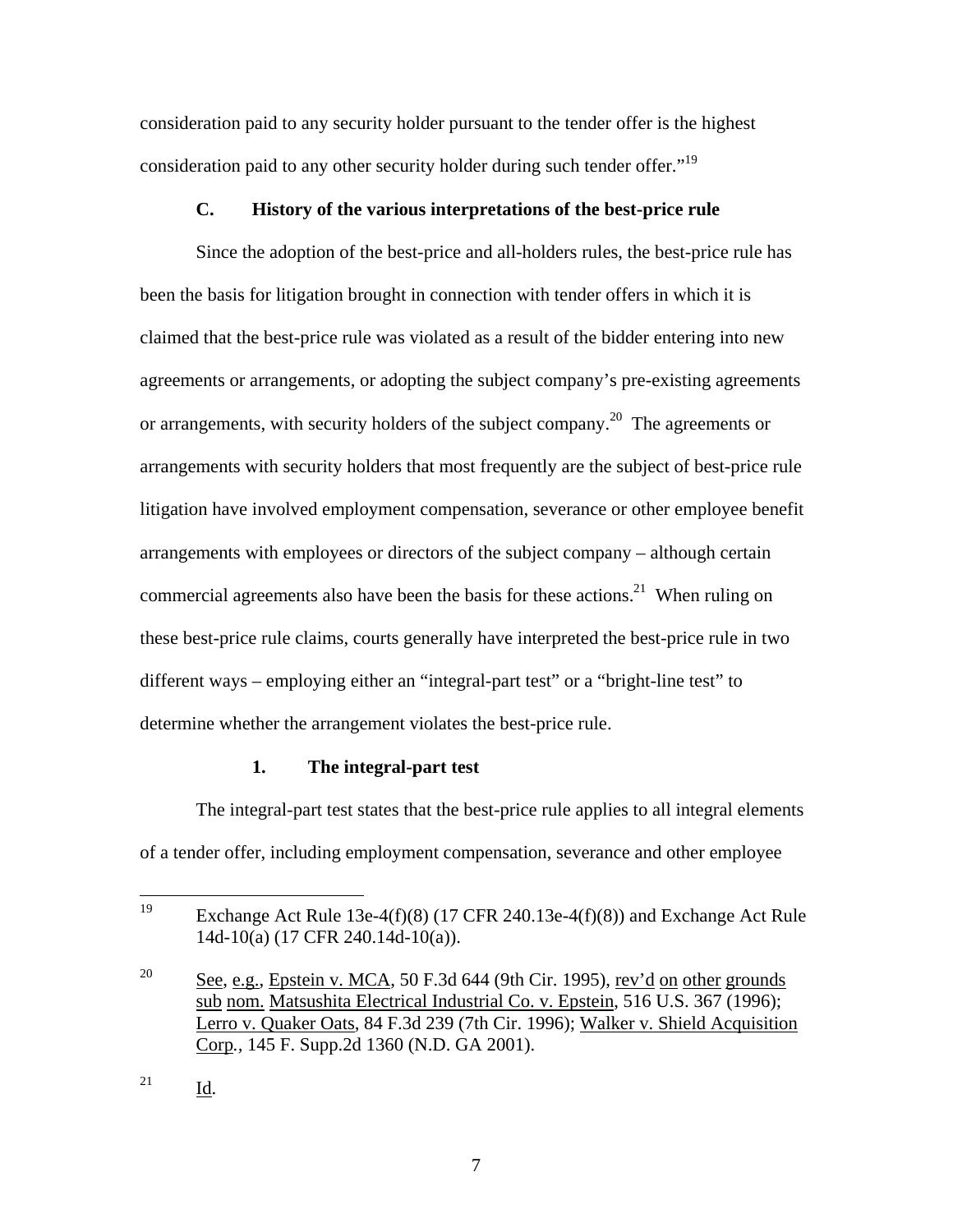consideration paid to any security holder pursuant to the tender offer is the highest consideration paid to any other security holder during such tender offer."[19]

### C. History of the various interpretations of the best-price rule

Since the adoption of the best-price and all-holders rules, the best-price rule has been the basis for litigation brought in connection with tender offers in which it is claimed that the best-price rule was violated as a result of the bidder entering into new agreements or arrangements, or adopting the subject company's pre-existing agreements or arrangements, with security holders of the subject company.[20] The agreements or arrangements with security holders that most frequently are the subject of best-price rule litigation have involved employment compensation, severance or other employee benefit arrangements with employees or directors of the subject company – although certain commercial agreements also have been the basis for these actions.[21] When ruling on these best-price rule claims, courts generally have interpreted the best-price rule in two different ways – employing either an "integral-part test" or a "bright-line test" to determine whether the arrangement violates the best-price rule.

#### 1. The integral-part test

The integral-part test states that the best-price rule applies to all integral elements of a tender offer, including employment compensation, severance and other employee

---

[19] Exchange Act Rule 13e-4(f)(8) (17 CFR 240.13e-4(f)(8)) and Exchange Act Rule 14d-10(a) (17 CFR 240.14d-10(a)).

[20] See, e.g., Epstein v. MCA, 50 F.3d 644 (9th Cir. 1995), rev'd on other grounds sub nom. Matsushita Electrical Industrial Co. v. Epstein, 516 U.S. 367 (1996); Lerro v. Quaker Oats, 84 F.3d 239 (7th Cir. 1996); Walker v. Shield Acquisition Corp., 145 F. Supp.2d 1360 (N.D. GA 2001).

[21] Id.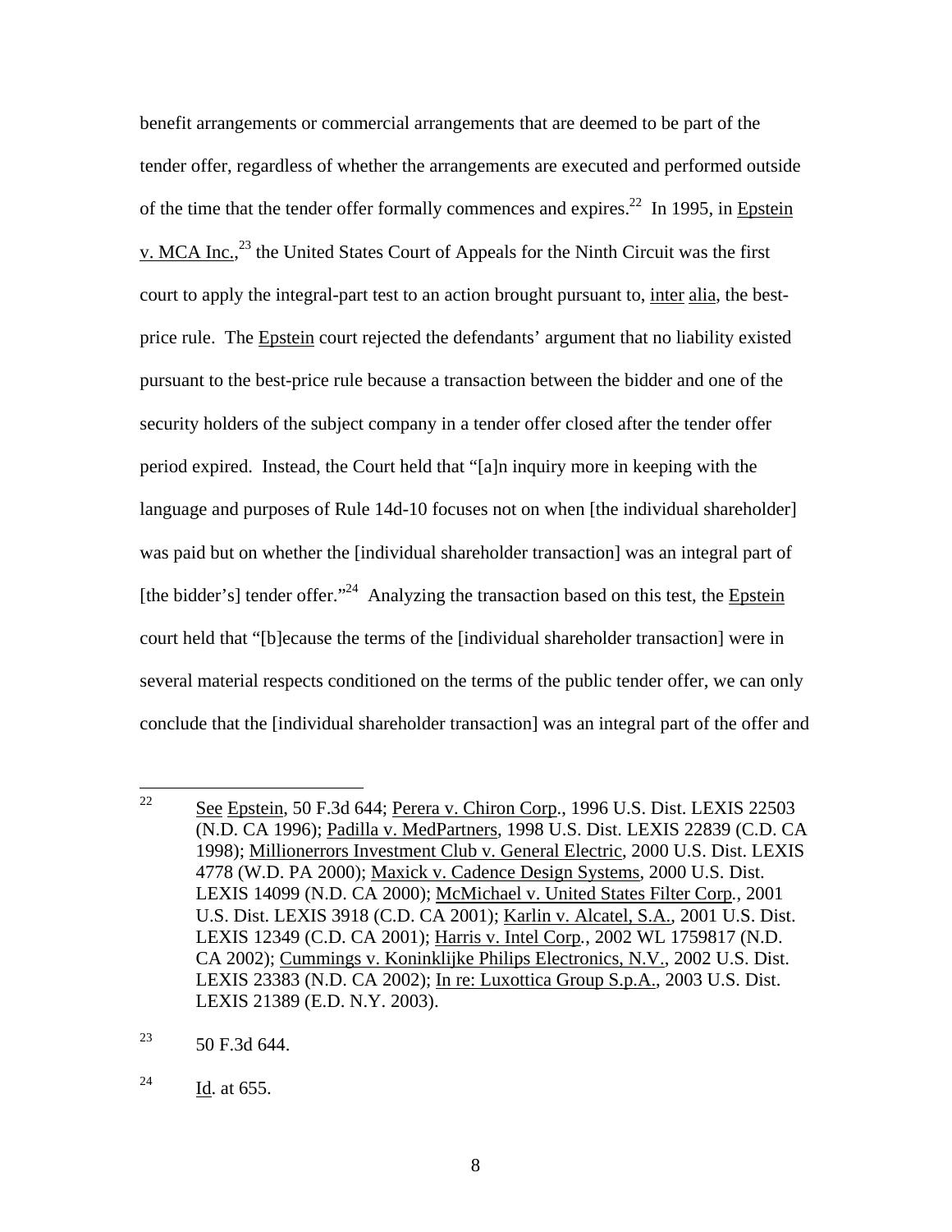benefit arrangements or commercial arrangements that are deemed to be part of the tender offer, regardless of whether the arrangements are executed and performed outside of the time that the tender offer formally commences and expires.[22] In 1995, in Epstein v. MCA Inc.,[23] the United States Court of Appeals for the Ninth Circuit was the first court to apply the integral-part test to an action brought pursuant to, inter alia, the best-price rule. The Epstein court rejected the defendants' argument that no liability existed pursuant to the best-price rule because a transaction between the bidder and one of the security holders of the subject company in a tender offer closed after the tender offer period expired. Instead, the Court held that "[a]n inquiry more in keeping with the language and purposes of Rule 14d-10 focuses not on when [the individual shareholder] was paid but on whether the [individual shareholder transaction] was an integral part of [the bidder's] tender offer."[24] Analyzing the transaction based on this test, the Epstein court held that "[b]ecause the terms of the [individual shareholder transaction] were in several material respects conditioned on the terms of the public tender offer, we can only conclude that the [individual shareholder transaction] was an integral part of the offer and

---

[22] See Epstein, 50 F.3d 644; Perera v. Chiron Corp., 1996 U.S. Dist. LEXIS 22503 (N.D. CA 1996); Padilla v. MedPartners, 1998 U.S. Dist. LEXIS 22839 (C.D. CA 1998); Millionerrors Investment Club v. General Electric, 2000 U.S. Dist. LEXIS 4778 (W.D. PA 2000); Maxick v. Cadence Design Systems, 2000 U.S. Dist. LEXIS 14099 (N.D. CA 2000); McMichael v. United States Filter Corp., 2001 U.S. Dist. LEXIS 3918 (C.D. CA 2001); Karlin v. Alcatel, S.A., 2001 U.S. Dist. LEXIS 12349 (C.D. CA 2001); Harris v. Intel Corp., 2002 WL 1759817 (N.D. CA 2002); Cummings v. Koninklijke Philips Electronics, N.V., 2002 U.S. Dist. LEXIS 23383 (N.D. CA 2002); In re: Luxottica Group S.p.A., 2003 U.S. Dist. LEXIS 21389 (E.D. N.Y. 2003).

[23] 50 F.3d 644.

[24] Id. at 655.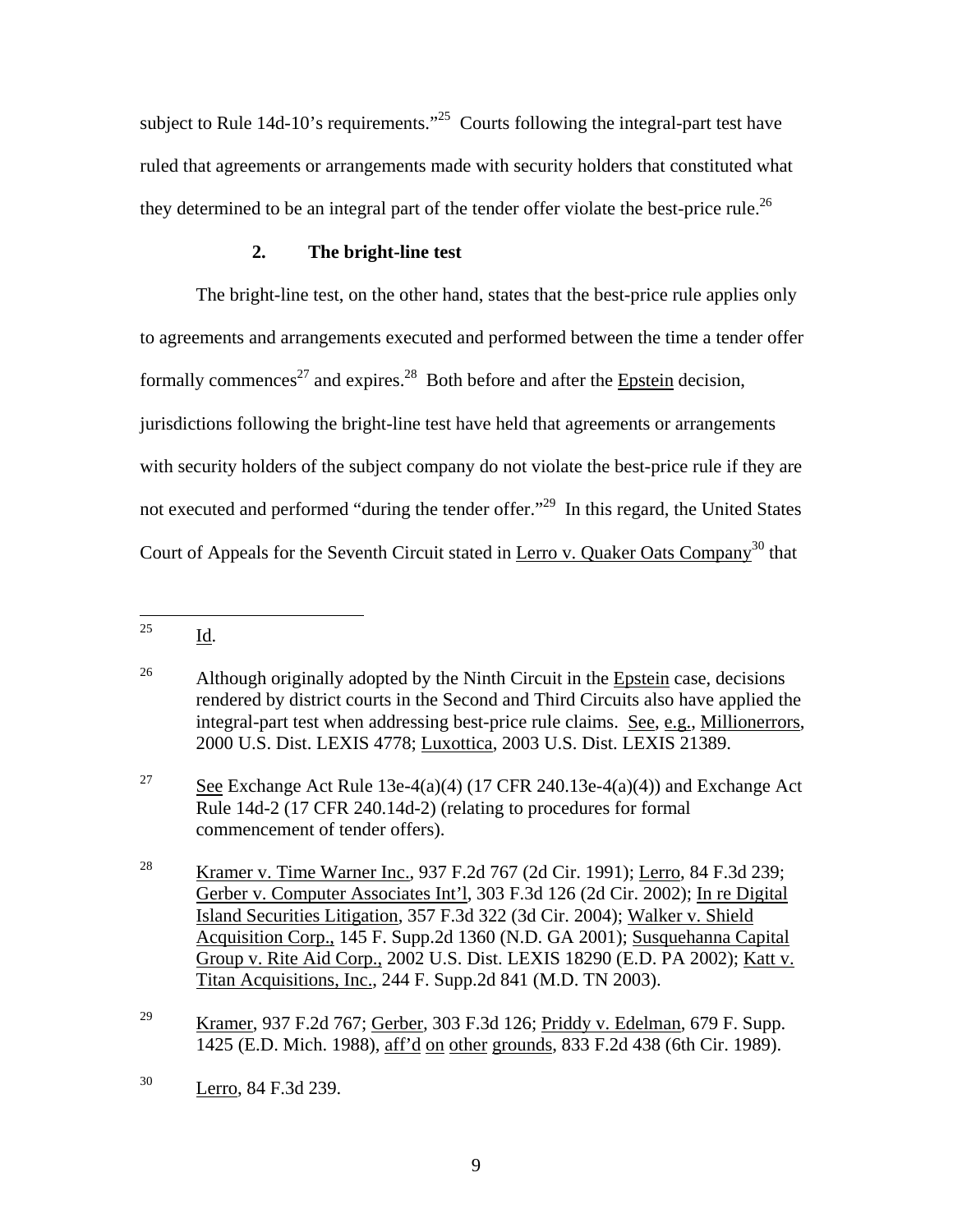subject to Rule 14d-10's requirements."[25] Courts following the integral-part test have ruled that agreements or arrangements made with security holders that constituted what they determined to be an integral part of the tender offer violate the best-price rule.[26]

### 2. The bright-line test

The bright-line test, on the other hand, states that the best-price rule applies only to agreements and arrangements executed and performed between the time a tender offer formally commences[27] and expires.[28] Both before and after the Epstein decision, jurisdictions following the bright-line test have held that agreements or arrangements with security holders of the subject company do not violate the best-price rule if they are not executed and performed "during the tender offer."[29] In this regard, the United States Court of Appeals for the Seventh Circuit stated in Lerro v. Quaker Oats Company[30] that

---

[25] Id.

[26] Although originally adopted by the Ninth Circuit in the Epstein case, decisions rendered by district courts in the Second and Third Circuits also have applied the integral-part test when addressing best-price rule claims. See, e.g., Millionerrors, 2000 U.S. Dist. LEXIS 4778; Luxottica, 2003 U.S. Dist. LEXIS 21389.

[27] See Exchange Act Rule 13e-4(a)(4) (17 CFR 240.13e-4(a)(4)) and Exchange Act Rule 14d-2 (17 CFR 240.14d-2) (relating to procedures for formal commencement of tender offers).

[28] Kramer v. Time Warner Inc., 937 F.2d 767 (2d Cir. 1991); Lerro, 84 F.3d 239; Gerber v. Computer Associates Int'l, 303 F.3d 126 (2d Cir. 2002); In re Digital Island Securities Litigation, 357 F.3d 322 (3d Cir. 2004); Walker v. Shield Acquisition Corp., 145 F. Supp.2d 1360 (N.D. GA 2001); Susquehanna Capital Group v. Rite Aid Corp., 2002 U.S. Dist. LEXIS 18290 (E.D. PA 2002); Katt v. Titan Acquisitions, Inc., 244 F. Supp.2d 841 (M.D. TN 2003).

[29] Kramer, 937 F.2d 767; Gerber, 303 F.3d 126; Priddy v. Edelman, 679 F. Supp. 1425 (E.D. Mich. 1988), aff'd on other grounds, 833 F.2d 438 (6th Cir. 1989).

[30] Lerro, 84 F.3d 239.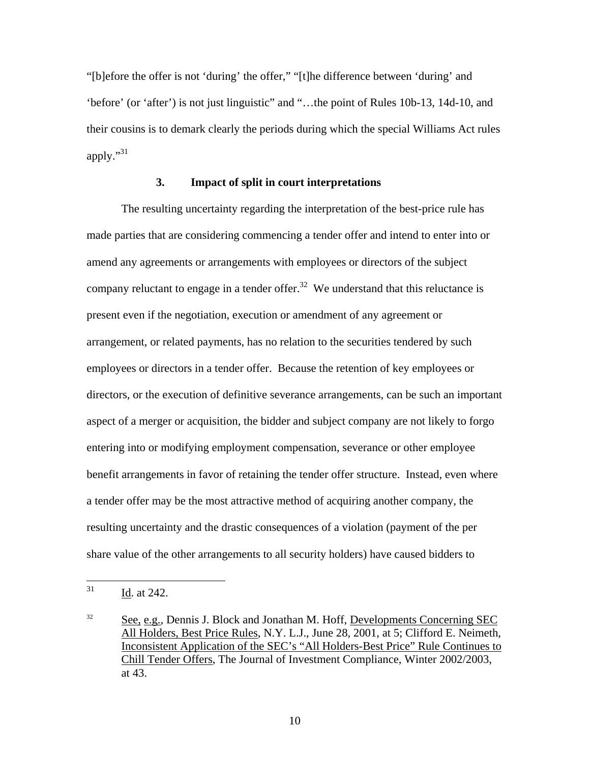"[b]efore the offer is not 'during' the offer," "[t]he difference between 'during' and 'before' (or 'after') is not just linguistic" and "…the point of Rules 10b-13, 14d-10, and their cousins is to demark clearly the periods during which the special Williams Act rules apply."[31]

### 3. Impact of split in court interpretations

The resulting uncertainty regarding the interpretation of the best-price rule has made parties that are considering commencing a tender offer and intend to enter into or amend any agreements or arrangements with employees or directors of the subject company reluctant to engage in a tender offer.[32] We understand that this reluctance is present even if the negotiation, execution or amendment of any agreement or arrangement, or related payments, has no relation to the securities tendered by such employees or directors in a tender offer. Because the retention of key employees or directors, or the execution of definitive severance arrangements, can be such an important aspect of a merger or acquisition, the bidder and subject company are not likely to forgo entering into or modifying employment compensation, severance or other employee benefit arrangements in favor of retaining the tender offer structure. Instead, even where a tender offer may be the most attractive method of acquiring another company, the resulting uncertainty and the drastic consequences of a violation (payment of the per share value of the other arrangements to all security holders) have caused bidders to

---

[31] Id. at 242.

[32] See, e.g., Dennis J. Block and Jonathan M. Hoff, Developments Concerning SEC All Holders, Best Price Rules, N.Y. L.J., June 28, 2001, at 5; Clifford E. Neimeth, Inconsistent Application of the SEC's "All Holders-Best Price" Rule Continues to Chill Tender Offers, The Journal of Investment Compliance, Winter 2002/2003, at 43.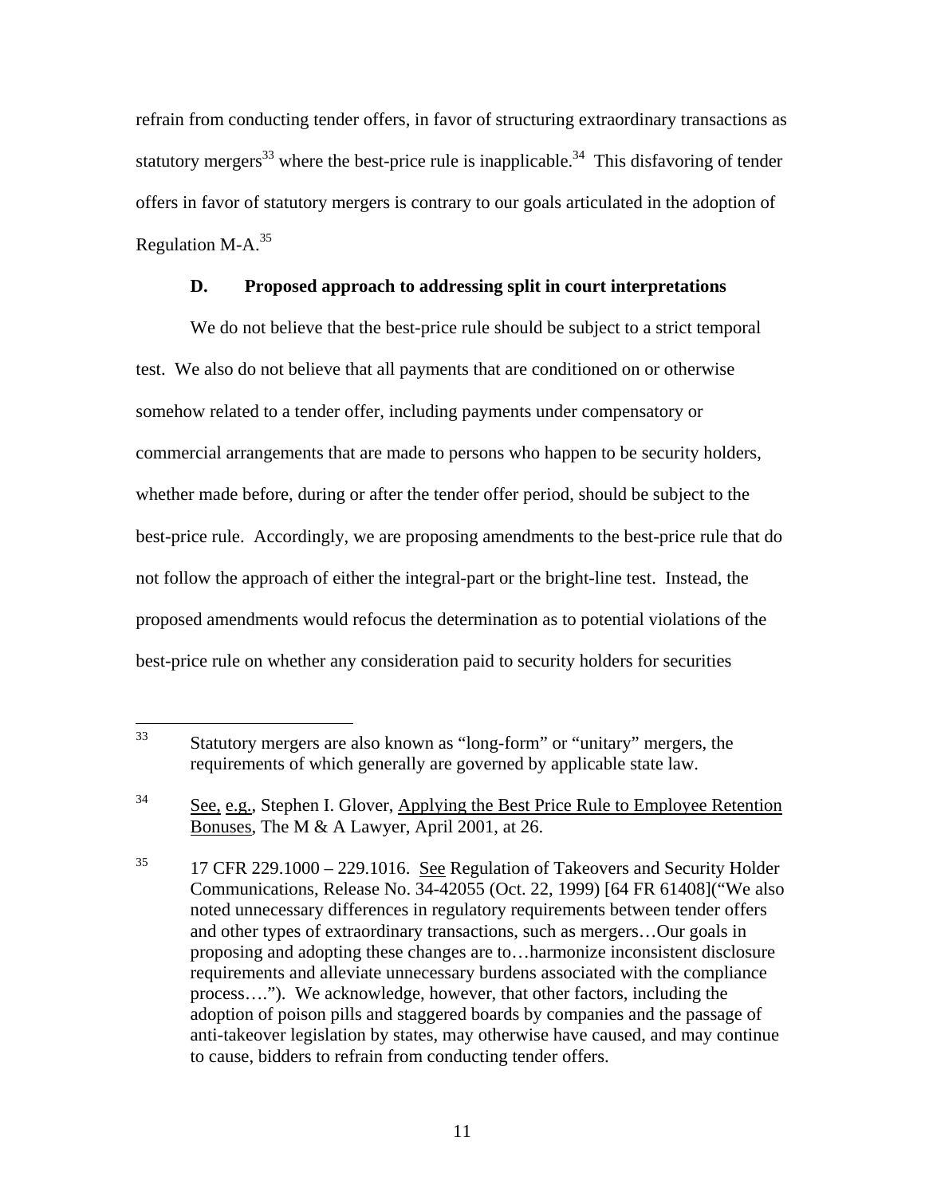refrain from conducting tender offers, in favor of structuring extraordinary transactions as statutory mergers[33] where the best-price rule is inapplicable.[34] This disfavoring of tender offers in favor of statutory mergers is contrary to our goals articulated in the adoption of Regulation M-A.[35]

### D. Proposed approach to addressing split in court interpretations

We do not believe that the best-price rule should be subject to a strict temporal test. We also do not believe that all payments that are conditioned on or otherwise somehow related to a tender offer, including payments under compensatory or commercial arrangements that are made to persons who happen to be security holders, whether made before, during or after the tender offer period, should be subject to the best-price rule. Accordingly, we are proposing amendments to the best-price rule that do not follow the approach of either the integral-part or the bright-line test. Instead, the proposed amendments would refocus the determination as to potential violations of the best-price rule on whether any consideration paid to security holders for securities

---

[33] Statutory mergers are also known as "long-form" or "unitary" mergers, the requirements of which generally are governed by applicable state law.

[34] See, e.g., Stephen I. Glover, Applying the Best Price Rule to Employee Retention Bonuses, The M & A Lawyer, April 2001, at 26.

[35] 17 CFR 229.1000 – 229.1016. See Regulation of Takeovers and Security Holder Communications, Release No. 34-42055 (Oct. 22, 1999) [64 FR 61408]("We also noted unnecessary differences in regulatory requirements between tender offers and other types of extraordinary transactions, such as mergers…Our goals in proposing and adopting these changes are to…harmonize inconsistent disclosure requirements and alleviate unnecessary burdens associated with the compliance process…."). We acknowledge, however, that other factors, including the adoption of poison pills and staggered boards by companies and the passage of anti-takeover legislation by states, may otherwise have caused, and may continue to cause, bidders to refrain from conducting tender offers.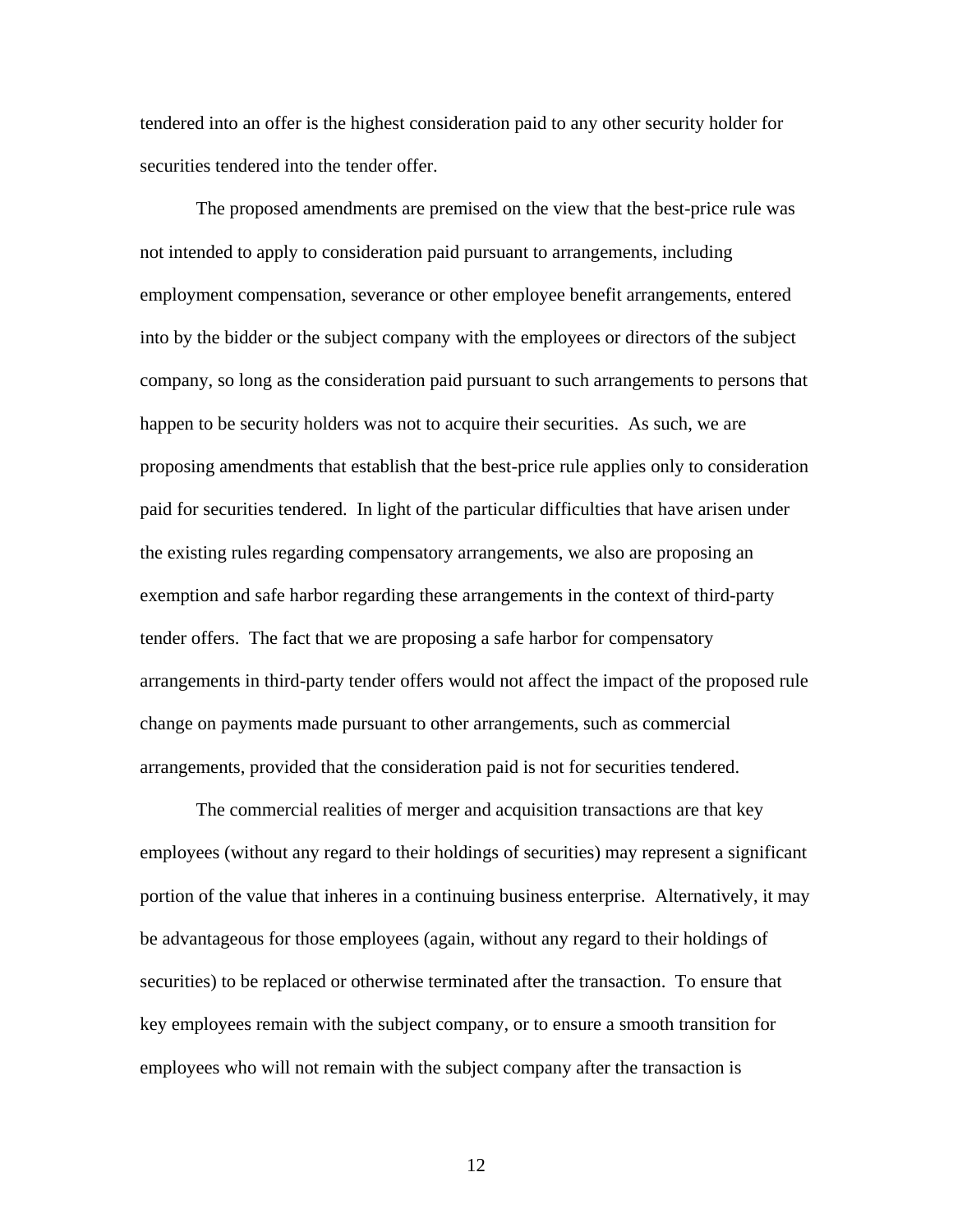tendered into an offer is the highest consideration paid to any other security holder for securities tendered into the tender offer.

The proposed amendments are premised on the view that the best-price rule was not intended to apply to consideration paid pursuant to arrangements, including employment compensation, severance or other employee benefit arrangements, entered into by the bidder or the subject company with the employees or directors of the subject company, so long as the consideration paid pursuant to such arrangements to persons that happen to be security holders was not to acquire their securities. As such, we are proposing amendments that establish that the best-price rule applies only to consideration paid for securities tendered. In light of the particular difficulties that have arisen under the existing rules regarding compensatory arrangements, we also are proposing an exemption and safe harbor regarding these arrangements in the context of third-party tender offers. The fact that we are proposing a safe harbor for compensatory arrangements in third-party tender offers would not affect the impact of the proposed rule change on payments made pursuant to other arrangements, such as commercial arrangements, provided that the consideration paid is not for securities tendered.

The commercial realities of merger and acquisition transactions are that key employees (without any regard to their holdings of securities) may represent a significant portion of the value that inheres in a continuing business enterprise. Alternatively, it may be advantageous for those employees (again, without any regard to their holdings of securities) to be replaced or otherwise terminated after the transaction. To ensure that key employees remain with the subject company, or to ensure a smooth transition for employees who will not remain with the subject company after the transaction is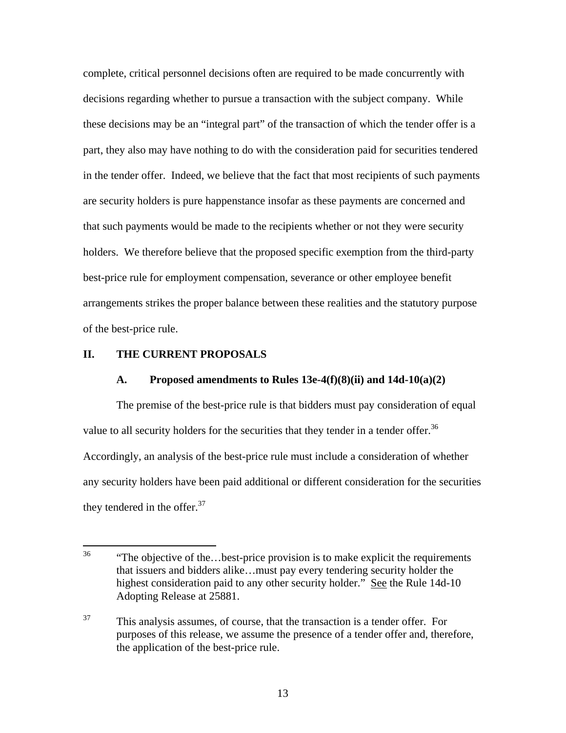complete, critical personnel decisions often are required to be made concurrently with decisions regarding whether to pursue a transaction with the subject company. While these decisions may be an "integral part" of the transaction of which the tender offer is a part, they also may have nothing to do with the consideration paid for securities tendered in the tender offer. Indeed, we believe that the fact that most recipients of such payments are security holders is pure happenstance insofar as these payments are concerned and that such payments would be made to the recipients whether or not they were security holders. We therefore believe that the proposed specific exemption from the third-party best-price rule for employment compensation, severance or other employee benefit arrangements strikes the proper balance between these realities and the statutory purpose of the best-price rule.

## II. THE CURRENT PROPOSALS

### A. Proposed amendments to Rules 13e-4(f)(8)(ii) and 14d-10(a)(2)

The premise of the best-price rule is that bidders must pay consideration of equal value to all security holders for the securities that they tender in a tender offer.[36] Accordingly, an analysis of the best-price rule must include a consideration of whether any security holders have been paid additional or different consideration for the securities they tendered in the offer.[37]

---

[36] "The objective of the…best-price provision is to make explicit the requirements that issuers and bidders alike…must pay every tendering security holder the highest consideration paid to any other security holder." See the Rule 14d-10 Adopting Release at 25881.

[37] This analysis assumes, of course, that the transaction is a tender offer. For purposes of this release, we assume the presence of a tender offer and, therefore, the application of the best-price rule.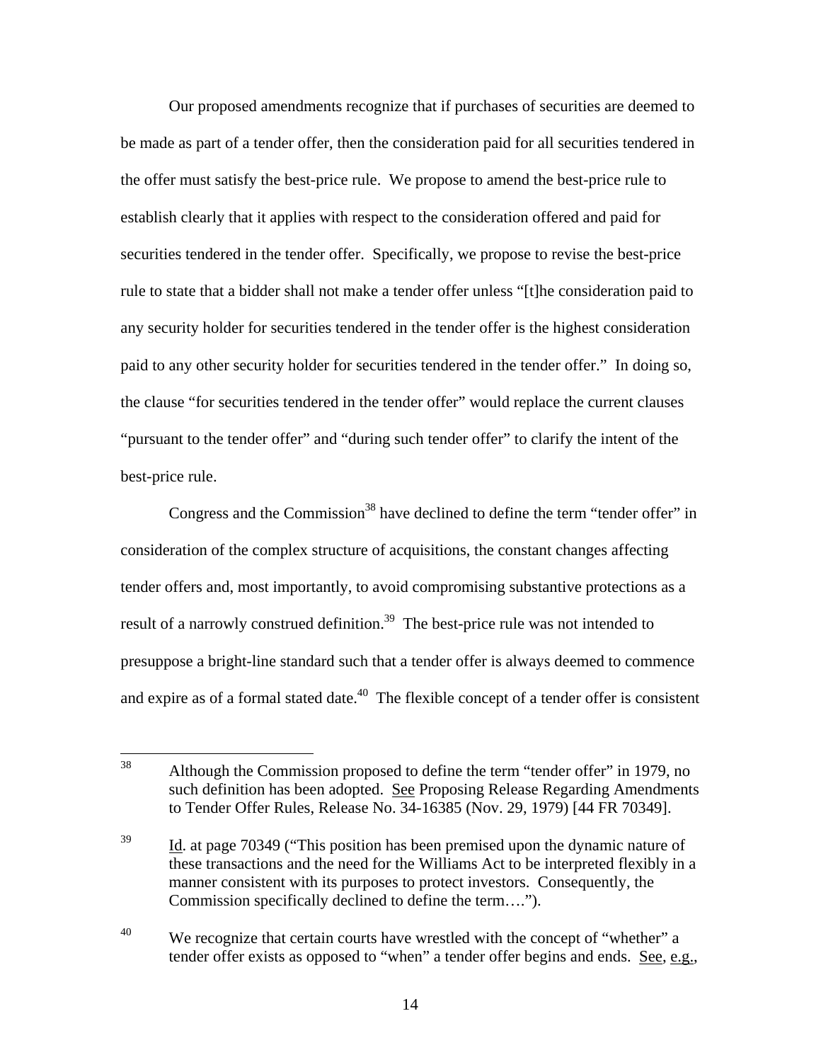Our proposed amendments recognize that if purchases of securities are deemed to be made as part of a tender offer, then the consideration paid for all securities tendered in the offer must satisfy the best-price rule. We propose to amend the best-price rule to establish clearly that it applies with respect to the consideration offered and paid for securities tendered in the tender offer. Specifically, we propose to revise the best-price rule to state that a bidder shall not make a tender offer unless "[t]he consideration paid to any security holder for securities tendered in the tender offer is the highest consideration paid to any other security holder for securities tendered in the tender offer." In doing so, the clause "for securities tendered in the tender offer" would replace the current clauses "pursuant to the tender offer" and "during such tender offer" to clarify the intent of the best-price rule.

Congress and the Commission[38] have declined to define the term "tender offer" in consideration of the complex structure of acquisitions, the constant changes affecting tender offers and, most importantly, to avoid compromising substantive protections as a result of a narrowly construed definition.[39] The best-price rule was not intended to presuppose a bright-line standard such that a tender offer is always deemed to commence and expire as of a formal stated date.[40] The flexible concept of a tender offer is consistent

---

[38] Although the Commission proposed to define the term "tender offer" in 1979, no such definition has been adopted. See Proposing Release Regarding Amendments to Tender Offer Rules, Release No. 34-16385 (Nov. 29, 1979) [44 FR 70349].

[39] Id. at page 70349 ("This position has been premised upon the dynamic nature of these transactions and the need for the Williams Act to be interpreted flexibly in a manner consistent with its purposes to protect investors. Consequently, the Commission specifically declined to define the term….").

[40] We recognize that certain courts have wrestled with the concept of "whether" a tender offer exists as opposed to "when" a tender offer begins and ends. See, e.g.,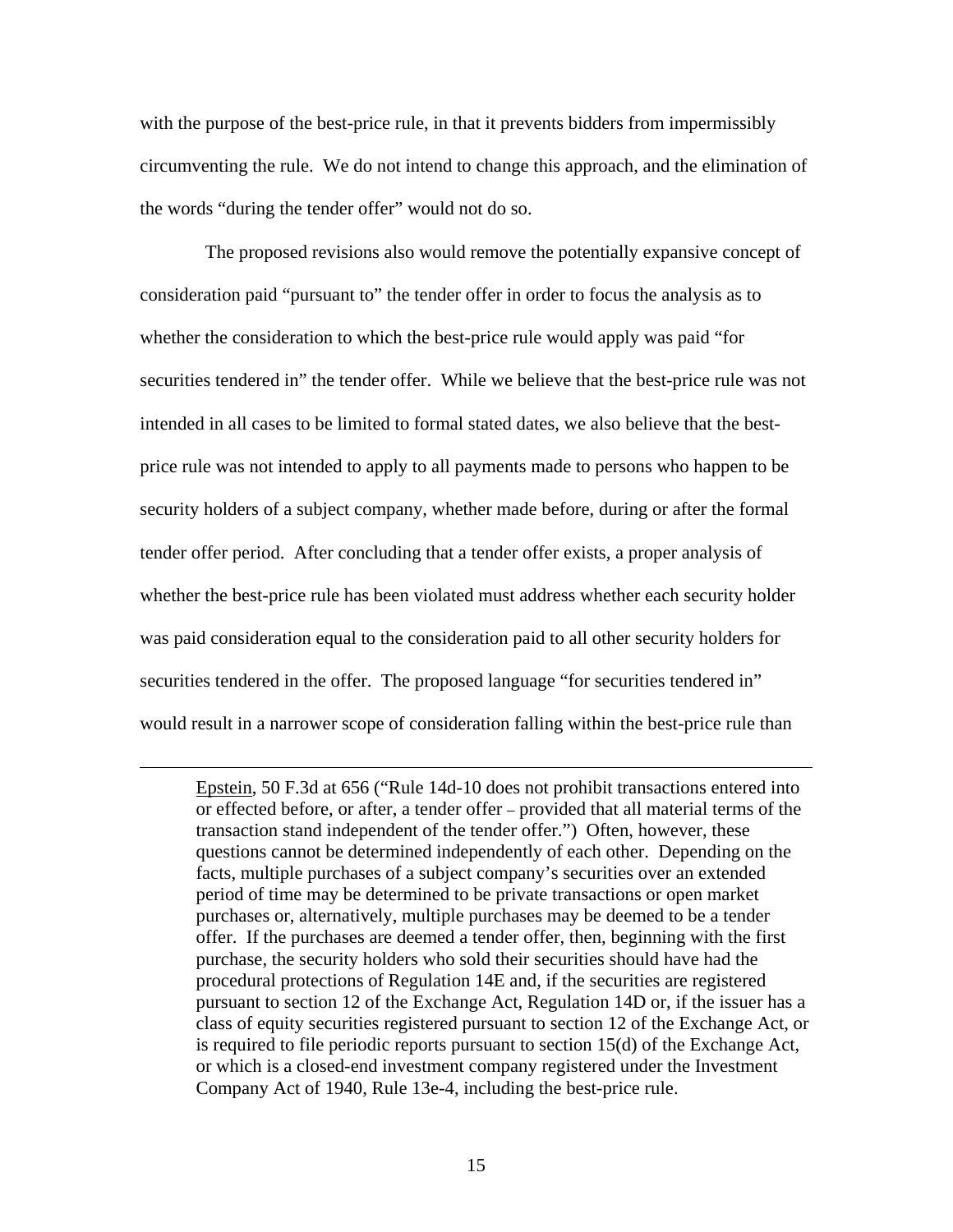with the purpose of the best-price rule, in that it prevents bidders from impermissibly circumventing the rule. We do not intend to change this approach, and the elimination of the words "during the tender offer" would not do so.

The proposed revisions also would remove the potentially expansive concept of consideration paid "pursuant to" the tender offer in order to focus the analysis as to whether the consideration to which the best-price rule would apply was paid "for securities tendered in" the tender offer. While we believe that the best-price rule was not intended in all cases to be limited to formal stated dates, we also believe that the best-price rule was not intended to apply to all payments made to persons who happen to be security holders of a subject company, whether made before, during or after the formal tender offer period. After concluding that a tender offer exists, a proper analysis of whether the best-price rule has been violated must address whether each security holder was paid consideration equal to the consideration paid to all other security holders for securities tendered in the offer. The proposed language "for securities tendered in" would result in a narrower scope of consideration falling within the best-price rule than

---

Epstein, 50 F.3d at 656 ("Rule 14d-10 does not prohibit transactions entered into or effected before, or after, a tender offer – provided that all material terms of the transaction stand independent of the tender offer.") Often, however, these questions cannot be determined independently of each other. Depending on the facts, multiple purchases of a subject company's securities over an extended period of time may be determined to be private transactions or open market purchases or, alternatively, multiple purchases may be deemed to be a tender offer. If the purchases are deemed a tender offer, then, beginning with the first purchase, the security holders who sold their securities should have had the procedural protections of Regulation 14E and, if the securities are registered pursuant to section 12 of the Exchange Act, Regulation 14D or, if the issuer has a class of equity securities registered pursuant to section 12 of the Exchange Act, or is required to file periodic reports pursuant to section 15(d) of the Exchange Act, or which is a closed-end investment company registered under the Investment Company Act of 1940, Rule 13e-4, including the best-price rule.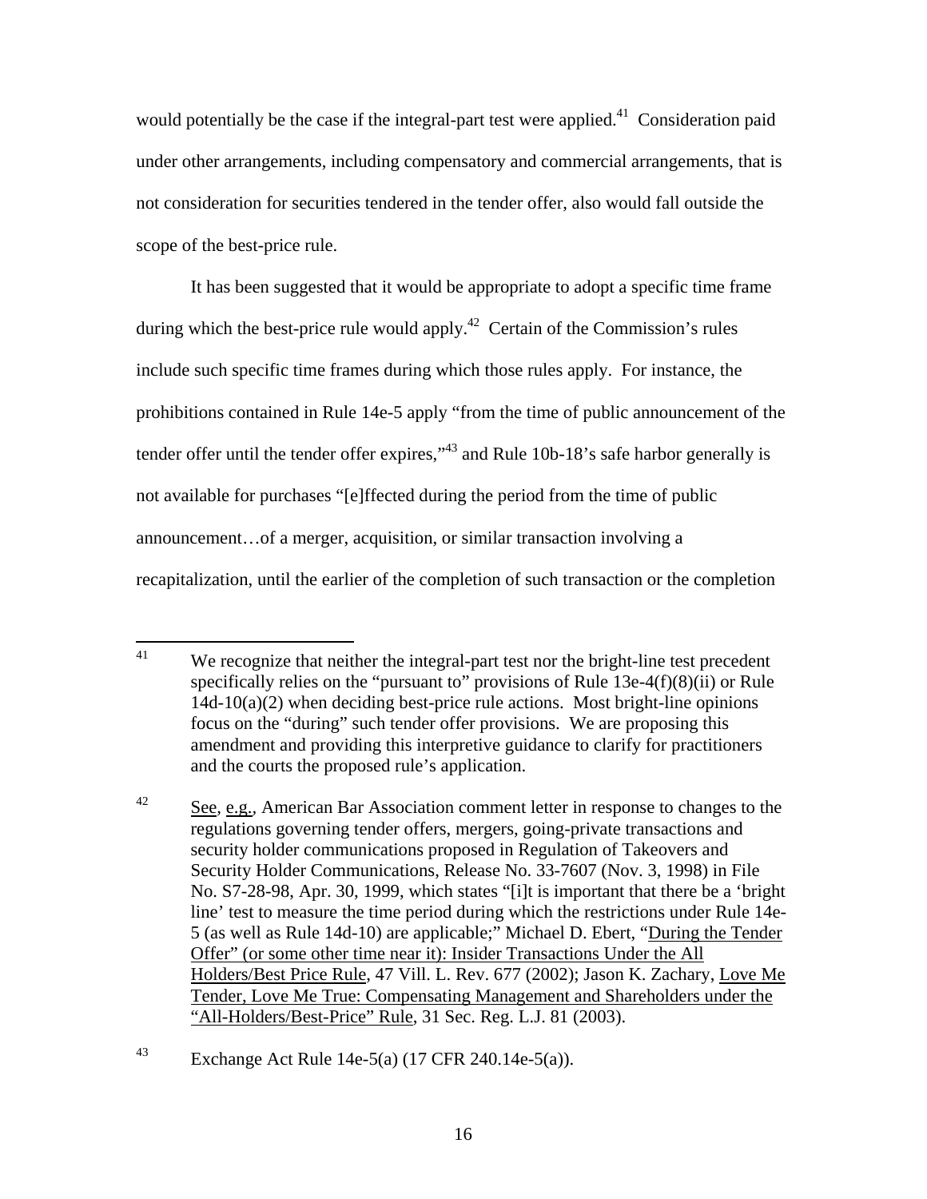would potentially be the case if the integral-part test were applied.[41] Consideration paid under other arrangements, including compensatory and commercial arrangements, that is not consideration for securities tendered in the tender offer, also would fall outside the scope of the best-price rule.

It has been suggested that it would be appropriate to adopt a specific time frame during which the best-price rule would apply.[42] Certain of the Commission's rules include such specific time frames during which those rules apply. For instance, the prohibitions contained in Rule 14e-5 apply "from the time of public announcement of the tender offer until the tender offer expires,"[43] and Rule 10b-18's safe harbor generally is not available for purchases "[e]ffected during the period from the time of public announcement…of a merger, acquisition, or similar transaction involving a recapitalization, until the earlier of the completion of such transaction or the completion

---

[41] We recognize that neither the integral-part test nor the bright-line test precedent specifically relies on the "pursuant to" provisions of Rule 13e-4(f)(8)(ii) or Rule 14d-10(a)(2) when deciding best-price rule actions. Most bright-line opinions focus on the "during" such tender offer provisions. We are proposing this amendment and providing this interpretive guidance to clarify for practitioners and the courts the proposed rule's application.

[42] See, e.g., American Bar Association comment letter in response to changes to the regulations governing tender offers, mergers, going-private transactions and security holder communications proposed in Regulation of Takeovers and Security Holder Communications, Release No. 33-7607 (Nov. 3, 1998) in File No. S7-28-98, Apr. 30, 1999, which states "[i]t is important that there be a 'bright line' test to measure the time period during which the restrictions under Rule 14e-5 (as well as Rule 14d-10) are applicable;" Michael D. Ebert, "During the Tender Offer" (or some other time near it): Insider Transactions Under the All Holders/Best Price Rule, 47 Vill. L. Rev. 677 (2002); Jason K. Zachary, Love Me Tender, Love Me True: Compensating Management and Shareholders under the "All-Holders/Best-Price" Rule, 31 Sec. Reg. L.J. 81 (2003).

[43] Exchange Act Rule 14e-5(a) (17 CFR 240.14e-5(a)).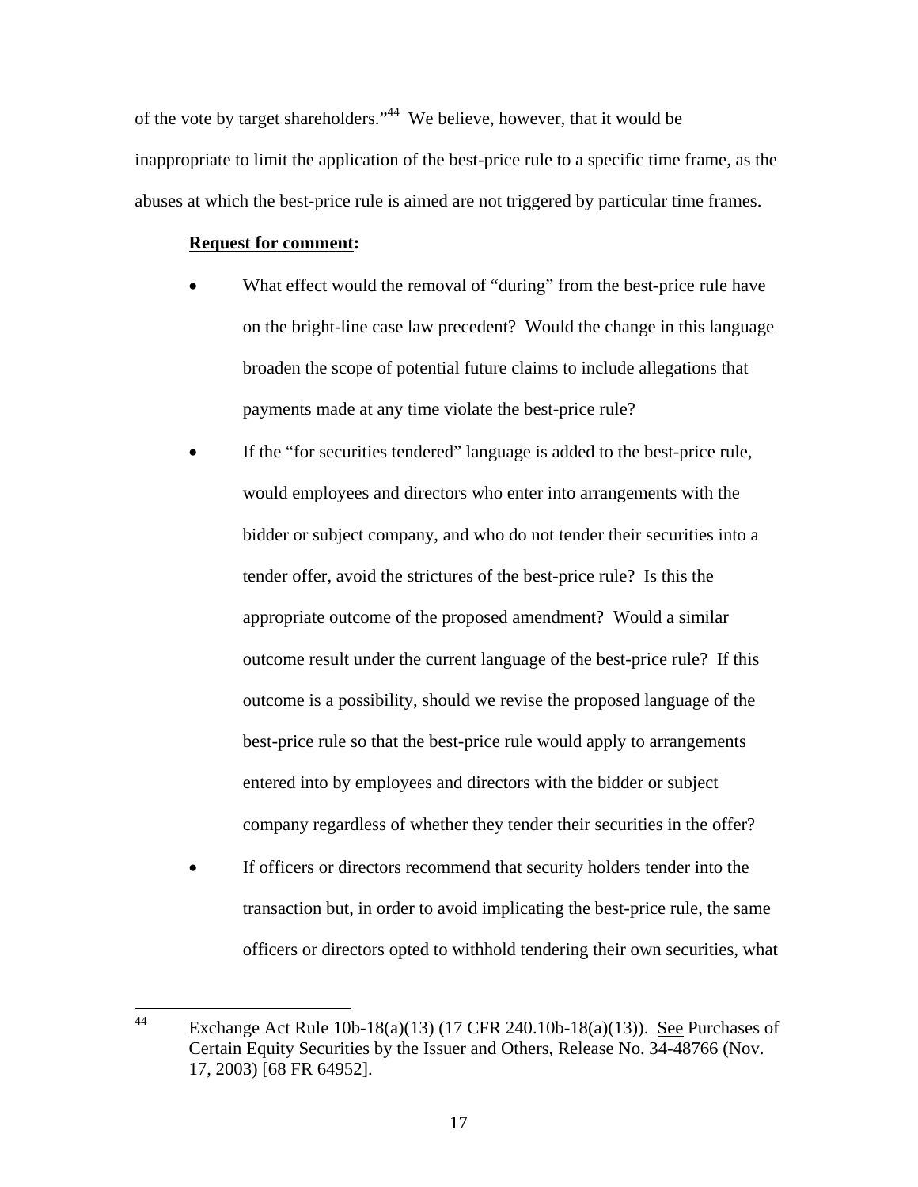of the vote by target shareholders."[44] We believe, however, that it would be inappropriate to limit the application of the best-price rule to a specific time frame, as the abuses at which the best-price rule is aimed are not triggered by particular time frames.

**Request for comment:**

- What effect would the removal of "during" from the best-price rule have on the bright-line case law precedent? Would the change in this language broaden the scope of potential future claims to include allegations that payments made at any time violate the best-price rule?
- If the "for securities tendered" language is added to the best-price rule, would employees and directors who enter into arrangements with the bidder or subject company, and who do not tender their securities into a tender offer, avoid the strictures of the best-price rule? Is this the appropriate outcome of the proposed amendment? Would a similar outcome result under the current language of the best-price rule? If this outcome is a possibility, should we revise the proposed language of the best-price rule so that the best-price rule would apply to arrangements entered into by employees and directors with the bidder or subject company regardless of whether they tender their securities in the offer?
- If officers or directors recommend that security holders tender into the transaction but, in order to avoid implicating the best-price rule, the same officers or directors opted to withhold tendering their own securities, what

---

[44] Exchange Act Rule 10b-18(a)(13) (17 CFR 240.10b-18(a)(13)). See Purchases of Certain Equity Securities by the Issuer and Others, Release No. 34-48766 (Nov. 17, 2003) [68 FR 64952].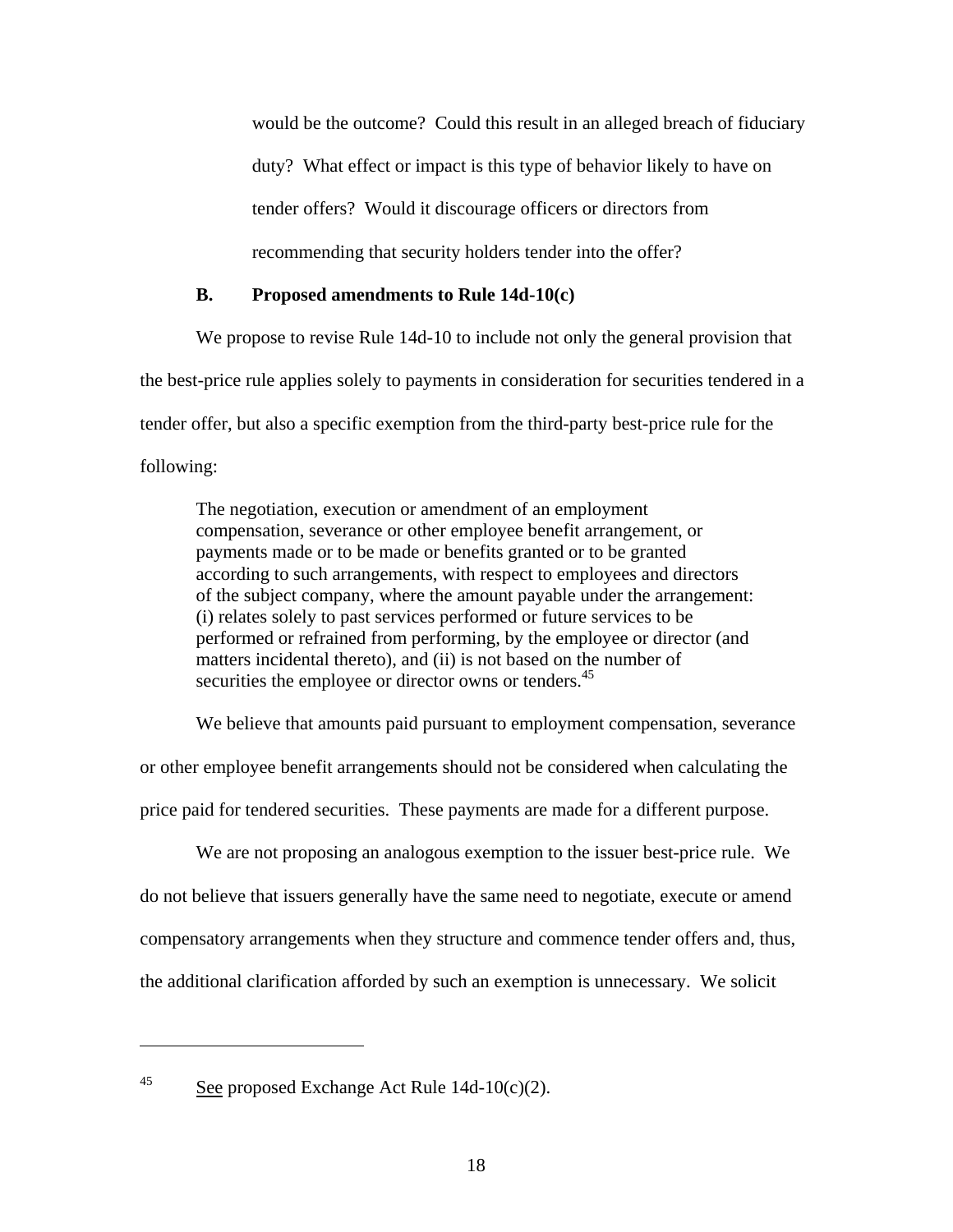would be the outcome? Could this result in an alleged breach of fiduciary duty? What effect or impact is this type of behavior likely to have on tender offers? Would it discourage officers or directors from recommending that security holders tender into the offer?

### B. Proposed amendments to Rule 14d-10(c)

We propose to revise Rule 14d-10 to include not only the general provision that the best-price rule applies solely to payments in consideration for securities tendered in a tender offer, but also a specific exemption from the third-party best-price rule for the following:

> The negotiation, execution or amendment of an employment compensation, severance or other employee benefit arrangement, or payments made or to be made or benefits granted or to be granted according to such arrangements, with respect to employees and directors of the subject company, where the amount payable under the arrangement: (i) relates solely to past services performed or future services to be performed or refrained from performing, by the employee or director (and matters incidental thereto), and (ii) is not based on the number of securities the employee or director owns or tenders.[45]

We believe that amounts paid pursuant to employment compensation, severance or other employee benefit arrangements should not be considered when calculating the price paid for tendered securities. These payments are made for a different purpose.

We are not proposing an analogous exemption to the issuer best-price rule. We do not believe that issuers generally have the same need to negotiate, execute or amend compensatory arrangements when they structure and commence tender offers and, thus, the additional clarification afforded by such an exemption is unnecessary. We solicit

---

[45] See proposed Exchange Act Rule 14d-10(c)(2).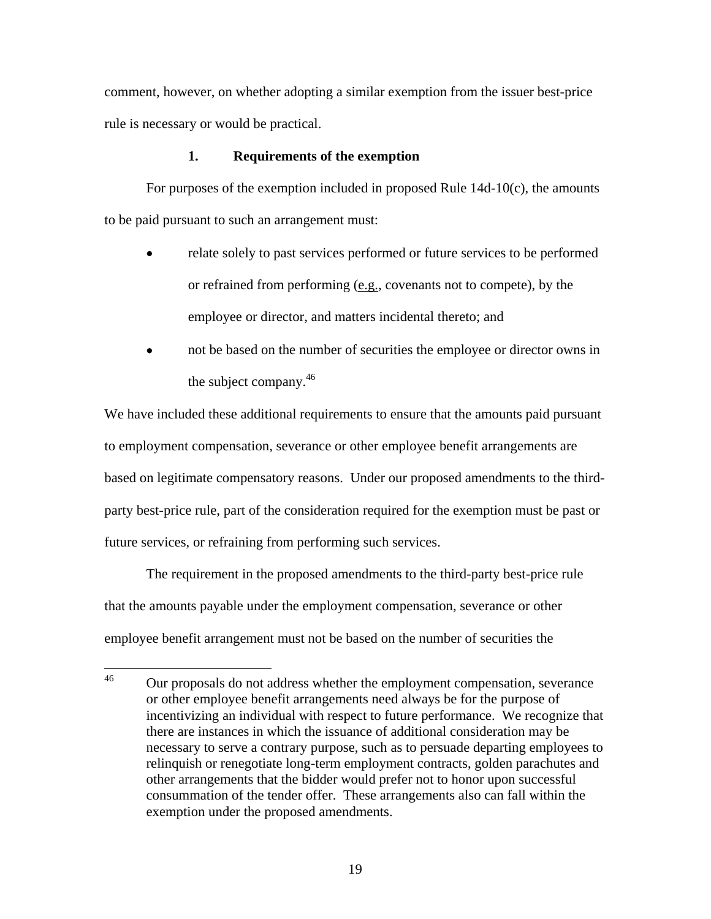comment, however, on whether adopting a similar exemption from the issuer best-price rule is necessary or would be practical.

### 1. Requirements of the exemption

For purposes of the exemption included in proposed Rule 14d-10(c), the amounts to be paid pursuant to such an arrangement must:

- relate solely to past services performed or future services to be performed or refrained from performing (e.g., covenants not to compete), by the employee or director, and matters incidental thereto; and
- not be based on the number of securities the employee or director owns in the subject company.[46]

We have included these additional requirements to ensure that the amounts paid pursuant to employment compensation, severance or other employee benefit arrangements are based on legitimate compensatory reasons. Under our proposed amendments to the third-party best-price rule, part of the consideration required for the exemption must be past or future services, or refraining from performing such services.

The requirement in the proposed amendments to the third-party best-price rule that the amounts payable under the employment compensation, severance or other employee benefit arrangement must not be based on the number of securities the

---

[46] Our proposals do not address whether the employment compensation, severance or other employee benefit arrangements need always be for the purpose of incentivizing an individual with respect to future performance. We recognize that there are instances in which the issuance of additional consideration may be necessary to serve a contrary purpose, such as to persuade departing employees to relinquish or renegotiate long-term employment contracts, golden parachutes and other arrangements that the bidder would prefer not to honor upon successful consummation of the tender offer. These arrangements also can fall within the exemption under the proposed amendments.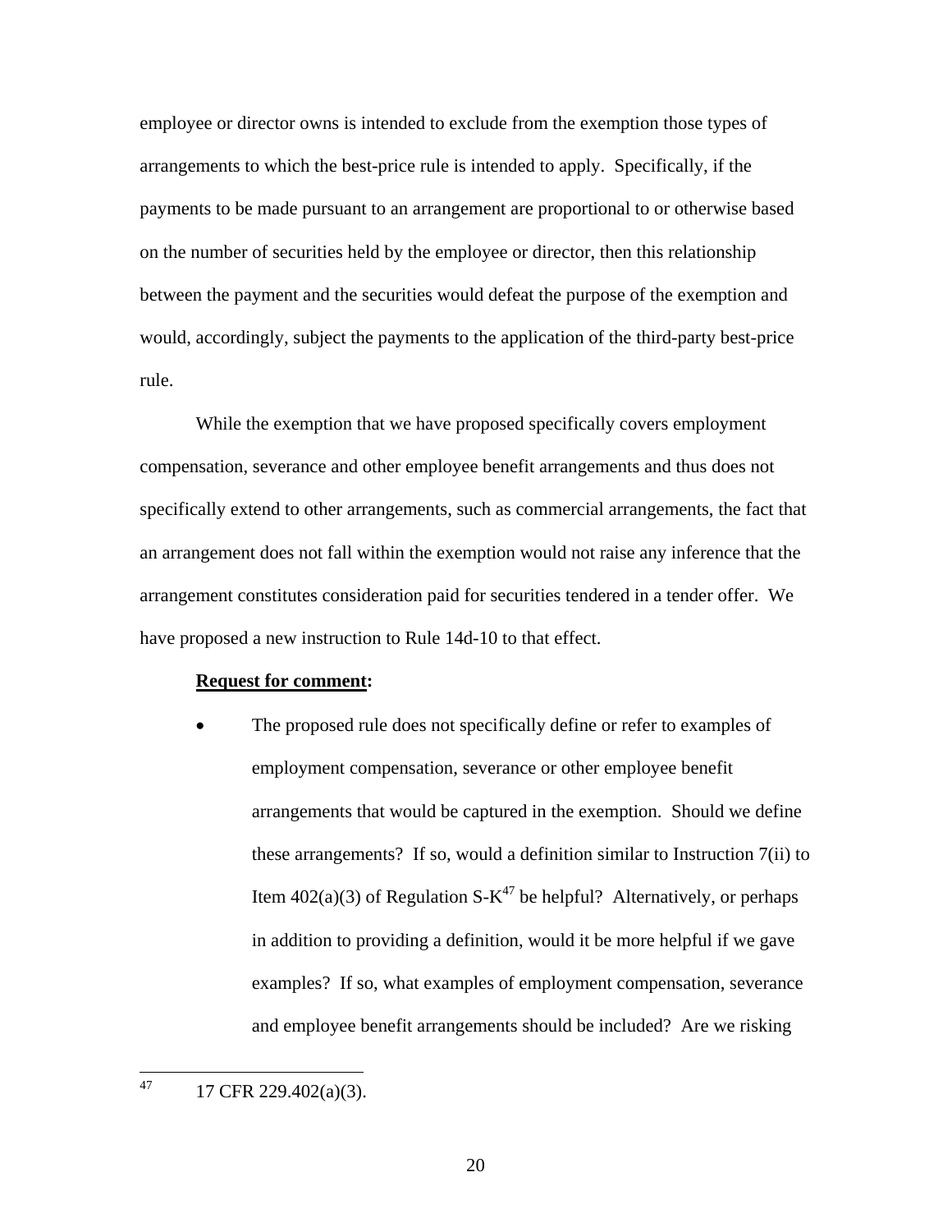employee or director owns is intended to exclude from the exemption those types of arrangements to which the best-price rule is intended to apply. Specifically, if the payments to be made pursuant to an arrangement are proportional to or otherwise based on the number of securities held by the employee or director, then this relationship between the payment and the securities would defeat the purpose of the exemption and would, accordingly, subject the payments to the application of the third-party best-price rule.

While the exemption that we have proposed specifically covers employment compensation, severance and other employee benefit arrangements and thus does not specifically extend to other arrangements, such as commercial arrangements, the fact that an arrangement does not fall within the exemption would not raise any inference that the arrangement constitutes consideration paid for securities tendered in a tender offer. We have proposed a new instruction to Rule 14d-10 to that effect.

**Request for comment:**

- The proposed rule does not specifically define or refer to examples of employment compensation, severance or other employee benefit arrangements that would be captured in the exemption. Should we define these arrangements? If so, would a definition similar to Instruction 7(ii) to Item 402(a)(3) of Regulation S-K[47] be helpful? Alternatively, or perhaps in addition to providing a definition, would it be more helpful if we gave examples? If so, what examples of employment compensation, severance and employee benefit arrangements should be included? Are we risking

---

[47] 17 CFR 229.402(a)(3).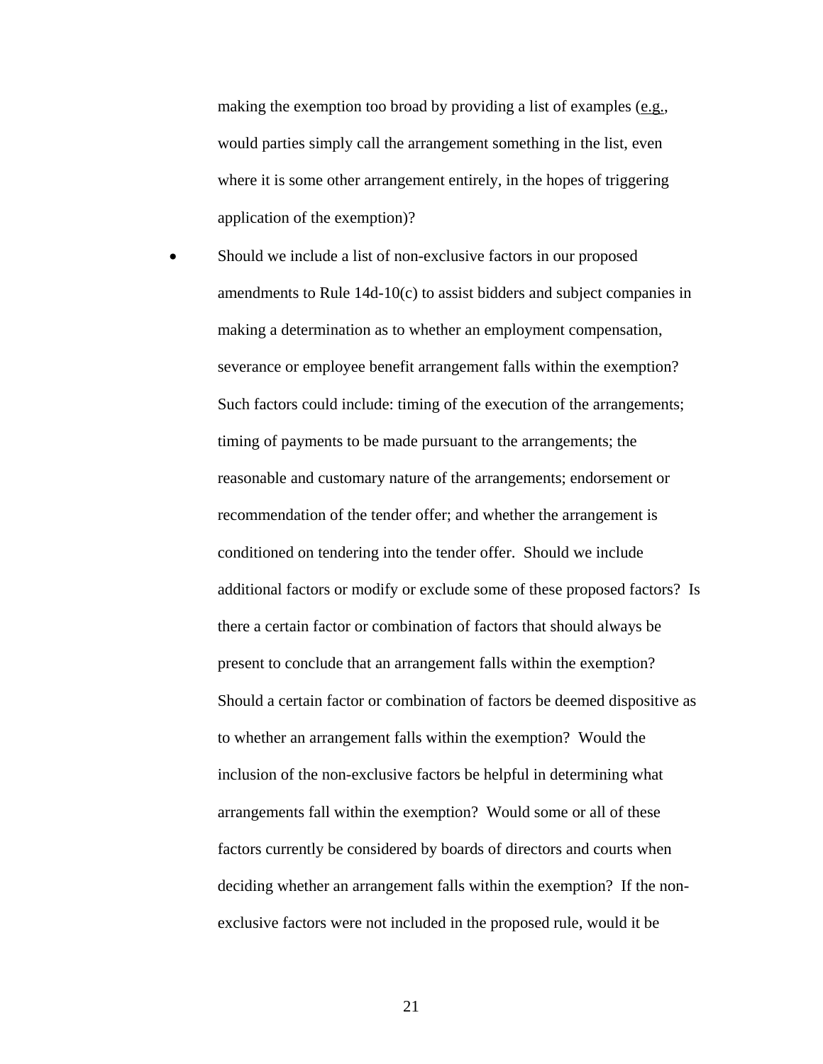making the exemption too broad by providing a list of examples (e.g., would parties simply call the arrangement something in the list, even where it is some other arrangement entirely, in the hopes of triggering application of the exemption)?

- Should we include a list of non-exclusive factors in our proposed amendments to Rule 14d-10(c) to assist bidders and subject companies in making a determination as to whether an employment compensation, severance or employee benefit arrangement falls within the exemption? Such factors could include: timing of the execution of the arrangements; timing of payments to be made pursuant to the arrangements; the reasonable and customary nature of the arrangements; endorsement or recommendation of the tender offer; and whether the arrangement is conditioned on tendering into the tender offer. Should we include additional factors or modify or exclude some of these proposed factors? Is there a certain factor or combination of factors that should always be present to conclude that an arrangement falls within the exemption? Should a certain factor or combination of factors be deemed dispositive as to whether an arrangement falls within the exemption? Would the inclusion of the non-exclusive factors be helpful in determining what arrangements fall within the exemption? Would some or all of these factors currently be considered by boards of directors and courts when deciding whether an arrangement falls within the exemption? If the non-exclusive factors were not included in the proposed rule, would it be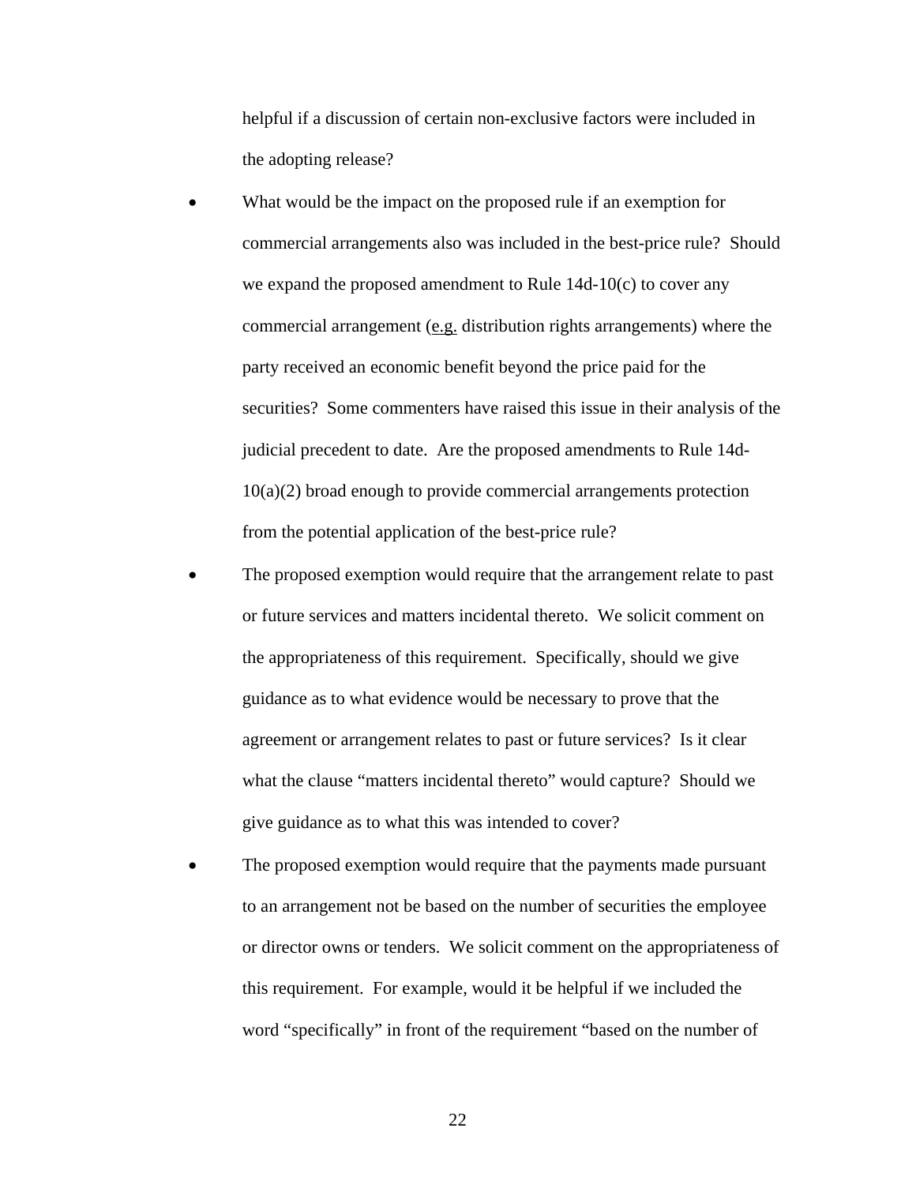helpful if a discussion of certain non-exclusive factors were included in the adopting release?

- What would be the impact on the proposed rule if an exemption for commercial arrangements also was included in the best-price rule? Should we expand the proposed amendment to Rule 14d-10(c) to cover any commercial arrangement (e.g. distribution rights arrangements) where the party received an economic benefit beyond the price paid for the securities? Some commenters have raised this issue in their analysis of the judicial precedent to date. Are the proposed amendments to Rule 14d-10(a)(2) broad enough to provide commercial arrangements protection from the potential application of the best-price rule?
- The proposed exemption would require that the arrangement relate to past or future services and matters incidental thereto. We solicit comment on the appropriateness of this requirement. Specifically, should we give guidance as to what evidence would be necessary to prove that the agreement or arrangement relates to past or future services? Is it clear what the clause "matters incidental thereto" would capture? Should we give guidance as to what this was intended to cover?
- The proposed exemption would require that the payments made pursuant to an arrangement not be based on the number of securities the employee or director owns or tenders. We solicit comment on the appropriateness of this requirement. For example, would it be helpful if we included the word "specifically" in front of the requirement "based on the number of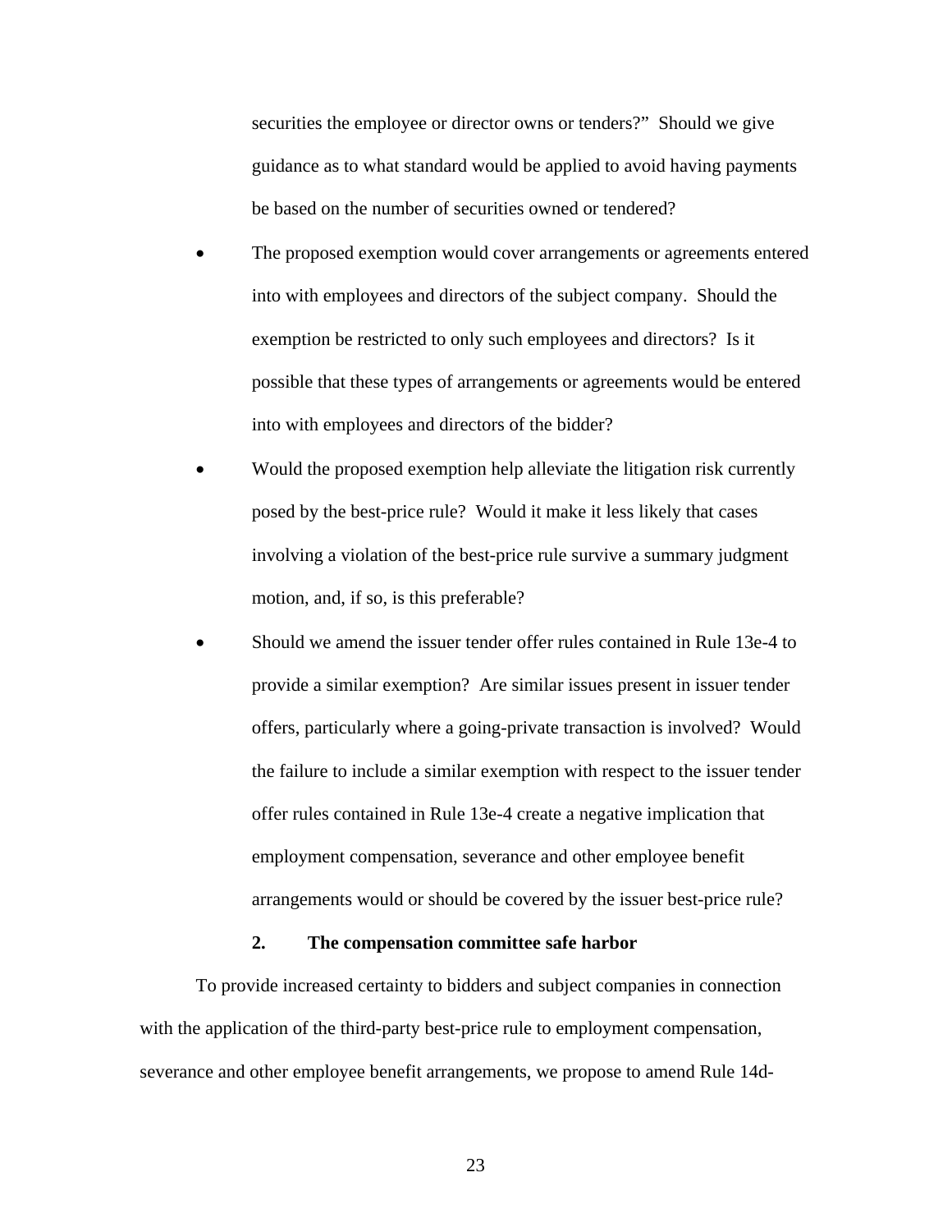securities the employee or director owns or tenders?" Should we give guidance as to what standard would be applied to avoid having payments be based on the number of securities owned or tendered?

- The proposed exemption would cover arrangements or agreements entered into with employees and directors of the subject company. Should the exemption be restricted to only such employees and directors? Is it possible that these types of arrangements or agreements would be entered into with employees and directors of the bidder?
- Would the proposed exemption help alleviate the litigation risk currently posed by the best-price rule? Would it make it less likely that cases involving a violation of the best-price rule survive a summary judgment motion, and, if so, is this preferable?
- Should we amend the issuer tender offer rules contained in Rule 13e-4 to provide a similar exemption? Are similar issues present in issuer tender offers, particularly where a going-private transaction is involved? Would the failure to include a similar exemption with respect to the issuer tender offer rules contained in Rule 13e-4 create a negative implication that employment compensation, severance and other employee benefit arrangements would or should be covered by the issuer best-price rule?

### 2. The compensation committee safe harbor

To provide increased certainty to bidders and subject companies in connection with the application of the third-party best-price rule to employment compensation, severance and other employee benefit arrangements, we propose to amend Rule 14d-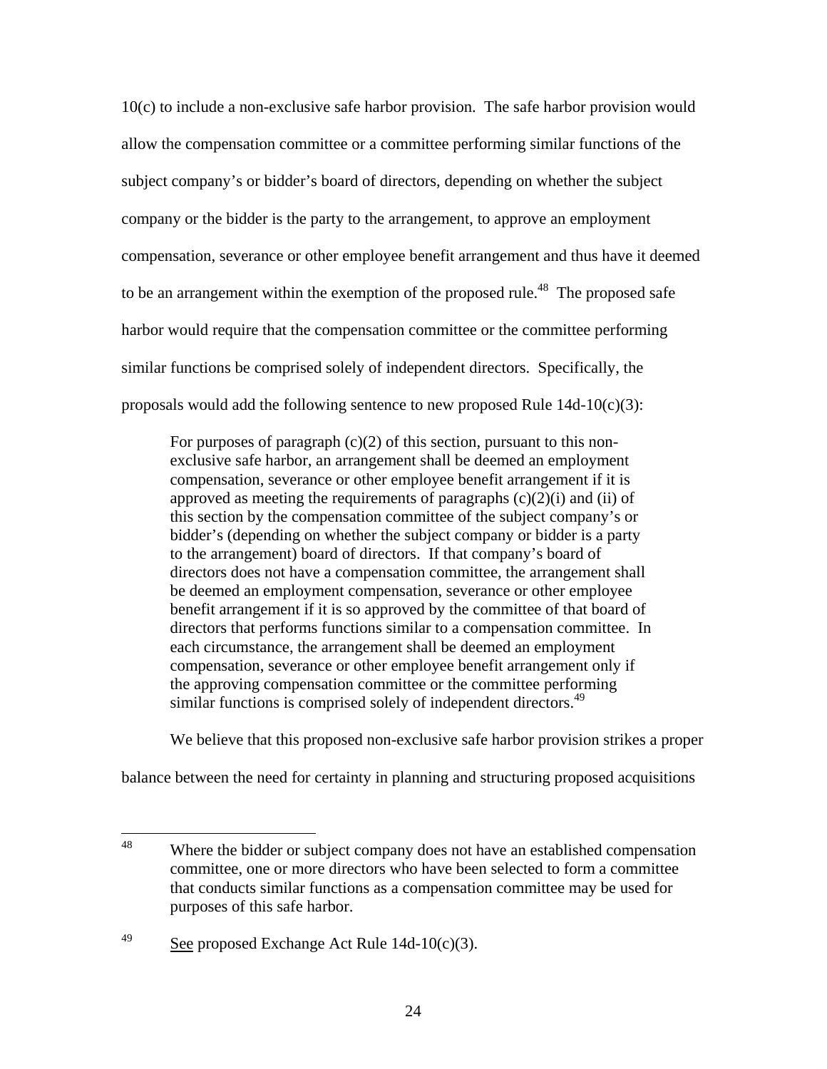10(c) to include a non-exclusive safe harbor provision. The safe harbor provision would allow the compensation committee or a committee performing similar functions of the subject company's or bidder's board of directors, depending on whether the subject company or the bidder is the party to the arrangement, to approve an employment compensation, severance or other employee benefit arrangement and thus have it deemed to be an arrangement within the exemption of the proposed rule.[48] The proposed safe harbor would require that the compensation committee or the committee performing similar functions be comprised solely of independent directors. Specifically, the proposals would add the following sentence to new proposed Rule 14d-10(c)(3):

> For purposes of paragraph (c)(2) of this section, pursuant to this non-exclusive safe harbor, an arrangement shall be deemed an employment compensation, severance or other employee benefit arrangement if it is approved as meeting the requirements of paragraphs (c)(2)(i) and (ii) of this section by the compensation committee of the subject company's or bidder's (depending on whether the subject company or bidder is a party to the arrangement) board of directors. If that company's board of directors does not have a compensation committee, the arrangement shall be deemed an employment compensation, severance or other employee benefit arrangement if it is so approved by the committee of that board of directors that performs functions similar to a compensation committee. In each circumstance, the arrangement shall be deemed an employment compensation, severance or other employee benefit arrangement only if the approving compensation committee or the committee performing similar functions is comprised solely of independent directors.[49]

We believe that this proposed non-exclusive safe harbor provision strikes a proper balance between the need for certainty in planning and structuring proposed acquisitions

---

[48] Where the bidder or subject company does not have an established compensation committee, one or more directors who have been selected to form a committee that conducts similar functions as a compensation committee may be used for purposes of this safe harbor.

[49] See proposed Exchange Act Rule 14d-10(c)(3).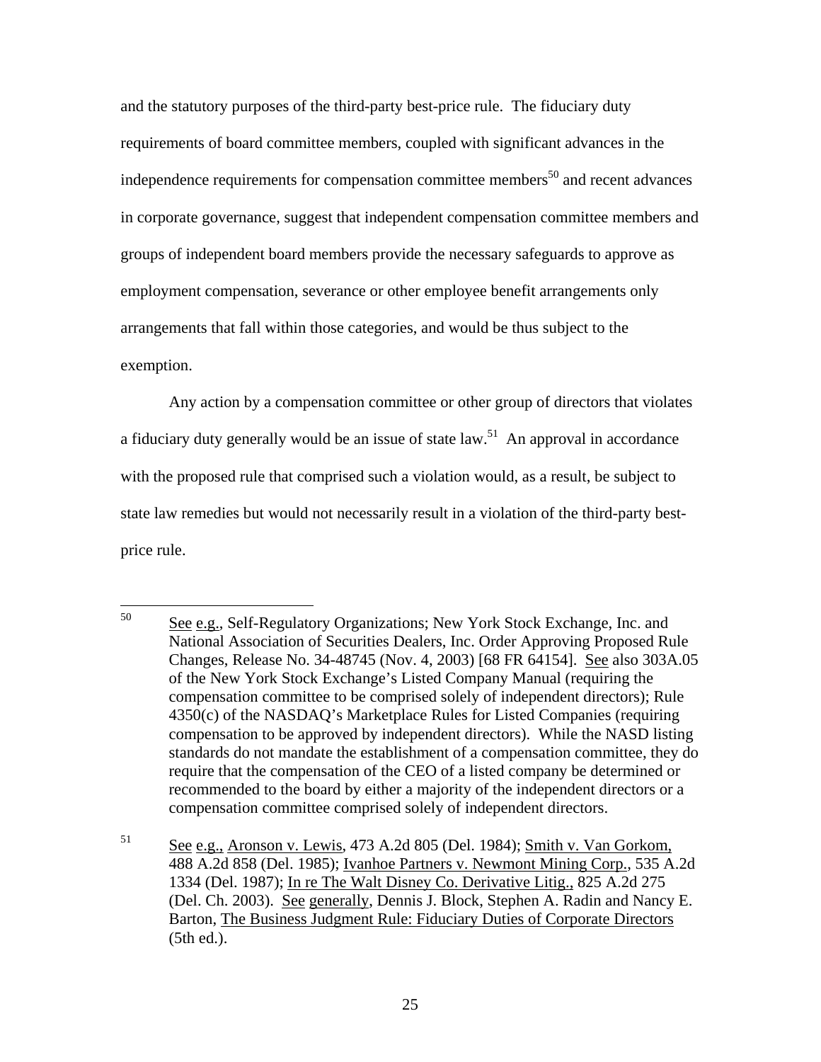and the statutory purposes of the third-party best-price rule. The fiduciary duty requirements of board committee members, coupled with significant advances in the independence requirements for compensation committee members[50] and recent advances in corporate governance, suggest that independent compensation committee members and groups of independent board members provide the necessary safeguards to approve as employment compensation, severance or other employee benefit arrangements only arrangements that fall within those categories, and would be thus subject to the exemption.

Any action by a compensation committee or other group of directors that violates a fiduciary duty generally would be an issue of state law.[51] An approval in accordance with the proposed rule that comprised such a violation would, as a result, be subject to state law remedies but would not necessarily result in a violation of the third-party best-price rule.

---

[50] See e.g., Self-Regulatory Organizations; New York Stock Exchange, Inc. and National Association of Securities Dealers, Inc. Order Approving Proposed Rule Changes, Release No. 34-48745 (Nov. 4, 2003) [68 FR 64154]. See also 303A.05 of the New York Stock Exchange's Listed Company Manual (requiring the compensation committee to be comprised solely of independent directors); Rule 4350(c) of the NASDAQ's Marketplace Rules for Listed Companies (requiring compensation to be approved by independent directors). While the NASD listing standards do not mandate the establishment of a compensation committee, they do require that the compensation of the CEO of a listed company be determined or recommended to the board by either a majority of the independent directors or a compensation committee comprised solely of independent directors.

[51] See e.g., Aronson v. Lewis, 473 A.2d 805 (Del. 1984); Smith v. Van Gorkom, 488 A.2d 858 (Del. 1985); Ivanhoe Partners v. Newmont Mining Corp., 535 A.2d 1334 (Del. 1987); In re The Walt Disney Co. Derivative Litig., 825 A.2d 275 (Del. Ch. 2003). See generally, Dennis J. Block, Stephen A. Radin and Nancy E. Barton, The Business Judgment Rule: Fiduciary Duties of Corporate Directors (5th ed.).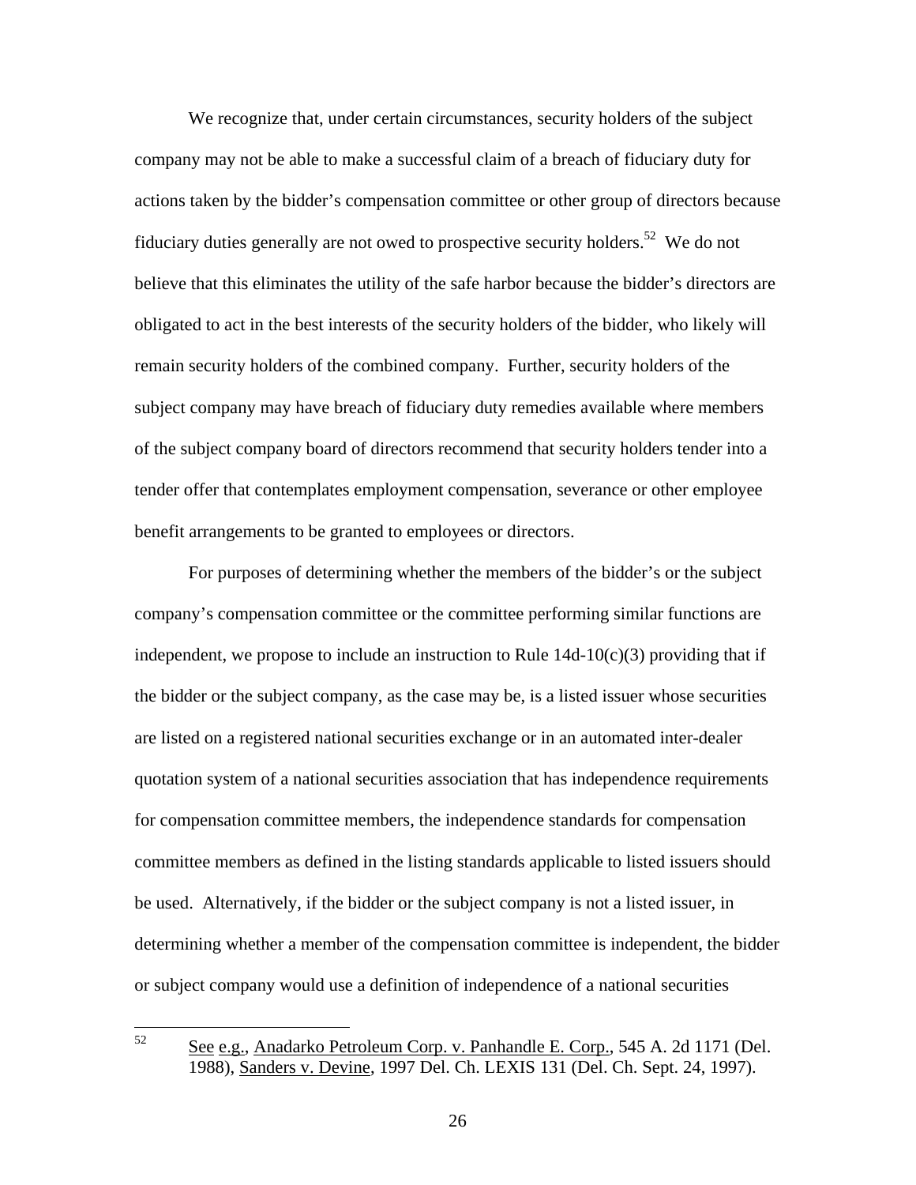We recognize that, under certain circumstances, security holders of the subject company may not be able to make a successful claim of a breach of fiduciary duty for actions taken by the bidder's compensation committee or other group of directors because fiduciary duties generally are not owed to prospective security holders.[52] We do not believe that this eliminates the utility of the safe harbor because the bidder's directors are obligated to act in the best interests of the security holders of the bidder, who likely will remain security holders of the combined company. Further, security holders of the subject company may have breach of fiduciary duty remedies available where members of the subject company board of directors recommend that security holders tender into a tender offer that contemplates employment compensation, severance or other employee benefit arrangements to be granted to employees or directors.

For purposes of determining whether the members of the bidder's or the subject company's compensation committee or the committee performing similar functions are independent, we propose to include an instruction to Rule 14d-10(c)(3) providing that if the bidder or the subject company, as the case may be, is a listed issuer whose securities are listed on a registered national securities exchange or in an automated inter-dealer quotation system of a national securities association that has independence requirements for compensation committee members, the independence standards for compensation committee members as defined in the listing standards applicable to listed issuers should be used. Alternatively, if the bidder or the subject company is not a listed issuer, in determining whether a member of the compensation committee is independent, the bidder or subject company would use a definition of independence of a national securities

---

[52] See e.g., Anadarko Petroleum Corp. v. Panhandle E. Corp., 545 A. 2d 1171 (Del. 1988), Sanders v. Devine, 1997 Del. Ch. LEXIS 131 (Del. Ch. Sept. 24, 1997).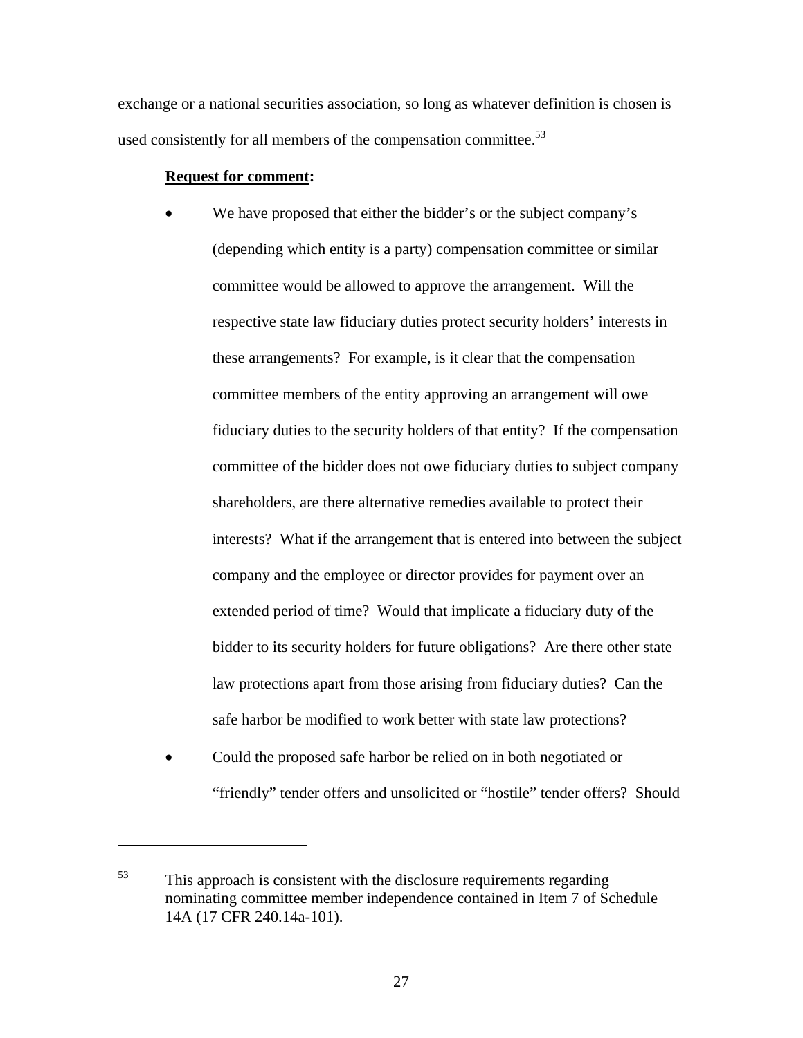exchange or a national securities association, so long as whatever definition is chosen is used consistently for all members of the compensation committee.[53]

**Request for comment:**

- We have proposed that either the bidder's or the subject company's (depending which entity is a party) compensation committee or similar committee would be allowed to approve the arrangement. Will the respective state law fiduciary duties protect security holders' interests in these arrangements? For example, is it clear that the compensation committee members of the entity approving an arrangement will owe fiduciary duties to the security holders of that entity? If the compensation committee of the bidder does not owe fiduciary duties to subject company shareholders, are there alternative remedies available to protect their interests? What if the arrangement that is entered into between the subject company and the employee or director provides for payment over an extended period of time? Would that implicate a fiduciary duty of the bidder to its security holders for future obligations? Are there other state law protections apart from those arising from fiduciary duties? Can the safe harbor be modified to work better with state law protections?
- Could the proposed safe harbor be relied on in both negotiated or "friendly" tender offers and unsolicited or "hostile" tender offers? Should

---

[53] This approach is consistent with the disclosure requirements regarding nominating committee member independence contained in Item 7 of Schedule 14A (17 CFR 240.14a-101).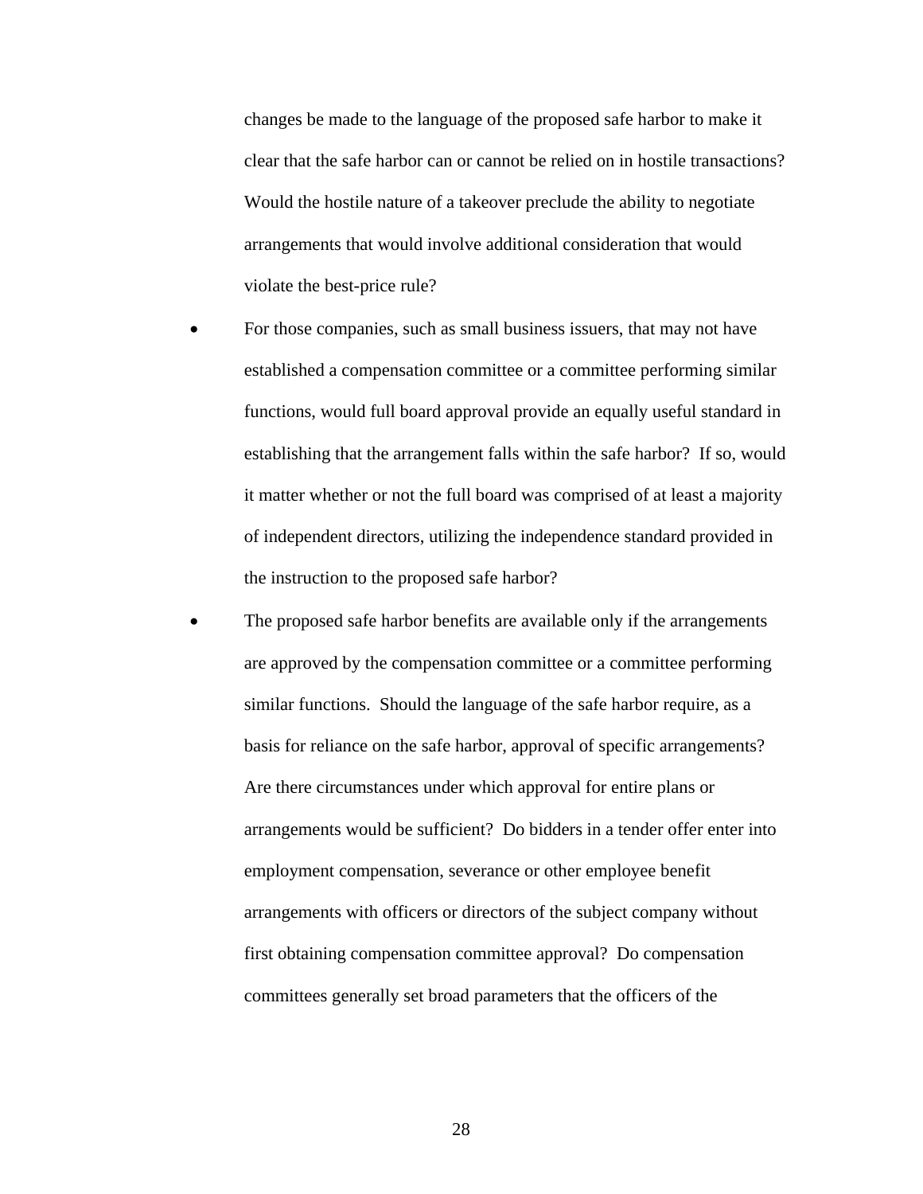changes be made to the language of the proposed safe harbor to make it clear that the safe harbor can or cannot be relied on in hostile transactions? Would the hostile nature of a takeover preclude the ability to negotiate arrangements that would involve additional consideration that would violate the best-price rule?

- For those companies, such as small business issuers, that may not have established a compensation committee or a committee performing similar functions, would full board approval provide an equally useful standard in establishing that the arrangement falls within the safe harbor? If so, would it matter whether or not the full board was comprised of at least a majority of independent directors, utilizing the independence standard provided in the instruction to the proposed safe harbor?
- The proposed safe harbor benefits are available only if the arrangements are approved by the compensation committee or a committee performing similar functions. Should the language of the safe harbor require, as a basis for reliance on the safe harbor, approval of specific arrangements? Are there circumstances under which approval for entire plans or arrangements would be sufficient? Do bidders in a tender offer enter into employment compensation, severance or other employee benefit arrangements with officers or directors of the subject company without first obtaining compensation committee approval? Do compensation committees generally set broad parameters that the officers of the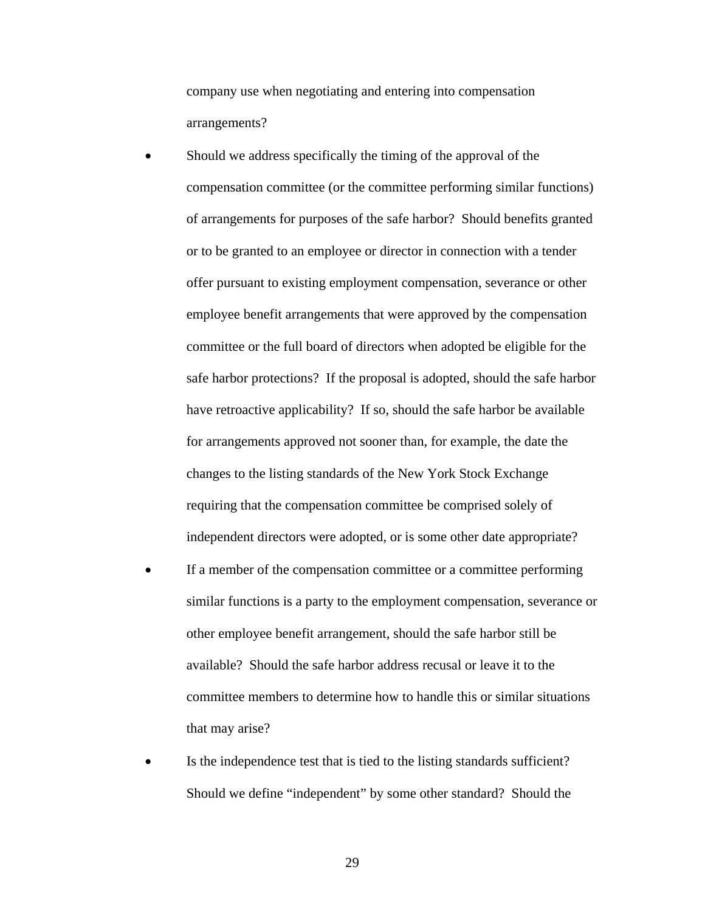company use when negotiating and entering into compensation arrangements?

- Should we address specifically the timing of the approval of the compensation committee (or the committee performing similar functions) of arrangements for purposes of the safe harbor? Should benefits granted or to be granted to an employee or director in connection with a tender offer pursuant to existing employment compensation, severance or other employee benefit arrangements that were approved by the compensation committee or the full board of directors when adopted be eligible for the safe harbor protections? If the proposal is adopted, should the safe harbor have retroactive applicability? If so, should the safe harbor be available for arrangements approved not sooner than, for example, the date the changes to the listing standards of the New York Stock Exchange requiring that the compensation committee be comprised solely of independent directors were adopted, or is some other date appropriate?
- If a member of the compensation committee or a committee performing similar functions is a party to the employment compensation, severance or other employee benefit arrangement, should the safe harbor still be available? Should the safe harbor address recusal or leave it to the committee members to determine how to handle this or similar situations that may arise?
- Is the independence test that is tied to the listing standards sufficient? Should we define "independent" by some other standard? Should the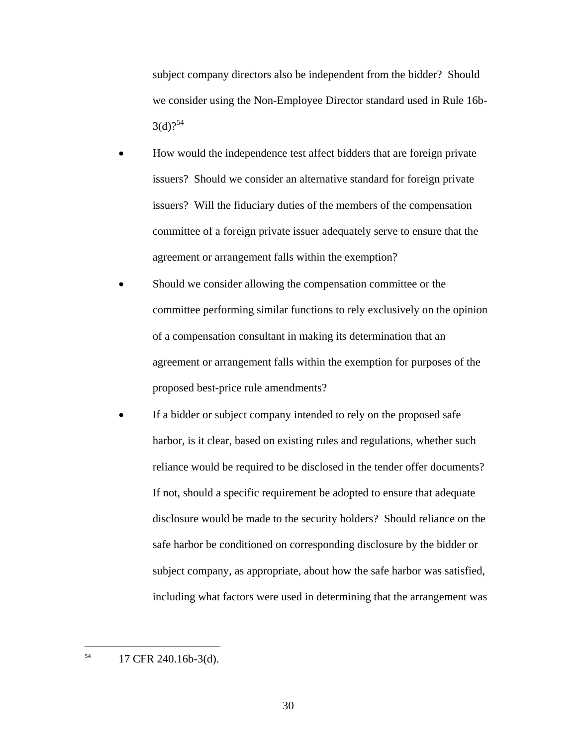subject company directors also be independent from the bidder? Should we consider using the Non-Employee Director standard used in Rule 16b-3(d)?[54]

- How would the independence test affect bidders that are foreign private issuers? Should we consider an alternative standard for foreign private issuers? Will the fiduciary duties of the members of the compensation committee of a foreign private issuer adequately serve to ensure that the agreement or arrangement falls within the exemption?
- Should we consider allowing the compensation committee or the committee performing similar functions to rely exclusively on the opinion of a compensation consultant in making its determination that an agreement or arrangement falls within the exemption for purposes of the proposed best-price rule amendments?
- If a bidder or subject company intended to rely on the proposed safe harbor, is it clear, based on existing rules and regulations, whether such reliance would be required to be disclosed in the tender offer documents? If not, should a specific requirement be adopted to ensure that adequate disclosure would be made to the security holders? Should reliance on the safe harbor be conditioned on corresponding disclosure by the bidder or subject company, as appropriate, about how the safe harbor was satisfied, including what factors were used in determining that the arrangement was

---

[54] 17 CFR 240.16b-3(d).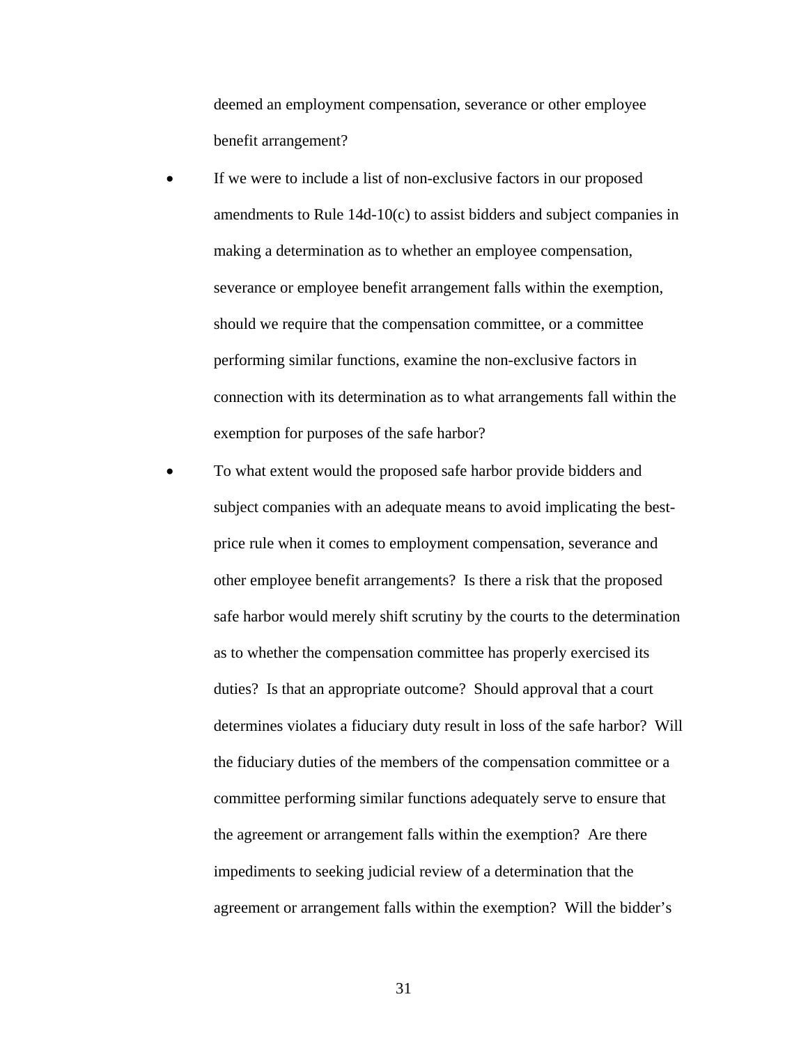deemed an employment compensation, severance or other employee benefit arrangement?

- If we were to include a list of non-exclusive factors in our proposed amendments to Rule 14d-10(c) to assist bidders and subject companies in making a determination as to whether an employee compensation, severance or employee benefit arrangement falls within the exemption, should we require that the compensation committee, or a committee performing similar functions, examine the non-exclusive factors in connection with its determination as to what arrangements fall within the exemption for purposes of the safe harbor?
- To what extent would the proposed safe harbor provide bidders and subject companies with an adequate means to avoid implicating the best-price rule when it comes to employment compensation, severance and other employee benefit arrangements? Is there a risk that the proposed safe harbor would merely shift scrutiny by the courts to the determination as to whether the compensation committee has properly exercised its duties? Is that an appropriate outcome? Should approval that a court determines violates a fiduciary duty result in loss of the safe harbor? Will the fiduciary duties of the members of the compensation committee or a committee performing similar functions adequately serve to ensure that the agreement or arrangement falls within the exemption? Are there impediments to seeking judicial review of a determination that the agreement or arrangement falls within the exemption? Will the bidder's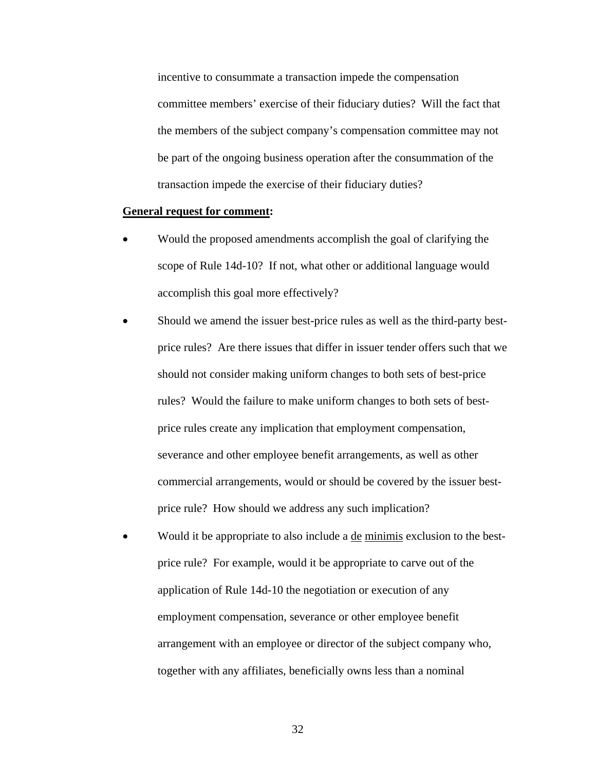incentive to consummate a transaction impede the compensation committee members' exercise of their fiduciary duties? Will the fact that the members of the subject company's compensation committee may not be part of the ongoing business operation after the consummation of the transaction impede the exercise of their fiduciary duties?

**General request for comment:**

- Would the proposed amendments accomplish the goal of clarifying the scope of Rule 14d-10? If not, what other or additional language would accomplish this goal more effectively?
- Should we amend the issuer best-price rules as well as the third-party best-price rules? Are there issues that differ in issuer tender offers such that we should not consider making uniform changes to both sets of best-price rules? Would the failure to make uniform changes to both sets of best-price rules create any implication that employment compensation, severance and other employee benefit arrangements, as well as other commercial arrangements, would or should be covered by the issuer best-price rule? How should we address any such implication?
- Would it be appropriate to also include a de minimis exclusion to the best-price rule? For example, would it be appropriate to carve out of the application of Rule 14d-10 the negotiation or execution of any employment compensation, severance or other employee benefit arrangement with an employee or director of the subject company who, together with any affiliates, beneficially owns less than a nominal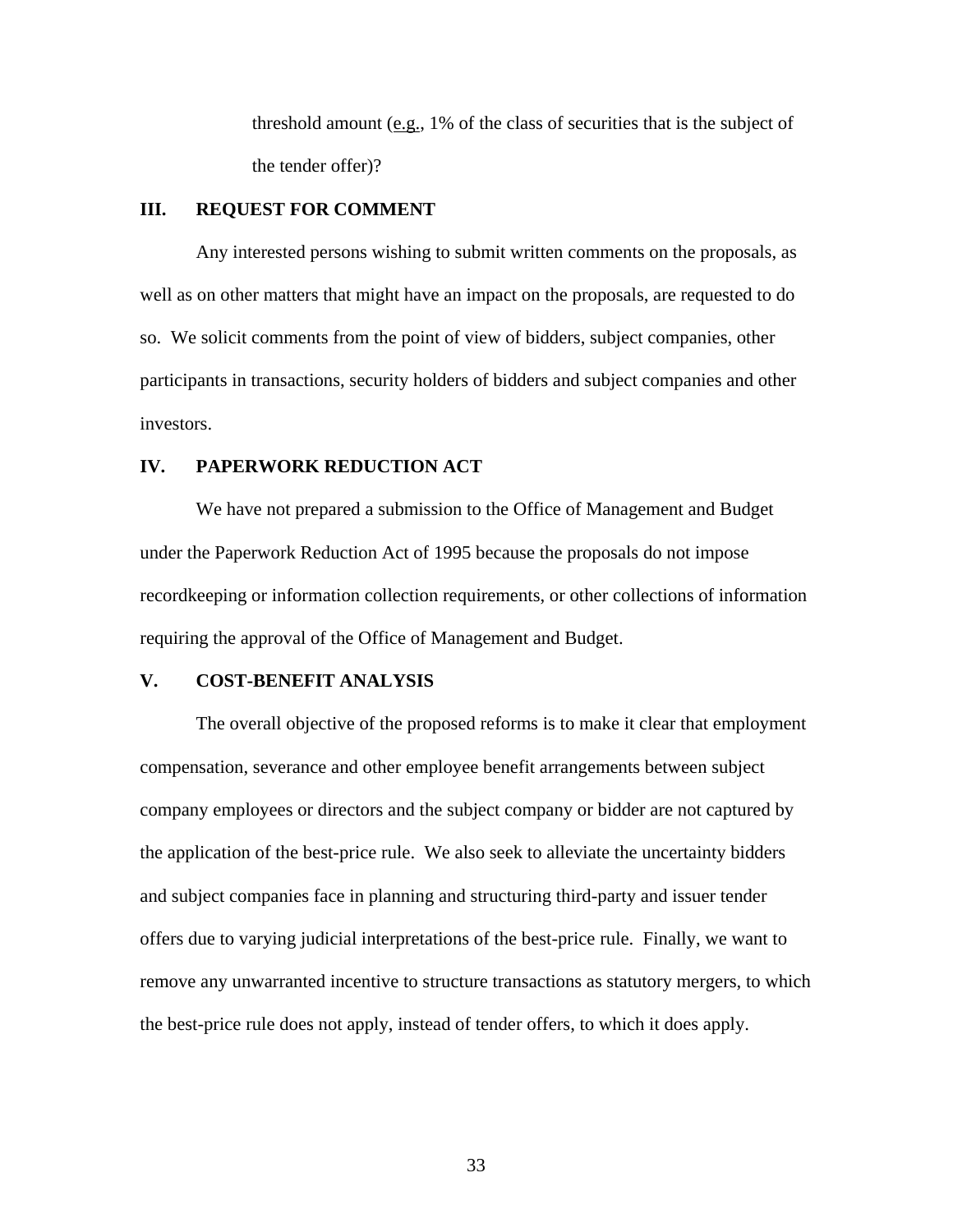threshold amount (e.g., 1% of the class of securities that is the subject of the tender offer)?

## III. REQUEST FOR COMMENT

Any interested persons wishing to submit written comments on the proposals, as well as on other matters that might have an impact on the proposals, are requested to do so. We solicit comments from the point of view of bidders, subject companies, other participants in transactions, security holders of bidders and subject companies and other investors.

## IV. PAPERWORK REDUCTION ACT

We have not prepared a submission to the Office of Management and Budget under the Paperwork Reduction Act of 1995 because the proposals do not impose recordkeeping or information collection requirements, or other collections of information requiring the approval of the Office of Management and Budget.

## V. COST-BENEFIT ANALYSIS

The overall objective of the proposed reforms is to make it clear that employment compensation, severance and other employee benefit arrangements between subject company employees or directors and the subject company or bidder are not captured by the application of the best-price rule. We also seek to alleviate the uncertainty bidders and subject companies face in planning and structuring third-party and issuer tender offers due to varying judicial interpretations of the best-price rule. Finally, we want to remove any unwarranted incentive to structure transactions as statutory mergers, to which the best-price rule does not apply, instead of tender offers, to which it does apply.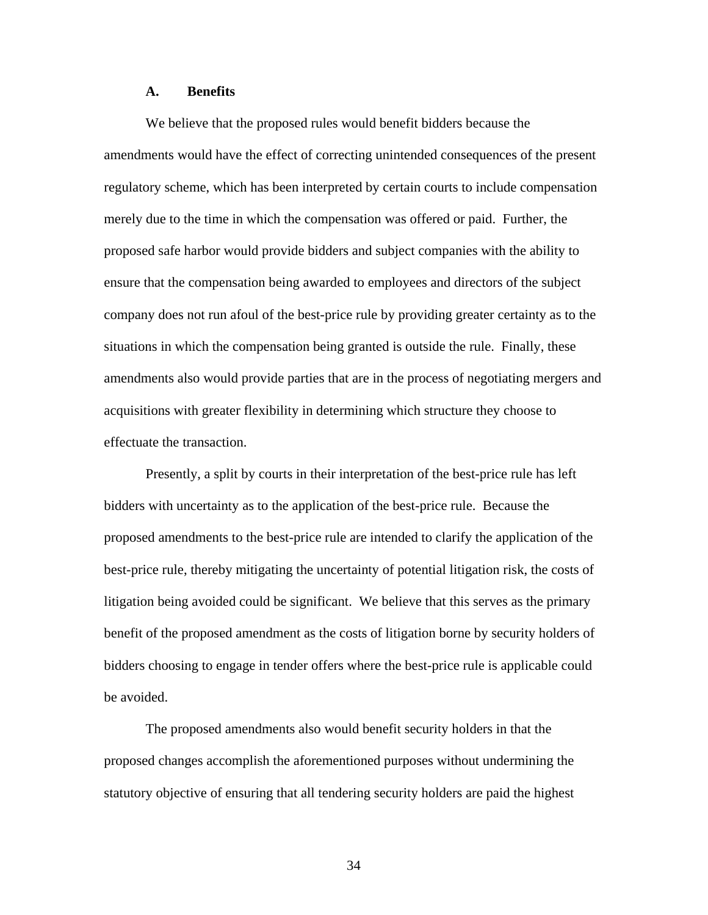### A. Benefits

We believe that the proposed rules would benefit bidders because the amendments would have the effect of correcting unintended consequences of the present regulatory scheme, which has been interpreted by certain courts to include compensation merely due to the time in which the compensation was offered or paid. Further, the proposed safe harbor would provide bidders and subject companies with the ability to ensure that the compensation being awarded to employees and directors of the subject company does not run afoul of the best-price rule by providing greater certainty as to the situations in which the compensation being granted is outside the rule. Finally, these amendments also would provide parties that are in the process of negotiating mergers and acquisitions with greater flexibility in determining which structure they choose to effectuate the transaction.

Presently, a split by courts in their interpretation of the best-price rule has left bidders with uncertainty as to the application of the best-price rule. Because the proposed amendments to the best-price rule are intended to clarify the application of the best-price rule, thereby mitigating the uncertainty of potential litigation risk, the costs of litigation being avoided could be significant. We believe that this serves as the primary benefit of the proposed amendment as the costs of litigation borne by security holders of bidders choosing to engage in tender offers where the best-price rule is applicable could be avoided.

The proposed amendments also would benefit security holders in that the proposed changes accomplish the aforementioned purposes without undermining the statutory objective of ensuring that all tendering security holders are paid the highest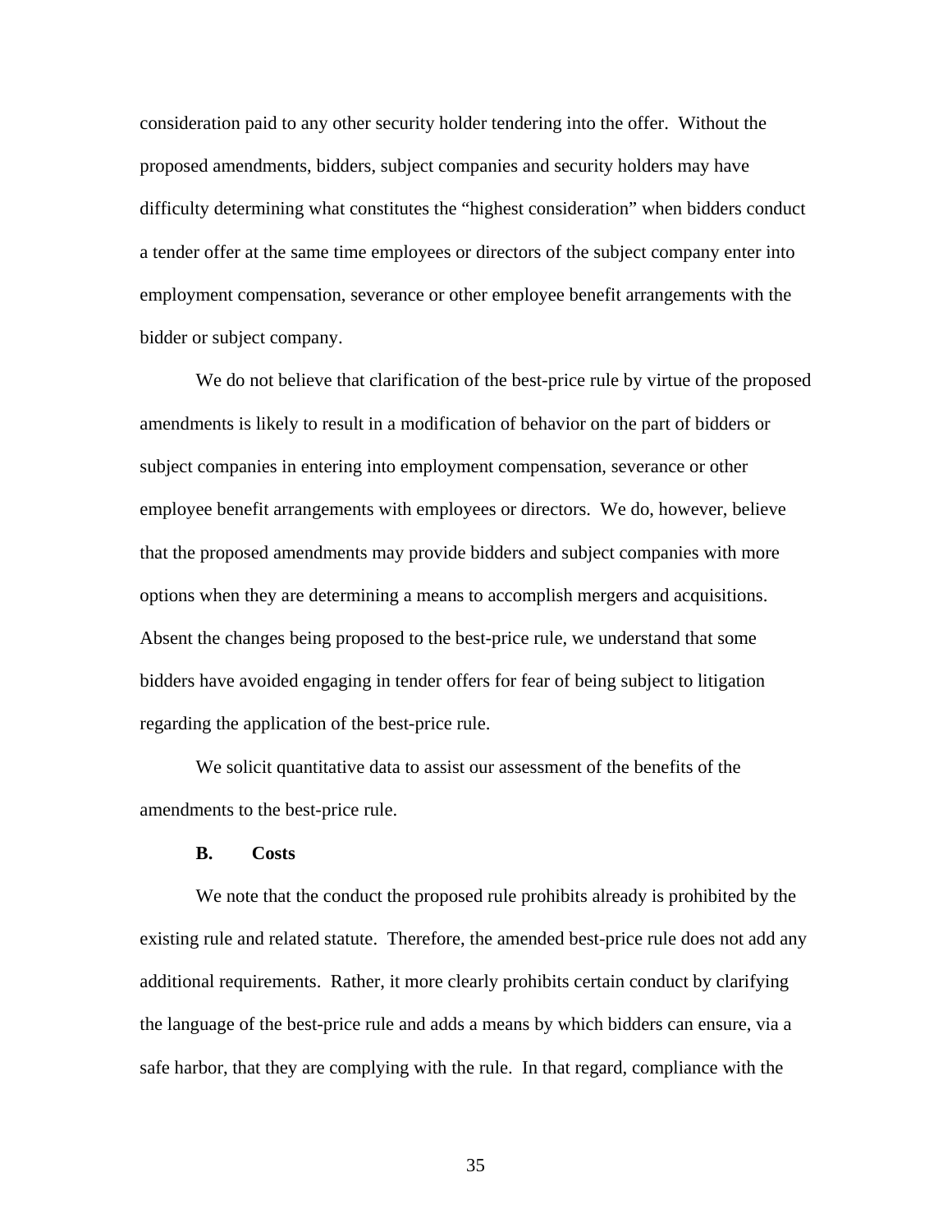consideration paid to any other security holder tendering into the offer. Without the proposed amendments, bidders, subject companies and security holders may have difficulty determining what constitutes the "highest consideration" when bidders conduct a tender offer at the same time employees or directors of the subject company enter into employment compensation, severance or other employee benefit arrangements with the bidder or subject company.

We do not believe that clarification of the best-price rule by virtue of the proposed amendments is likely to result in a modification of behavior on the part of bidders or subject companies in entering into employment compensation, severance or other employee benefit arrangements with employees or directors. We do, however, believe that the proposed amendments may provide bidders and subject companies with more options when they are determining a means to accomplish mergers and acquisitions. Absent the changes being proposed to the best-price rule, we understand that some bidders have avoided engaging in tender offers for fear of being subject to litigation regarding the application of the best-price rule.

We solicit quantitative data to assist our assessment of the benefits of the amendments to the best-price rule.

### B. Costs

We note that the conduct the proposed rule prohibits already is prohibited by the existing rule and related statute. Therefore, the amended best-price rule does not add any additional requirements. Rather, it more clearly prohibits certain conduct by clarifying the language of the best-price rule and adds a means by which bidders can ensure, via a safe harbor, that they are complying with the rule. In that regard, compliance with the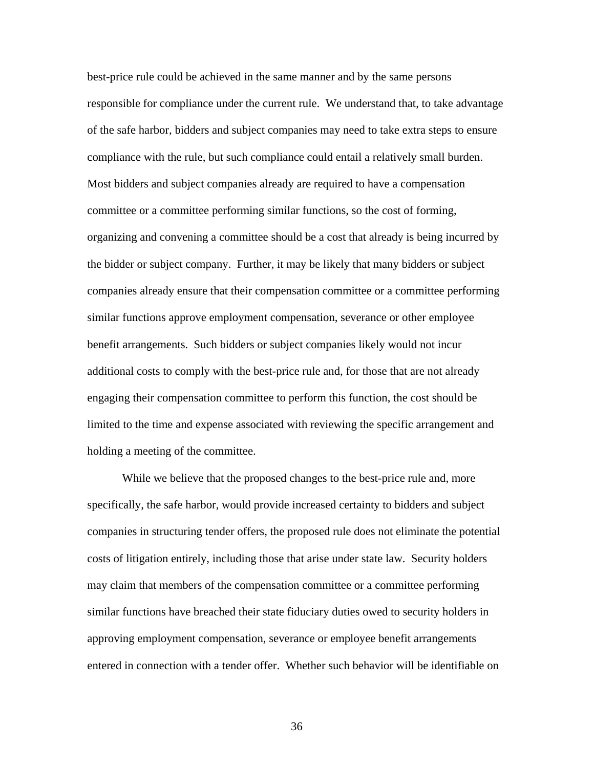best-price rule could be achieved in the same manner and by the same persons responsible for compliance under the current rule. We understand that, to take advantage of the safe harbor, bidders and subject companies may need to take extra steps to ensure compliance with the rule, but such compliance could entail a relatively small burden. Most bidders and subject companies already are required to have a compensation committee or a committee performing similar functions, so the cost of forming, organizing and convening a committee should be a cost that already is being incurred by the bidder or subject company. Further, it may be likely that many bidders or subject companies already ensure that their compensation committee or a committee performing similar functions approve employment compensation, severance or other employee benefit arrangements. Such bidders or subject companies likely would not incur additional costs to comply with the best-price rule and, for those that are not already engaging their compensation committee to perform this function, the cost should be limited to the time and expense associated with reviewing the specific arrangement and holding a meeting of the committee.

While we believe that the proposed changes to the best-price rule and, more specifically, the safe harbor, would provide increased certainty to bidders and subject companies in structuring tender offers, the proposed rule does not eliminate the potential costs of litigation entirely, including those that arise under state law. Security holders may claim that members of the compensation committee or a committee performing similar functions have breached their state fiduciary duties owed to security holders in approving employment compensation, severance or employee benefit arrangements entered in connection with a tender offer. Whether such behavior will be identifiable on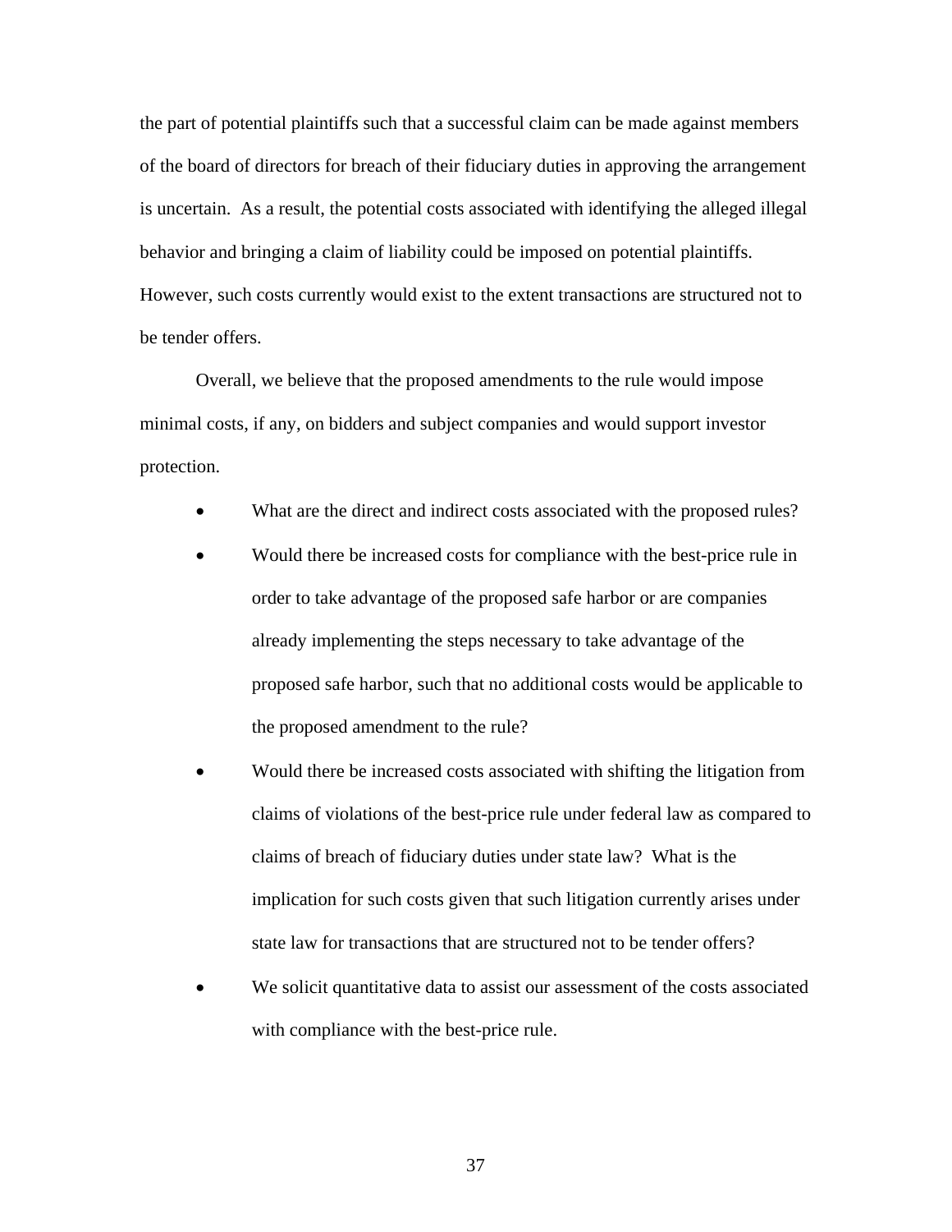the part of potential plaintiffs such that a successful claim can be made against members of the board of directors for breach of their fiduciary duties in approving the arrangement is uncertain. As a result, the potential costs associated with identifying the alleged illegal behavior and bringing a claim of liability could be imposed on potential plaintiffs. However, such costs currently would exist to the extent transactions are structured not to be tender offers.

Overall, we believe that the proposed amendments to the rule would impose minimal costs, if any, on bidders and subject companies and would support investor protection.

- What are the direct and indirect costs associated with the proposed rules?
- Would there be increased costs for compliance with the best-price rule in order to take advantage of the proposed safe harbor or are companies already implementing the steps necessary to take advantage of the proposed safe harbor, such that no additional costs would be applicable to the proposed amendment to the rule?
- Would there be increased costs associated with shifting the litigation from claims of violations of the best-price rule under federal law as compared to claims of breach of fiduciary duties under state law? What is the implication for such costs given that such litigation currently arises under state law for transactions that are structured not to be tender offers?
- We solicit quantitative data to assist our assessment of the costs associated with compliance with the best-price rule.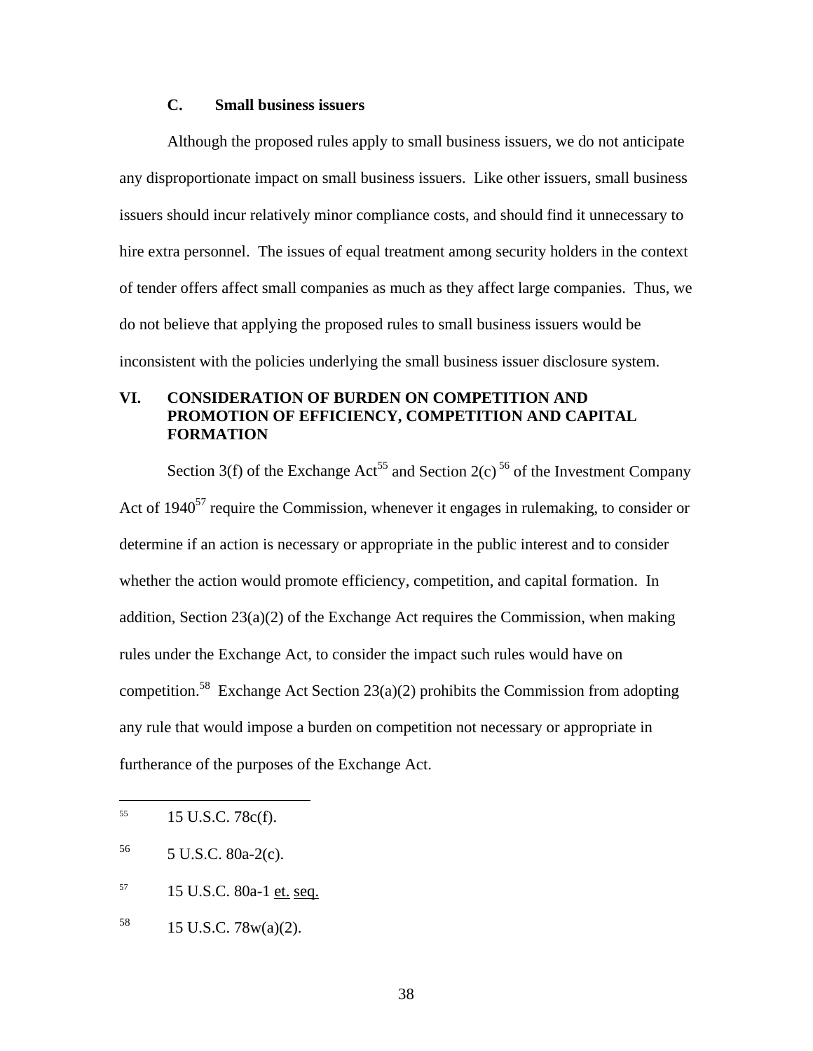### C. Small business issuers

Although the proposed rules apply to small business issuers, we do not anticipate any disproportionate impact on small business issuers. Like other issuers, small business issuers should incur relatively minor compliance costs, and should find it unnecessary to hire extra personnel. The issues of equal treatment among security holders in the context of tender offers affect small companies as much as they affect large companies. Thus, we do not believe that applying the proposed rules to small business issuers would be inconsistent with the policies underlying the small business issuer disclosure system.

## VI. CONSIDERATION OF BURDEN ON COMPETITION AND PROMOTION OF EFFICIENCY, COMPETITION AND CAPITAL FORMATION

Section 3(f) of the Exchange Act[55] and Section 2(c)[56] of the Investment Company Act of 1940[57] require the Commission, whenever it engages in rulemaking, to consider or determine if an action is necessary or appropriate in the public interest and to consider whether the action would promote efficiency, competition, and capital formation. In addition, Section 23(a)(2) of the Exchange Act requires the Commission, when making rules under the Exchange Act, to consider the impact such rules would have on competition.[58] Exchange Act Section 23(a)(2) prohibits the Commission from adopting any rule that would impose a burden on competition not necessary or appropriate in furtherance of the purposes of the Exchange Act.

---

[55] 15 U.S.C. 78c(f).

[56] 5 U.S.C. 80a-2(c).

[57] 15 U.S.C. 80a-1 et. seq.

[58] 15 U.S.C. 78w(a)(2).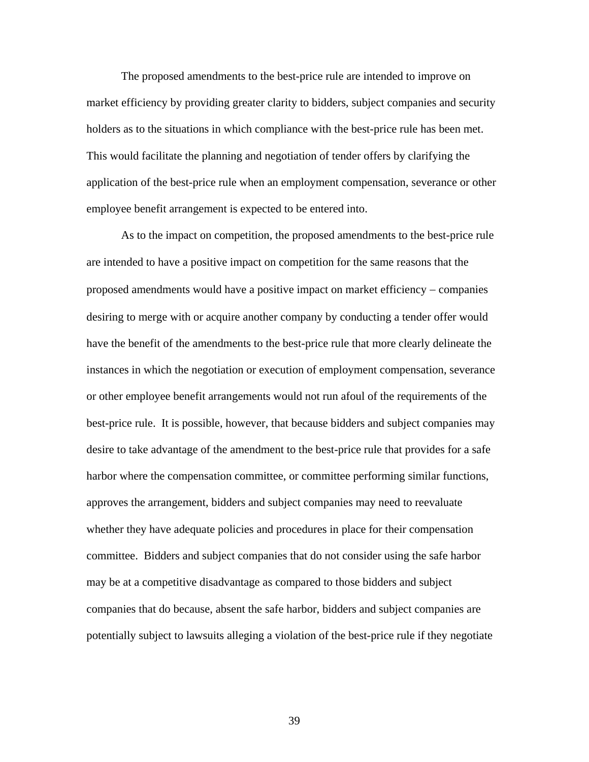The proposed amendments to the best-price rule are intended to improve on market efficiency by providing greater clarity to bidders, subject companies and security holders as to the situations in which compliance with the best-price rule has been met. This would facilitate the planning and negotiation of tender offers by clarifying the application of the best-price rule when an employment compensation, severance or other employee benefit arrangement is expected to be entered into.

As to the impact on competition, the proposed amendments to the best-price rule are intended to have a positive impact on competition for the same reasons that the proposed amendments would have a positive impact on market efficiency – companies desiring to merge with or acquire another company by conducting a tender offer would have the benefit of the amendments to the best-price rule that more clearly delineate the instances in which the negotiation or execution of employment compensation, severance or other employee benefit arrangements would not run afoul of the requirements of the best-price rule. It is possible, however, that because bidders and subject companies may desire to take advantage of the amendment to the best-price rule that provides for a safe harbor where the compensation committee, or committee performing similar functions, approves the arrangement, bidders and subject companies may need to reevaluate whether they have adequate policies and procedures in place for their compensation committee. Bidders and subject companies that do not consider using the safe harbor may be at a competitive disadvantage as compared to those bidders and subject companies that do because, absent the safe harbor, bidders and subject companies are potentially subject to lawsuits alleging a violation of the best-price rule if they negotiate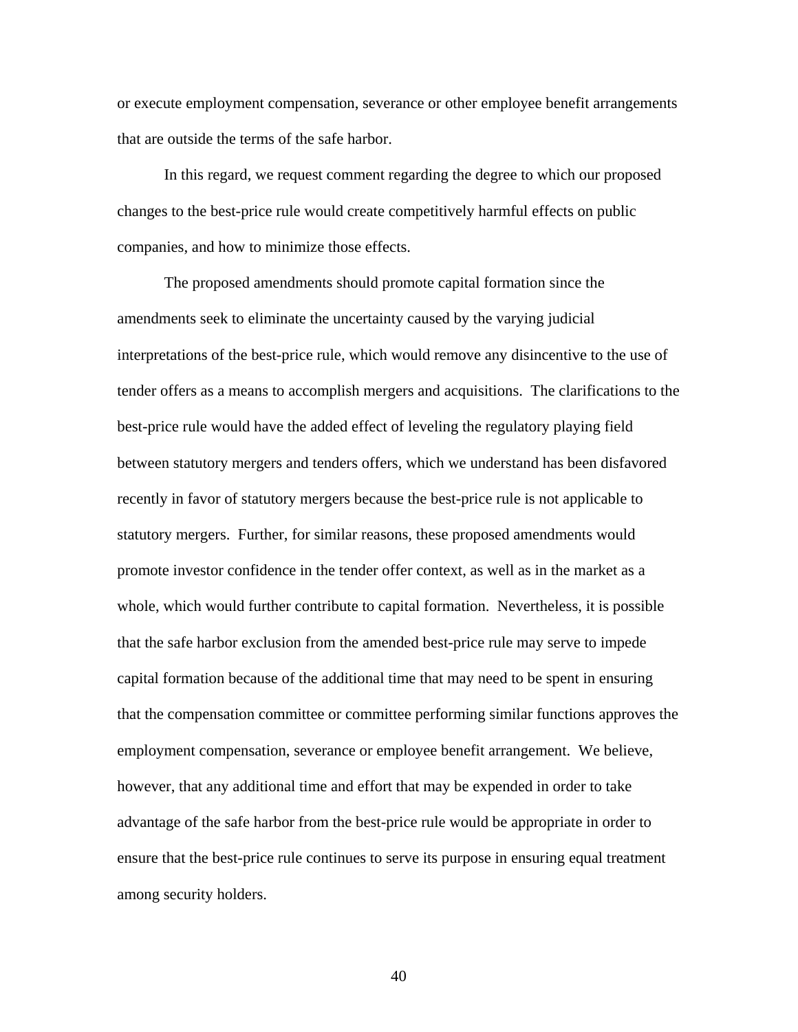or execute employment compensation, severance or other employee benefit arrangements that are outside the terms of the safe harbor.

In this regard, we request comment regarding the degree to which our proposed changes to the best-price rule would create competitively harmful effects on public companies, and how to minimize those effects.

The proposed amendments should promote capital formation since the amendments seek to eliminate the uncertainty caused by the varying judicial interpretations of the best-price rule, which would remove any disincentive to the use of tender offers as a means to accomplish mergers and acquisitions. The clarifications to the best-price rule would have the added effect of leveling the regulatory playing field between statutory mergers and tenders offers, which we understand has been disfavored recently in favor of statutory mergers because the best-price rule is not applicable to statutory mergers. Further, for similar reasons, these proposed amendments would promote investor confidence in the tender offer context, as well as in the market as a whole, which would further contribute to capital formation. Nevertheless, it is possible that the safe harbor exclusion from the amended best-price rule may serve to impede capital formation because of the additional time that may need to be spent in ensuring that the compensation committee or committee performing similar functions approves the employment compensation, severance or employee benefit arrangement. We believe, however, that any additional time and effort that may be expended in order to take advantage of the safe harbor from the best-price rule would be appropriate in order to ensure that the best-price rule continues to serve its purpose in ensuring equal treatment among security holders.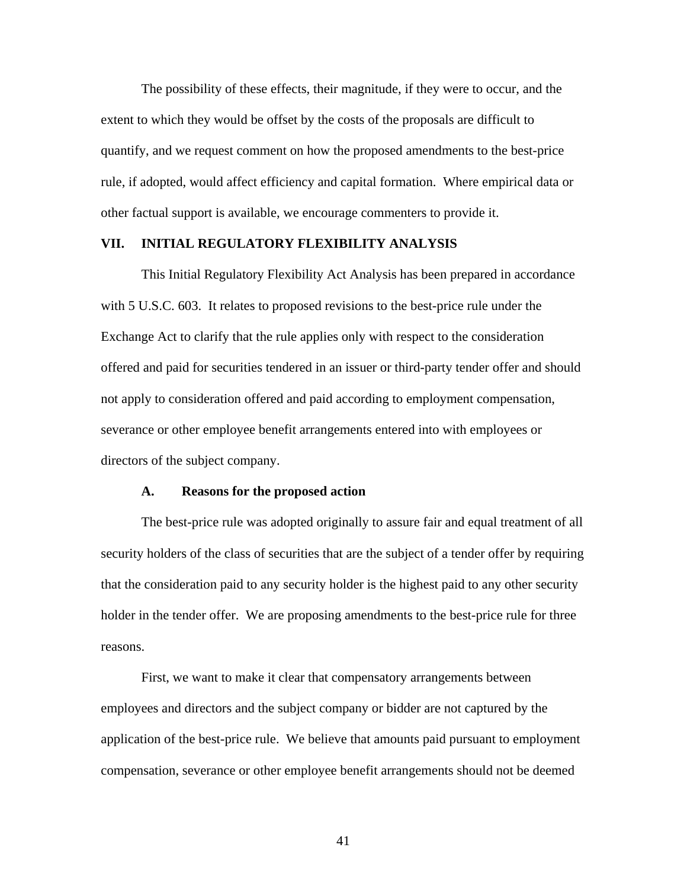The possibility of these effects, their magnitude, if they were to occur, and the extent to which they would be offset by the costs of the proposals are difficult to quantify, and we request comment on how the proposed amendments to the best-price rule, if adopted, would affect efficiency and capital formation. Where empirical data or other factual support is available, we encourage commenters to provide it.

## VII. INITIAL REGULATORY FLEXIBILITY ANALYSIS

This Initial Regulatory Flexibility Act Analysis has been prepared in accordance with 5 U.S.C. 603. It relates to proposed revisions to the best-price rule under the Exchange Act to clarify that the rule applies only with respect to the consideration offered and paid for securities tendered in an issuer or third-party tender offer and should not apply to consideration offered and paid according to employment compensation, severance or other employee benefit arrangements entered into with employees or directors of the subject company.

### A. Reasons for the proposed action

The best-price rule was adopted originally to assure fair and equal treatment of all security holders of the class of securities that are the subject of a tender offer by requiring that the consideration paid to any security holder is the highest paid to any other security holder in the tender offer. We are proposing amendments to the best-price rule for three reasons.

First, we want to make it clear that compensatory arrangements between employees and directors and the subject company or bidder are not captured by the application of the best-price rule. We believe that amounts paid pursuant to employment compensation, severance or other employee benefit arrangements should not be deemed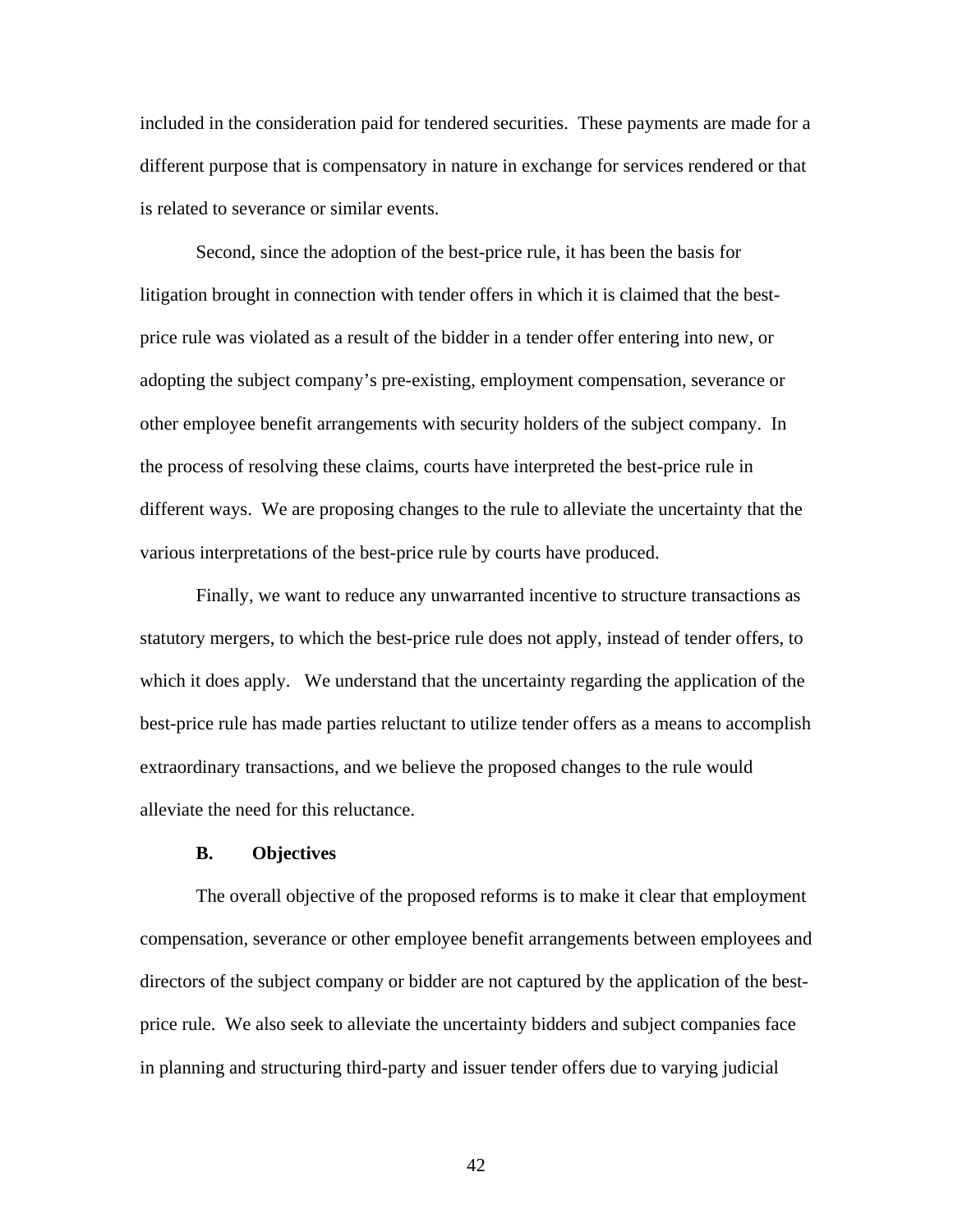included in the consideration paid for tendered securities. These payments are made for a different purpose that is compensatory in nature in exchange for services rendered or that is related to severance or similar events.

Second, since the adoption of the best-price rule, it has been the basis for litigation brought in connection with tender offers in which it is claimed that the best-price rule was violated as a result of the bidder in a tender offer entering into new, or adopting the subject company's pre-existing, employment compensation, severance or other employee benefit arrangements with security holders of the subject company. In the process of resolving these claims, courts have interpreted the best-price rule in different ways. We are proposing changes to the rule to alleviate the uncertainty that the various interpretations of the best-price rule by courts have produced.

Finally, we want to reduce any unwarranted incentive to structure transactions as statutory mergers, to which the best-price rule does not apply, instead of tender offers, to which it does apply. We understand that the uncertainty regarding the application of the best-price rule has made parties reluctant to utilize tender offers as a means to accomplish extraordinary transactions, and we believe the proposed changes to the rule would alleviate the need for this reluctance.

### B. Objectives

The overall objective of the proposed reforms is to make it clear that employment compensation, severance or other employee benefit arrangements between employees and directors of the subject company or bidder are not captured by the application of the best-price rule. We also seek to alleviate the uncertainty bidders and subject companies face in planning and structuring third-party and issuer tender offers due to varying judicial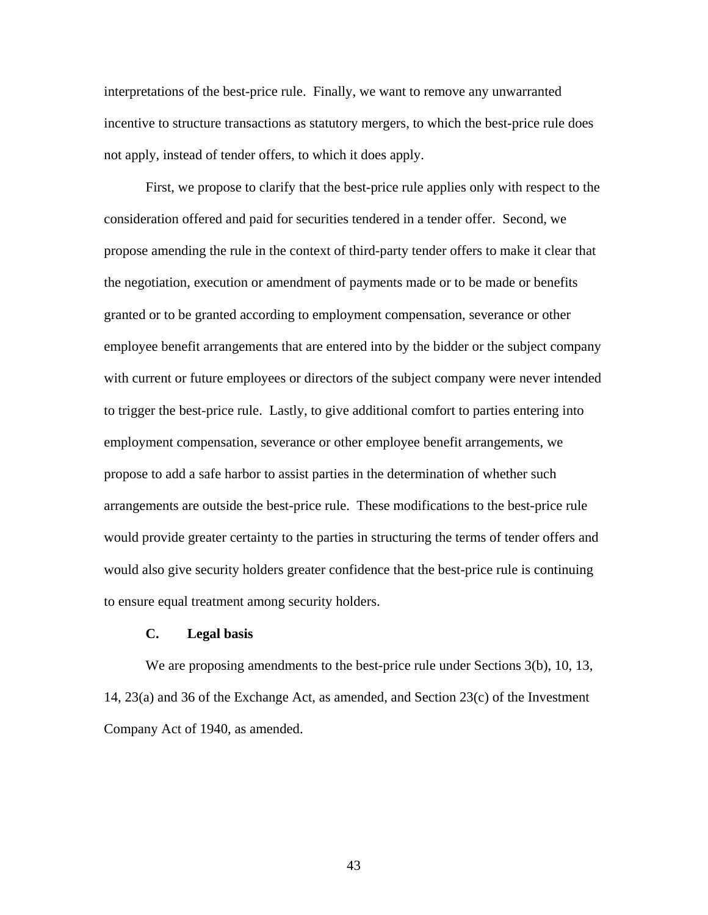interpretations of the best-price rule. Finally, we want to remove any unwarranted incentive to structure transactions as statutory mergers, to which the best-price rule does not apply, instead of tender offers, to which it does apply.

First, we propose to clarify that the best-price rule applies only with respect to the consideration offered and paid for securities tendered in a tender offer. Second, we propose amending the rule in the context of third-party tender offers to make it clear that the negotiation, execution or amendment of payments made or to be made or benefits granted or to be granted according to employment compensation, severance or other employee benefit arrangements that are entered into by the bidder or the subject company with current or future employees or directors of the subject company were never intended to trigger the best-price rule. Lastly, to give additional comfort to parties entering into employment compensation, severance or other employee benefit arrangements, we propose to add a safe harbor to assist parties in the determination of whether such arrangements are outside the best-price rule. These modifications to the best-price rule would provide greater certainty to the parties in structuring the terms of tender offers and would also give security holders greater confidence that the best-price rule is continuing to ensure equal treatment among security holders.

### C. Legal basis

We are proposing amendments to the best-price rule under Sections 3(b), 10, 13, 14, 23(a) and 36 of the Exchange Act, as amended, and Section 23(c) of the Investment Company Act of 1940, as amended.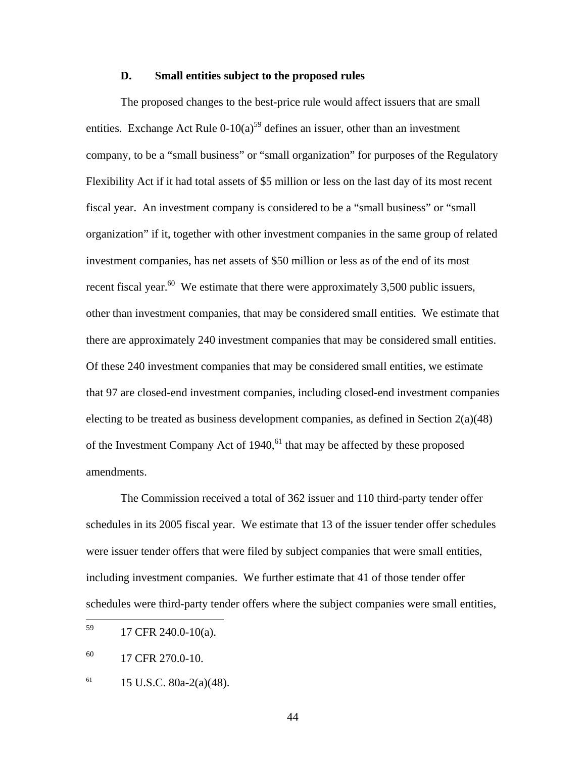### D. Small entities subject to the proposed rules

The proposed changes to the best-price rule would affect issuers that are small entities. Exchange Act Rule 0-10(a)[59] defines an issuer, other than an investment company, to be a "small business" or "small organization" for purposes of the Regulatory Flexibility Act if it had total assets of $5 million or less on the last day of its most recent fiscal year. An investment company is considered to be a "small business" or "small organization" if it, together with other investment companies in the same group of related investment companies, has net assets of $50 million or less as of the end of its most recent fiscal year.[60] We estimate that there were approximately 3,500 public issuers, other than investment companies, that may be considered small entities. We estimate that there are approximately 240 investment companies that may be considered small entities. Of these 240 investment companies that may be considered small entities, we estimate that 97 are closed-end investment companies, including closed-end investment companies electing to be treated as business development companies, as defined in Section 2(a)(48) of the Investment Company Act of 1940,[61] that may be affected by these proposed amendments.

The Commission received a total of 362 issuer and 110 third-party tender offer schedules in its 2005 fiscal year. We estimate that 13 of the issuer tender offer schedules were issuer tender offers that were filed by subject companies that were small entities, including investment companies. We further estimate that 41 of those tender offer schedules were third-party tender offers where the subject companies were small entities,

---

[59] 17 CFR 240.0-10(a).

[60] 17 CFR 270.0-10.

[61] 15 U.S.C. 80a-2(a)(48).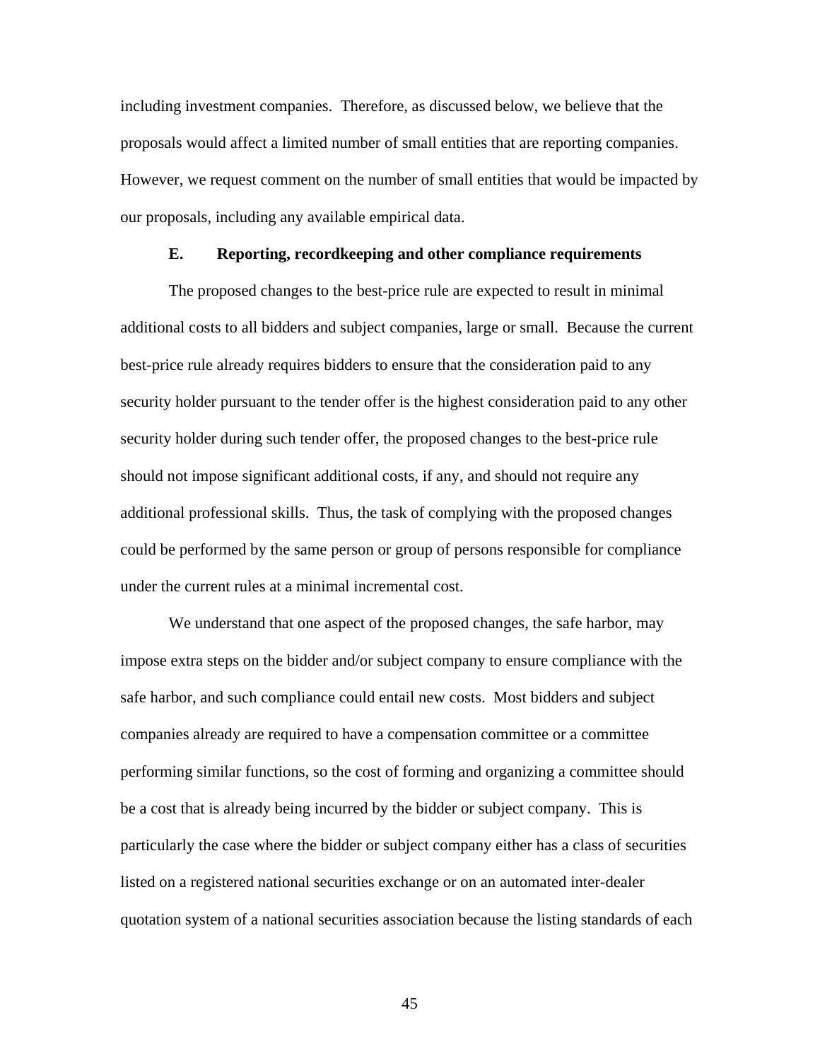including investment companies. Therefore, as discussed below, we believe that the proposals would affect a limited number of small entities that are reporting companies. However, we request comment on the number of small entities that would be impacted by our proposals, including any available empirical data.

### E. Reporting, recordkeeping and other compliance requirements

The proposed changes to the best-price rule are expected to result in minimal additional costs to all bidders and subject companies, large or small. Because the current best-price rule already requires bidders to ensure that the consideration paid to any security holder pursuant to the tender offer is the highest consideration paid to any other security holder during such tender offer, the proposed changes to the best-price rule should not impose significant additional costs, if any, and should not require any additional professional skills. Thus, the task of complying with the proposed changes could be performed by the same person or group of persons responsible for compliance under the current rules at a minimal incremental cost.

We understand that one aspect of the proposed changes, the safe harbor, may impose extra steps on the bidder and/or subject company to ensure compliance with the safe harbor, and such compliance could entail new costs. Most bidders and subject companies already are required to have a compensation committee or a committee performing similar functions, so the cost of forming and organizing a committee should be a cost that is already being incurred by the bidder or subject company. This is particularly the case where the bidder or subject company either has a class of securities listed on a registered national securities exchange or on an automated inter-dealer quotation system of a national securities association because the listing standards of each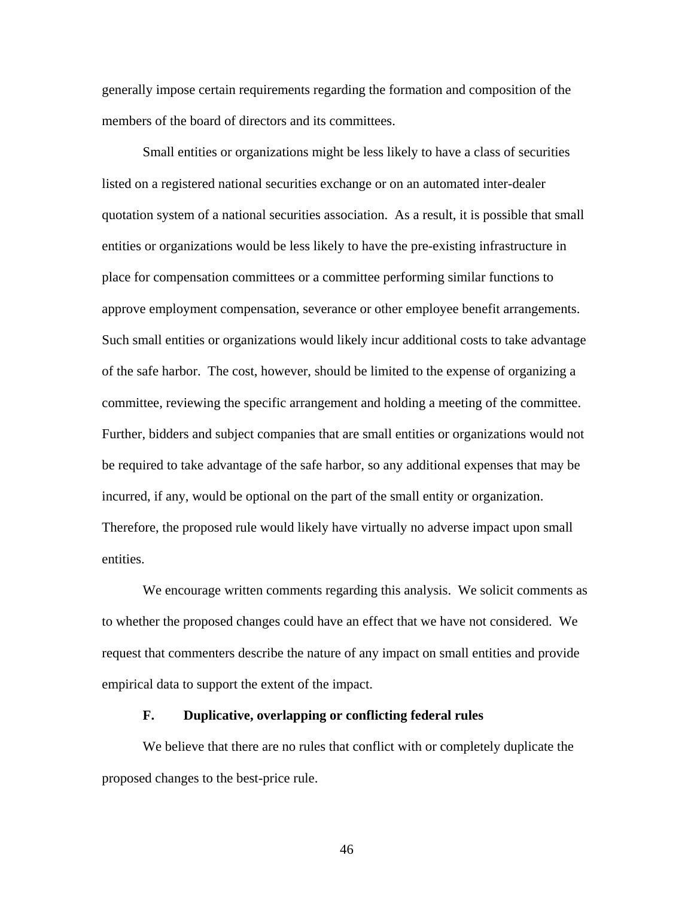generally impose certain requirements regarding the formation and composition of the members of the board of directors and its committees.

Small entities or organizations might be less likely to have a class of securities listed on a registered national securities exchange or on an automated inter-dealer quotation system of a national securities association. As a result, it is possible that small entities or organizations would be less likely to have the pre-existing infrastructure in place for compensation committees or a committee performing similar functions to approve employment compensation, severance or other employee benefit arrangements. Such small entities or organizations would likely incur additional costs to take advantage of the safe harbor. The cost, however, should be limited to the expense of organizing a committee, reviewing the specific arrangement and holding a meeting of the committee. Further, bidders and subject companies that are small entities or organizations would not be required to take advantage of the safe harbor, so any additional expenses that may be incurred, if any, would be optional on the part of the small entity or organization. Therefore, the proposed rule would likely have virtually no adverse impact upon small entities.

We encourage written comments regarding this analysis. We solicit comments as to whether the proposed changes could have an effect that we have not considered. We request that commenters describe the nature of any impact on small entities and provide empirical data to support the extent of the impact.

### F. Duplicative, overlapping or conflicting federal rules

We believe that there are no rules that conflict with or completely duplicate the proposed changes to the best-price rule.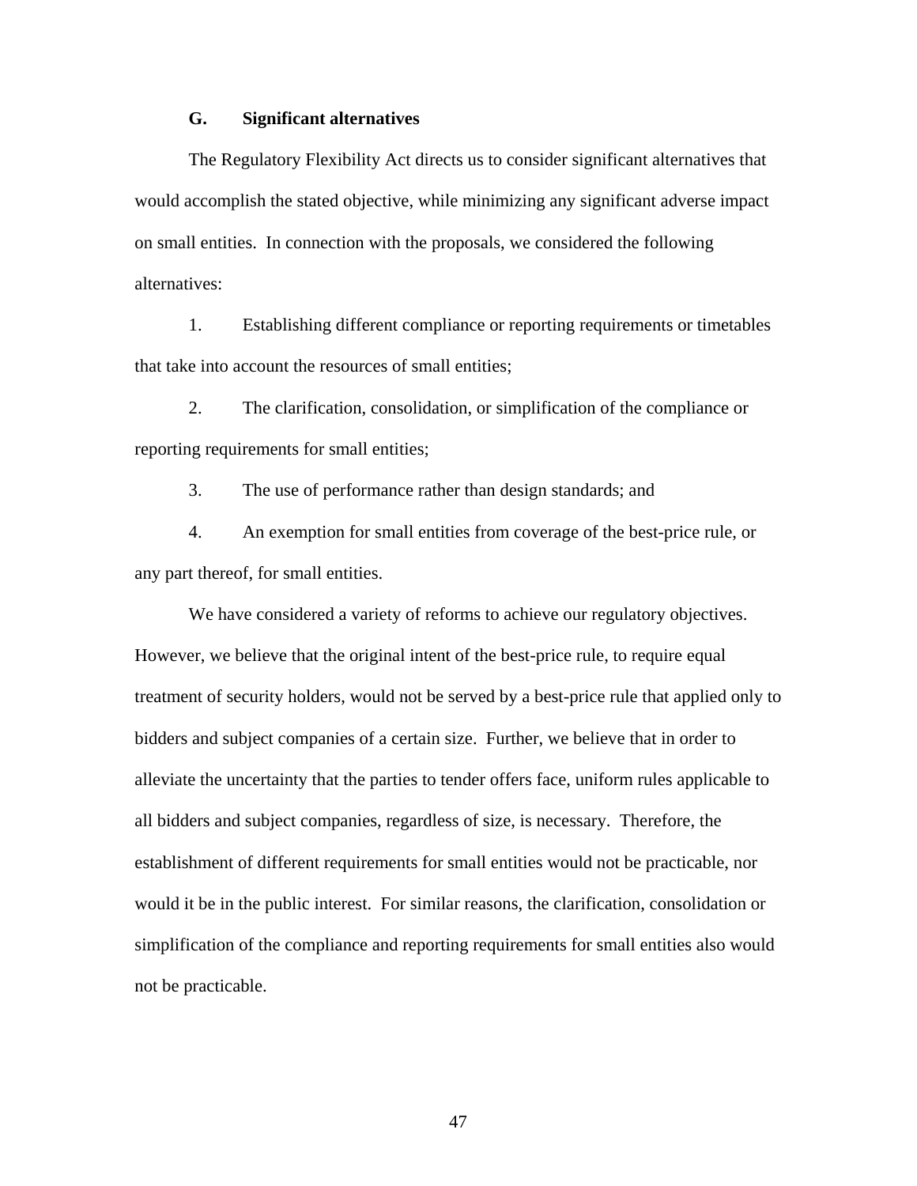### G. Significant alternatives

The Regulatory Flexibility Act directs us to consider significant alternatives that would accomplish the stated objective, while minimizing any significant adverse impact on small entities. In connection with the proposals, we considered the following alternatives:

1. Establishing different compliance or reporting requirements or timetables that take into account the resources of small entities;

2. The clarification, consolidation, or simplification of the compliance or reporting requirements for small entities;

3. The use of performance rather than design standards; and

4. An exemption for small entities from coverage of the best-price rule, or any part thereof, for small entities.

We have considered a variety of reforms to achieve our regulatory objectives. However, we believe that the original intent of the best-price rule, to require equal treatment of security holders, would not be served by a best-price rule that applied only to bidders and subject companies of a certain size. Further, we believe that in order to alleviate the uncertainty that the parties to tender offers face, uniform rules applicable to all bidders and subject companies, regardless of size, is necessary. Therefore, the establishment of different requirements for small entities would not be practicable, nor would it be in the public interest. For similar reasons, the clarification, consolidation or simplification of the compliance and reporting requirements for small entities also would not be practicable.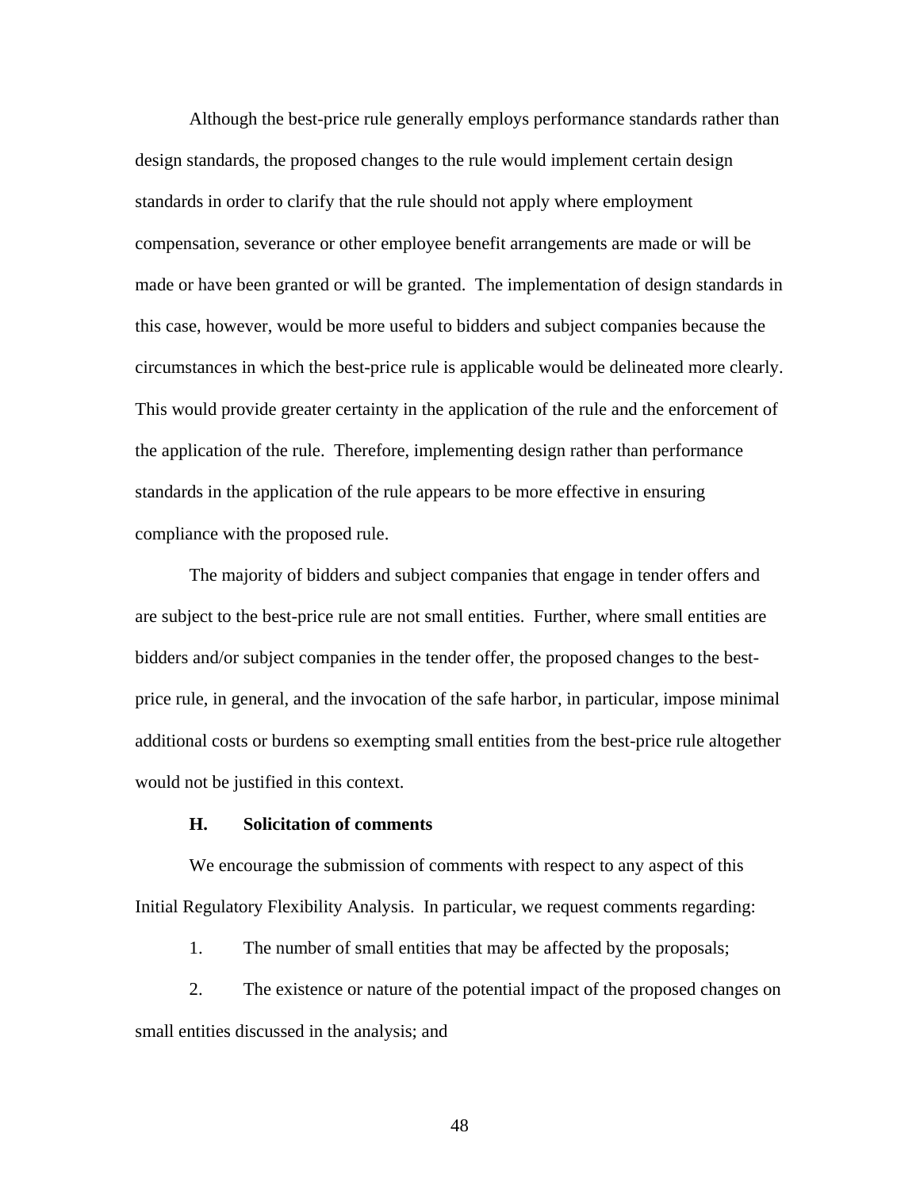Although the best-price rule generally employs performance standards rather than design standards, the proposed changes to the rule would implement certain design standards in order to clarify that the rule should not apply where employment compensation, severance or other employee benefit arrangements are made or will be made or have been granted or will be granted. The implementation of design standards in this case, however, would be more useful to bidders and subject companies because the circumstances in which the best-price rule is applicable would be delineated more clearly. This would provide greater certainty in the application of the rule and the enforcement of the application of the rule. Therefore, implementing design rather than performance standards in the application of the rule appears to be more effective in ensuring compliance with the proposed rule.

The majority of bidders and subject companies that engage in tender offers and are subject to the best-price rule are not small entities. Further, where small entities are bidders and/or subject companies in the tender offer, the proposed changes to the best-price rule, in general, and the invocation of the safe harbor, in particular, impose minimal additional costs or burdens so exempting small entities from the best-price rule altogether would not be justified in this context.

### H. Solicitation of comments

We encourage the submission of comments with respect to any aspect of this Initial Regulatory Flexibility Analysis. In particular, we request comments regarding:

1. The number of small entities that may be affected by the proposals;

2. The existence or nature of the potential impact of the proposed changes on small entities discussed in the analysis; and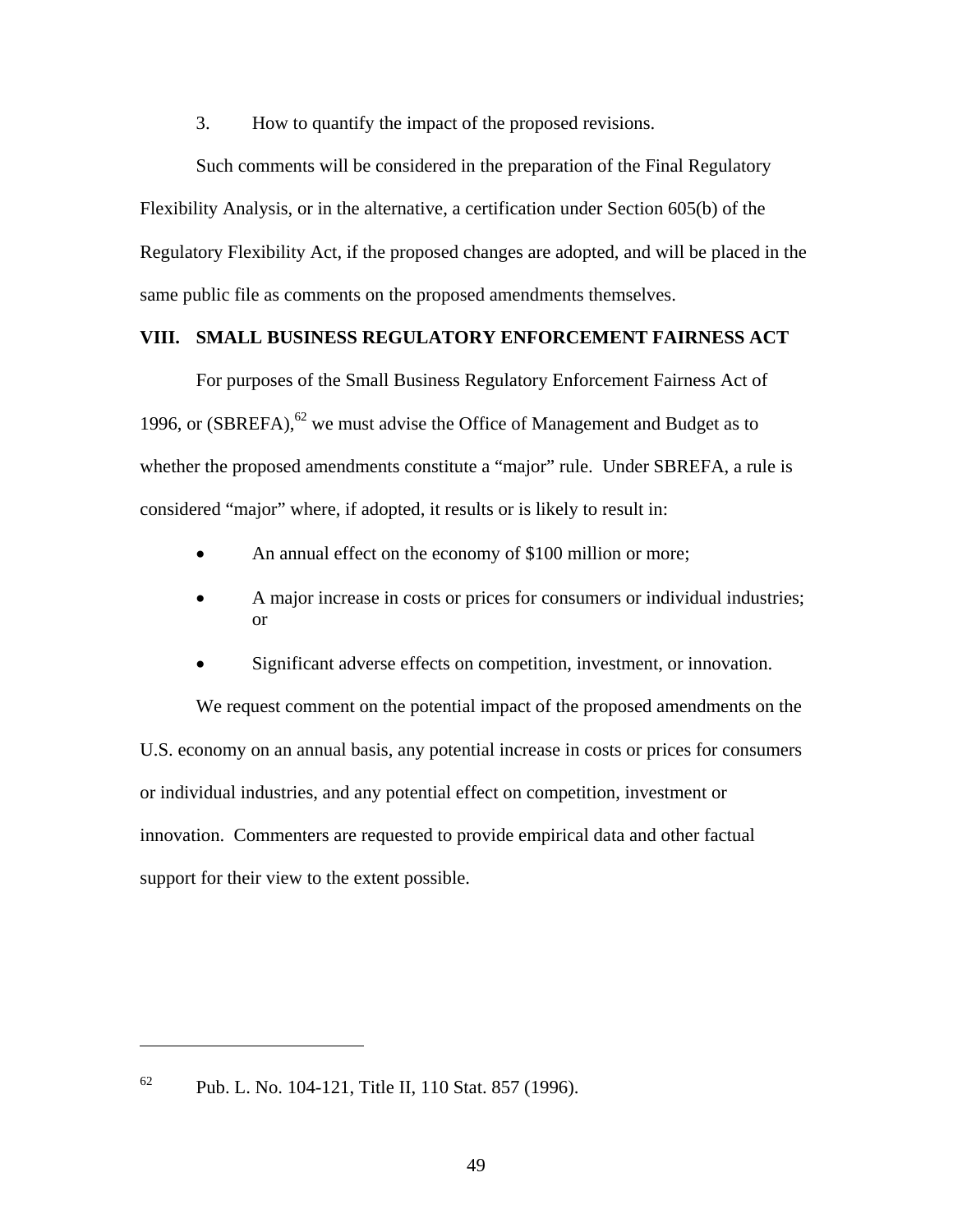3. How to quantify the impact of the proposed revisions.

Such comments will be considered in the preparation of the Final Regulatory Flexibility Analysis, or in the alternative, a certification under Section 605(b) of the Regulatory Flexibility Act, if the proposed changes are adopted, and will be placed in the same public file as comments on the proposed amendments themselves.

## VIII. SMALL BUSINESS REGULATORY ENFORCEMENT FAIRNESS ACT

For purposes of the Small Business Regulatory Enforcement Fairness Act of 1996, or (SBREFA),[62] we must advise the Office of Management and Budget as to whether the proposed amendments constitute a "major" rule. Under SBREFA, a rule is considered "major" where, if adopted, it results or is likely to result in:

- An annual effect on the economy of $100 million or more;
- A major increase in costs or prices for consumers or individual industries; or
- Significant adverse effects on competition, investment, or innovation.

We request comment on the potential impact of the proposed amendments on the U.S. economy on an annual basis, any potential increase in costs or prices for consumers or individual industries, and any potential effect on competition, investment or innovation. Commenters are requested to provide empirical data and other factual support for their view to the extent possible.

---

[62] Pub. L. No. 104-121, Title II, 110 Stat. 857 (1996).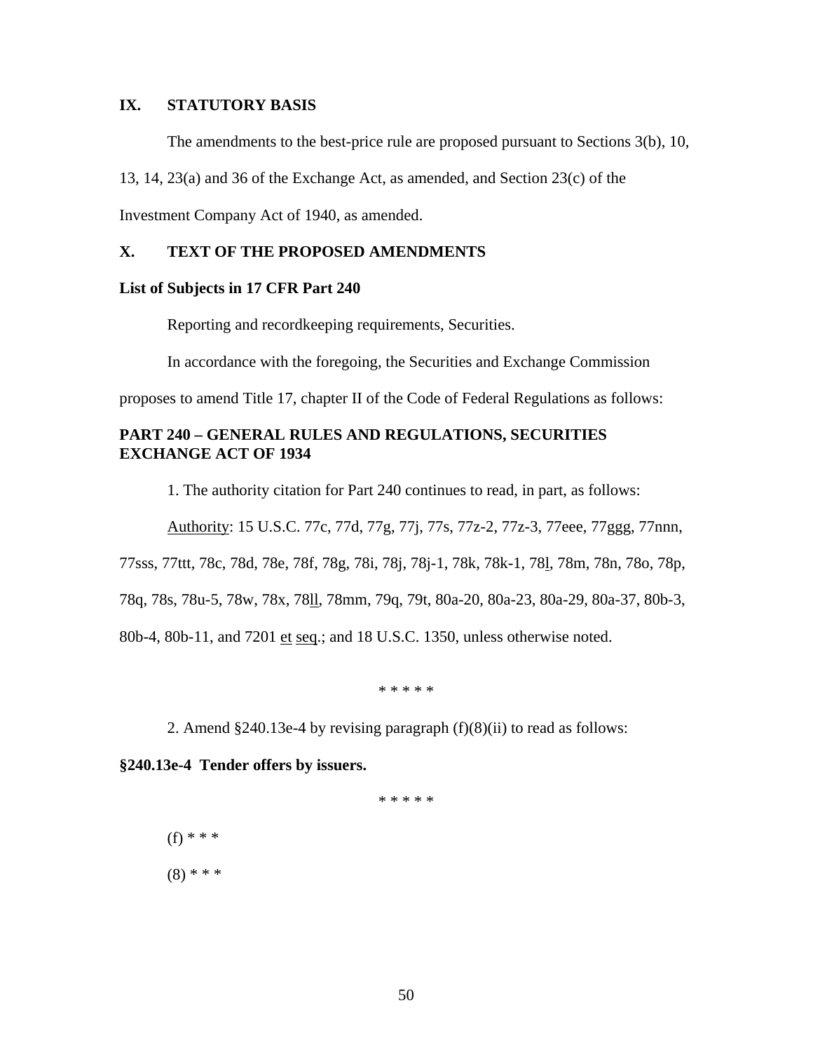## IX. STATUTORY BASIS

The amendments to the best-price rule are proposed pursuant to Sections 3(b), 10, 13, 14, 23(a) and 36 of the Exchange Act, as amended, and Section 23(c) of the Investment Company Act of 1940, as amended.

## X. TEXT OF THE PROPOSED AMENDMENTS

**List of Subjects in 17 CFR Part 240**

Reporting and recordkeeping requirements, Securities.

In accordance with the foregoing, the Securities and Exchange Commission proposes to amend Title 17, chapter II of the Code of Federal Regulations as follows:

**PART 240 – GENERAL RULES AND REGULATIONS, SECURITIES EXCHANGE ACT OF 1934**

1. The authority citation for Part 240 continues to read, in part, as follows:

Authority: 15 U.S.C. 77c, 77d, 77g, 77j, 77s, 77z-2, 77z-3, 77eee, 77ggg, 77nnn, 77sss, 77ttt, 78c, 78d, 78e, 78f, 78g, 78i, 78j, 78j-1, 78k, 78k-1, 78l, 78m, 78n, 78o, 78p, 78q, 78s, 78u-5, 78w, 78x, 78ll, 78mm, 79q, 79t, 80a-20, 80a-23, 80a-29, 80a-37, 80b-3, 80b-4, 80b-11, and 7201 et seq.; and 18 U.S.C. 1350, unless otherwise noted.

\* \* \* \* \*

2. Amend §240.13e-4 by revising paragraph (f)(8)(ii) to read as follows:

**§240.13e-4 Tender offers by issuers.**

\* \* \* \* \*

(f) \* \* \*

(8) \* \* \*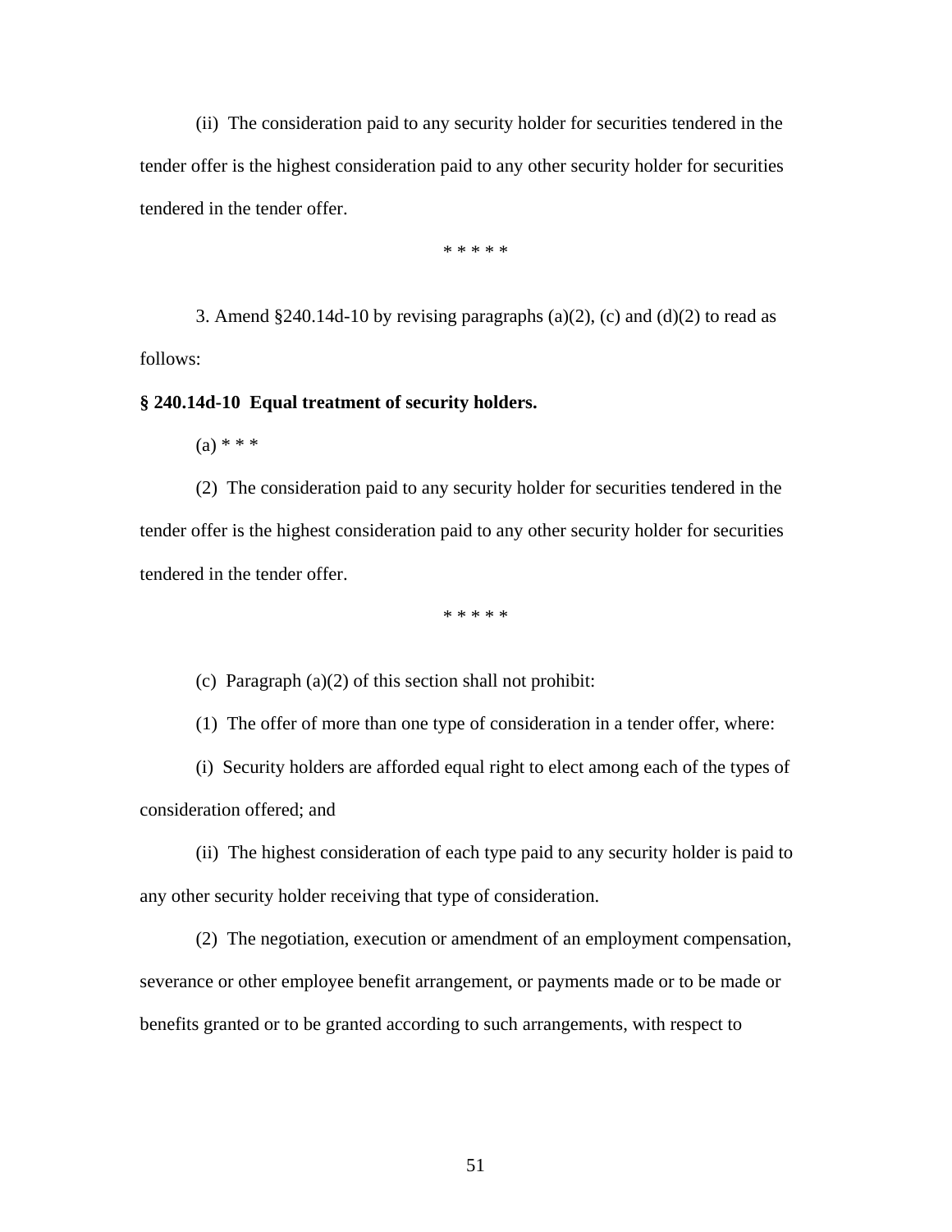(ii) The consideration paid to any security holder for securities tendered in the tender offer is the highest consideration paid to any other security holder for securities tendered in the tender offer.

\* \* \* \* \*

3. Amend §240.14d-10 by revising paragraphs (a)(2), (c) and (d)(2) to read as follows:

**§ 240.14d-10 Equal treatment of security holders.**

(a) \* \* \*

(2) The consideration paid to any security holder for securities tendered in the tender offer is the highest consideration paid to any other security holder for securities tendered in the tender offer.

\* \* \* \* \*

(c) Paragraph (a)(2) of this section shall not prohibit:

(1) The offer of more than one type of consideration in a tender offer, where:

(i) Security holders are afforded equal right to elect among each of the types of consideration offered; and

(ii) The highest consideration of each type paid to any security holder is paid to any other security holder receiving that type of consideration.

(2) The negotiation, execution or amendment of an employment compensation, severance or other employee benefit arrangement, or payments made or to be made or benefits granted or to be granted according to such arrangements, with respect to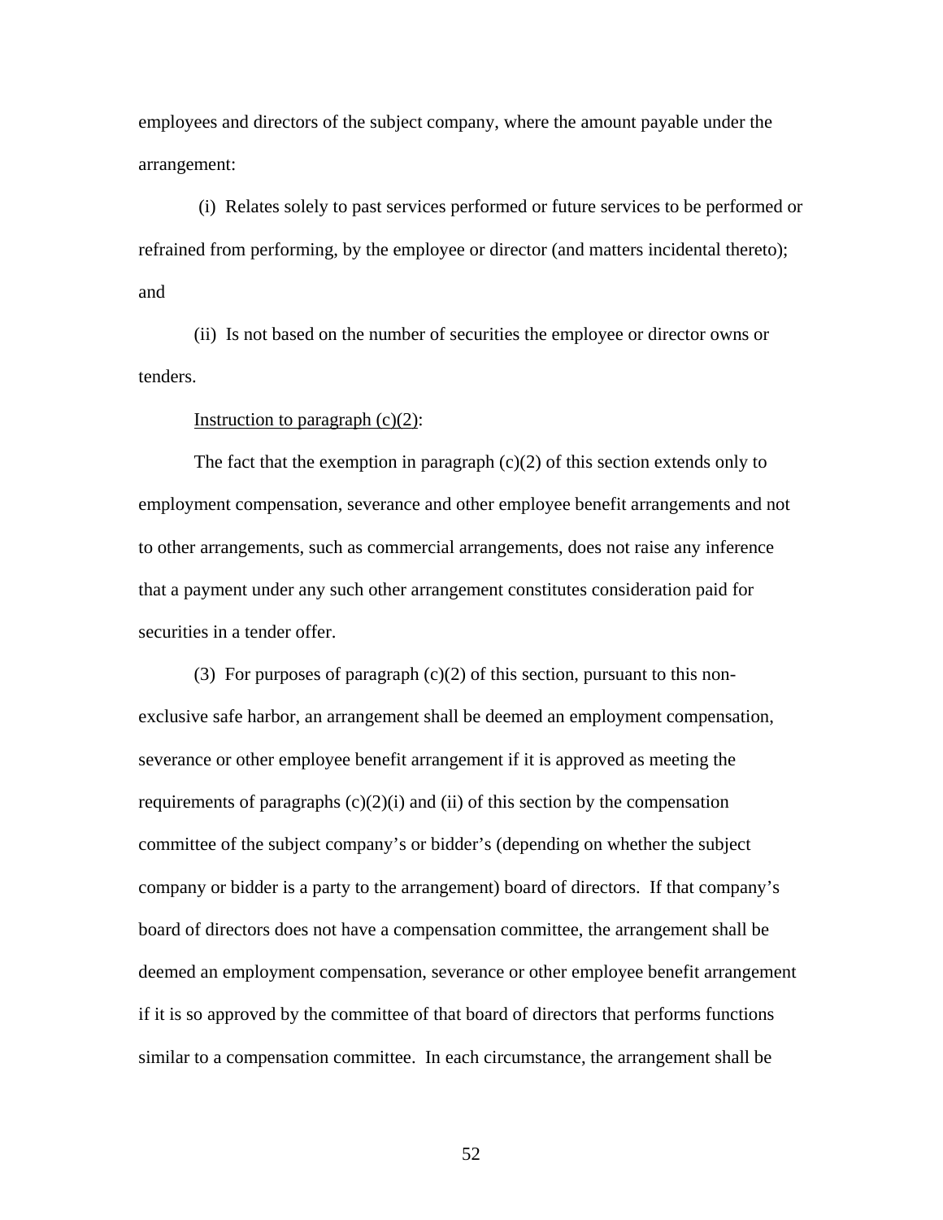employees and directors of the subject company, where the amount payable under the arrangement:

(i) Relates solely to past services performed or future services to be performed or refrained from performing, by the employee or director (and matters incidental thereto); and

(ii) Is not based on the number of securities the employee or director owns or tenders.

Instruction to paragraph (c)(2):

The fact that the exemption in paragraph (c)(2) of this section extends only to employment compensation, severance and other employee benefit arrangements and not to other arrangements, such as commercial arrangements, does not raise any inference that a payment under any such other arrangement constitutes consideration paid for securities in a tender offer.

(3) For purposes of paragraph (c)(2) of this section, pursuant to this non-exclusive safe harbor, an arrangement shall be deemed an employment compensation, severance or other employee benefit arrangement if it is approved as meeting the requirements of paragraphs (c)(2)(i) and (ii) of this section by the compensation committee of the subject company's or bidder's (depending on whether the subject company or bidder is a party to the arrangement) board of directors. If that company's board of directors does not have a compensation committee, the arrangement shall be deemed an employment compensation, severance or other employee benefit arrangement if it is so approved by the committee of that board of directors that performs functions similar to a compensation committee. In each circumstance, the arrangement shall be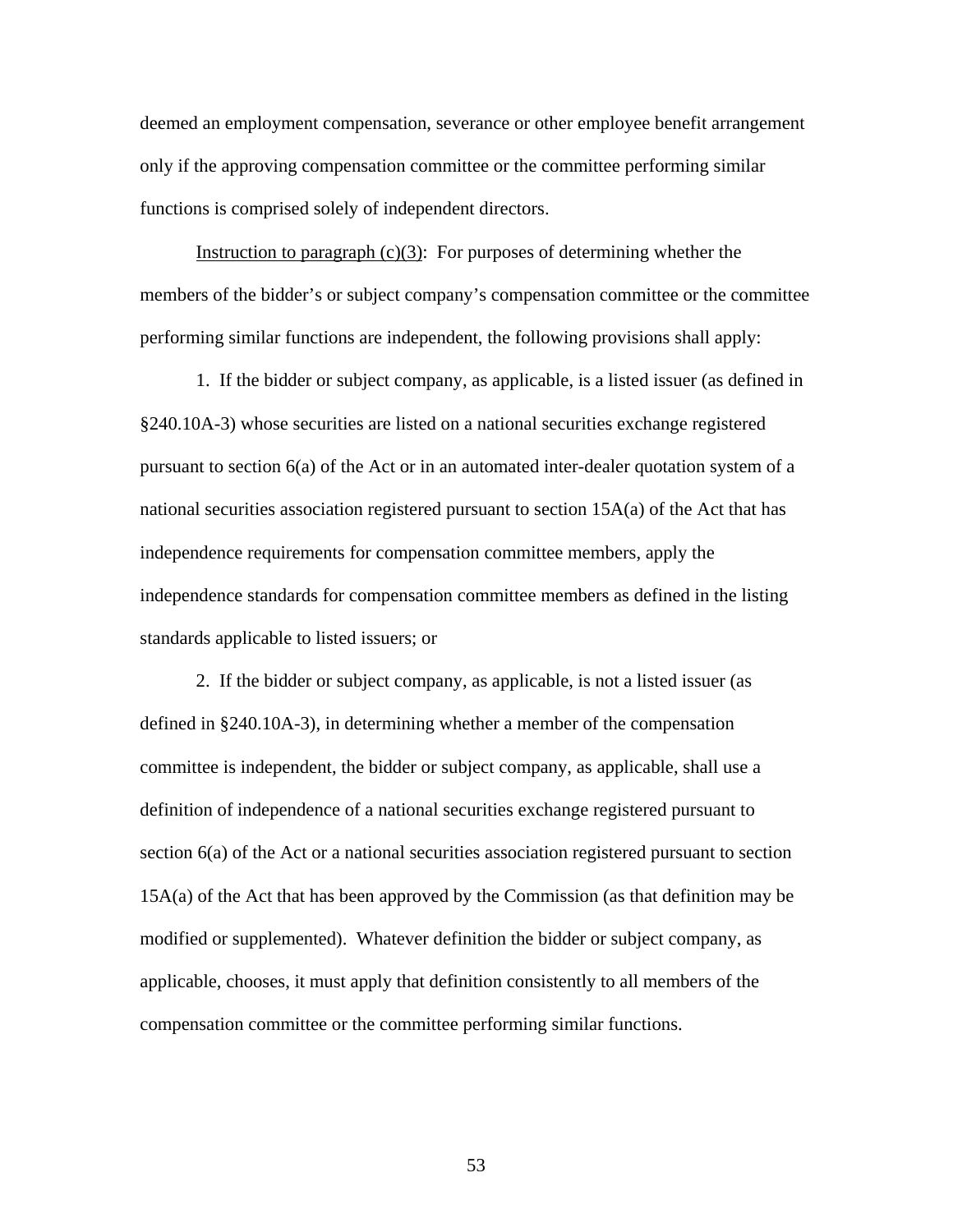deemed an employment compensation, severance or other employee benefit arrangement only if the approving compensation committee or the committee performing similar functions is comprised solely of independent directors.

Instruction to paragraph (c)(3): For purposes of determining whether the members of the bidder's or subject company's compensation committee or the committee performing similar functions are independent, the following provisions shall apply:

1. If the bidder or subject company, as applicable, is a listed issuer (as defined in §240.10A-3) whose securities are listed on a national securities exchange registered pursuant to section 6(a) of the Act or in an automated inter-dealer quotation system of a national securities association registered pursuant to section 15A(a) of the Act that has independence requirements for compensation committee members, apply the independence standards for compensation committee members as defined in the listing standards applicable to listed issuers; or

2. If the bidder or subject company, as applicable, is not a listed issuer (as defined in §240.10A-3), in determining whether a member of the compensation committee is independent, the bidder or subject company, as applicable, shall use a definition of independence of a national securities exchange registered pursuant to section 6(a) of the Act or a national securities association registered pursuant to section 15A(a) of the Act that has been approved by the Commission (as that definition may be modified or supplemented). Whatever definition the bidder or subject company, as applicable, chooses, it must apply that definition consistently to all members of the compensation committee or the committee performing similar functions.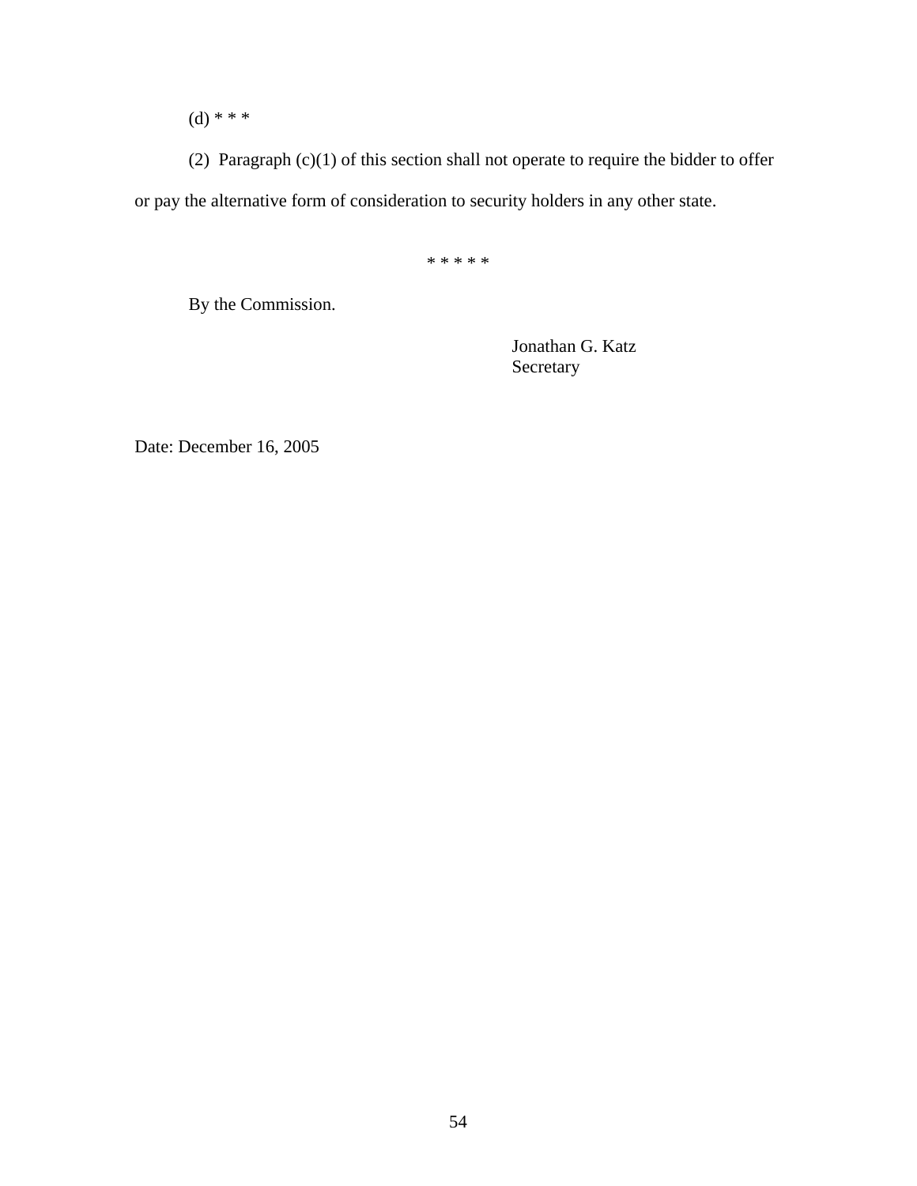(d) * * *

(2) Paragraph (c)(1) of this section shall not operate to require the bidder to offer or pay the alternative form of consideration to security holders in any other state.

* * * * *

By the Commission.

Jonathan G. Katz
Secretary

Date: December 16, 2005